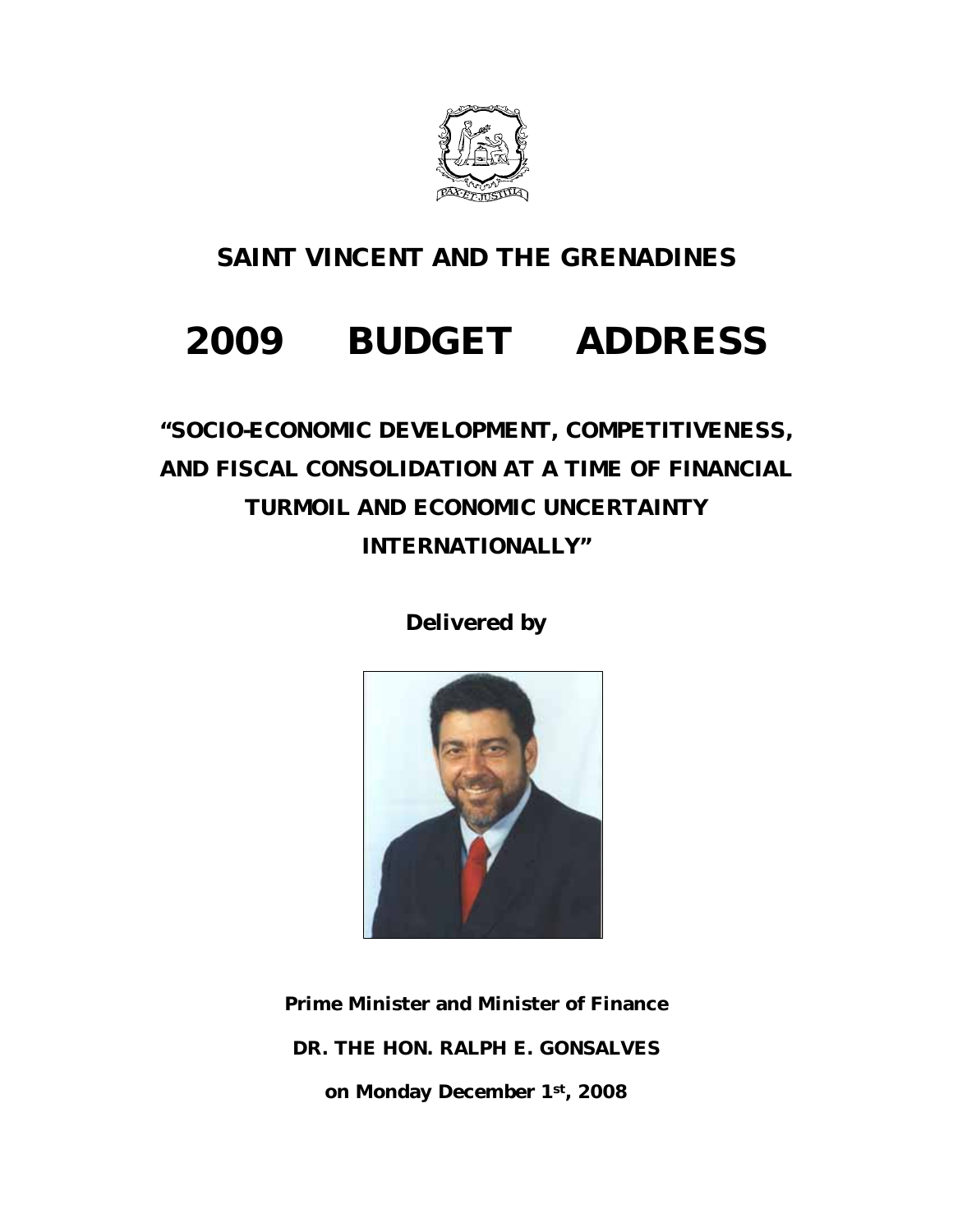# SAINT VINCENT AND THE GRENADINES

# 2009 BUDGET ADDRESS

## "SOCIO-ECONOMIC DEVELOPMENT, COMPETITIVENESS, AND FISCAL CONSOLIDATION AT A TIME OF FINANCIAL TURMOIL AND ECONOMIC UNCERTAINTY INTERNATIONALLY"

**Delivered by**

**Prime Minister and Minister of Finance**

**DR. THE HON. RALPH E. GONSALVES**

**on Monday December 1st, 2008**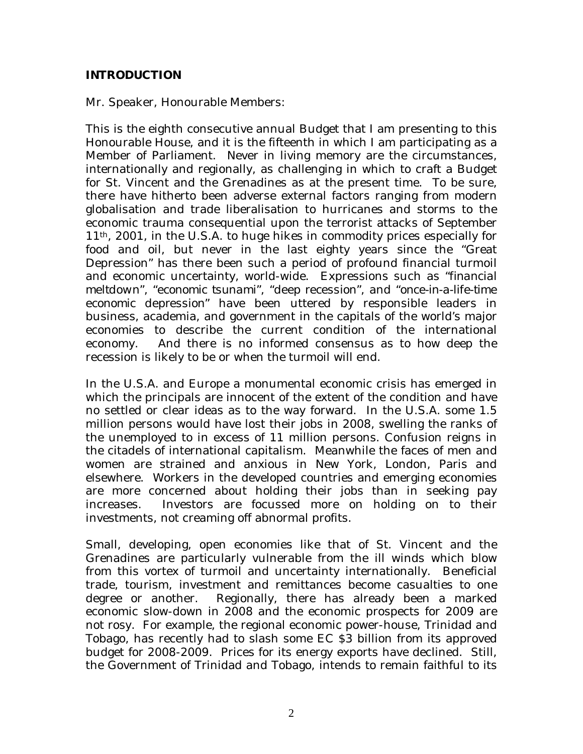## INTRODUCTION

Mr. Speaker, Honourable Members:

This is the eighth consecutive annual Budget that I am presenting to this Honourable House, and it is the fifteenth in which I am participating as a Member of Parliament. Never in living memory are the circumstances, internationally and regionally, as challenging in which to craft a Budget for St. Vincent and the Grenadines as at the present time. To be sure, there have hitherto been adverse external factors ranging from modern globalisation and trade liberalisation to hurricanes and storms to the economic trauma consequential upon the terrorist attacks of September 11th, 2001, in the U.S.A. to huge hikes in commodity prices especially for food and oil, but never in the last eighty years since the "Great Depression" has there been such a period of profound financial turmoil and economic uncertainty, world-wide. Expressions such as "financial meltdown", "economic tsunami", "deep recession", and "once-in-a-life-time economic depression" have been uttered by responsible leaders in business, academia, and government in the capitals of the world's major economies to describe the current condition of the international economy. And there is no informed consensus as to how deep the recession is likely to be or when the turmoil will end.

In the U.S.A. and Europe a monumental economic crisis has emerged in which the principals are innocent of the extent of the condition and have no settled or clear ideas as to the way forward. In the U.S.A. some 1.5 million persons would have lost their jobs in 2008, swelling the ranks of the unemployed to in excess of 11 million persons. Confusion reigns in the citadels of international capitalism. Meanwhile the faces of men and women are strained and anxious in New York, London, Paris and elsewhere. Workers in the developed countries and emerging economies are more concerned about holding their jobs than in seeking pay increases. Investors are focussed more on holding on to their investments, not creaming off abnormal profits.

Small, developing, open economies like that of St. Vincent and the Grenadines are particularly vulnerable from the ill winds which blow from this vortex of turmoil and uncertainty internationally. Beneficial trade, tourism, investment and remittances become casualties to one degree or another. Regionally, there has already been a marked economic slow-down in 2008 and the economic prospects for 2009 are not rosy. For example, the regional economic power-house, Trinidad and Tobago, has recently had to slash some EC $3 billion from its approved budget for 2008-2009. Prices for its energy exports have declined. Still, the Government of Trinidad and Tobago, intends to remain faithful to its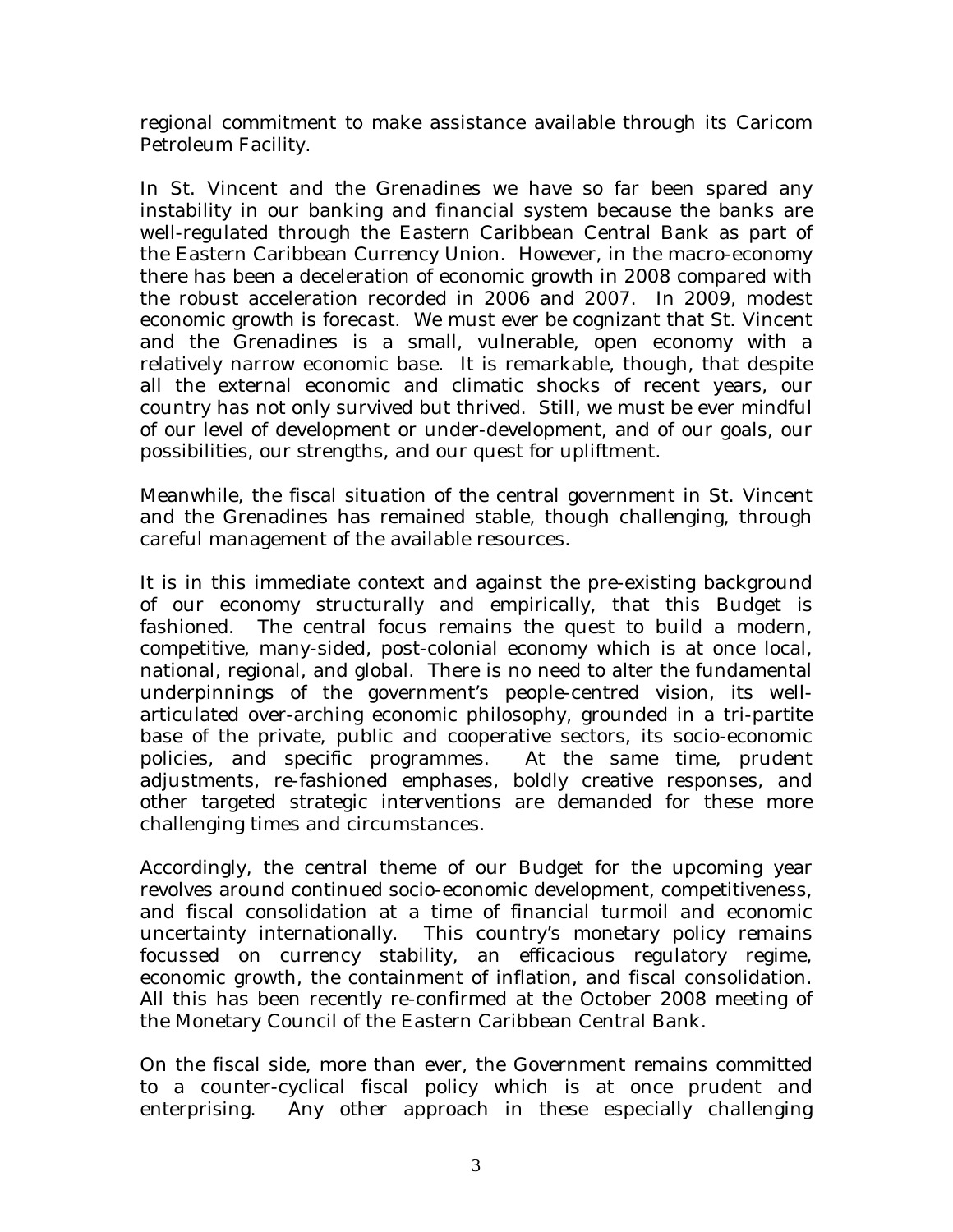regional commitment to make assistance available through its Caricom Petroleum Facility.

In St. Vincent and the Grenadines we have so far been spared any instability in our banking and financial system because the banks are well-regulated through the Eastern Caribbean Central Bank as part of the Eastern Caribbean Currency Union. However, in the macro-economy there has been a deceleration of economic growth in 2008 compared with the robust acceleration recorded in 2006 and 2007. In 2009, modest economic growth is forecast. We must ever be cognizant that St. Vincent and the Grenadines is a small, vulnerable, open economy with a relatively narrow economic base. It is remarkable, though, that despite all the external economic and climatic shocks of recent years, our country has not only survived but thrived. Still, we must be ever mindful of our level of development or under-development, and of our goals, our possibilities, our strengths, and our quest for upliftment.

Meanwhile, the fiscal situation of the central government in St. Vincent and the Grenadines has remained stable, though challenging, through careful management of the available resources.

It is in this immediate context and against the pre-existing background of our economy structurally and empirically, that this Budget is fashioned. The central focus remains the quest to build a modern, competitive, many-sided, post-colonial economy which is at once local, national, regional, and global. There is no need to alter the fundamental underpinnings of the government's people-centred vision, its well-articulated over-arching economic philosophy, grounded in a tri-partite base of the private, public and cooperative sectors, its socio-economic policies, and specific programmes. At the same time, prudent adjustments, re-fashioned emphases, boldly creative responses, and other targeted strategic interventions are demanded for these more challenging times and circumstances.

Accordingly, the central theme of our Budget for the upcoming year revolves around continued socio-economic development, competitiveness, and fiscal consolidation at a time of financial turmoil and economic uncertainty internationally. This country's monetary policy remains focussed on currency stability, an efficacious regulatory regime, economic growth, the containment of inflation, and fiscal consolidation. All this has been recently re-confirmed at the October 2008 meeting of the Monetary Council of the Eastern Caribbean Central Bank.

On the fiscal side, more than ever, the Government remains committed to a counter-cyclical fiscal policy which is at once prudent and enterprising. Any other approach in these especially challenging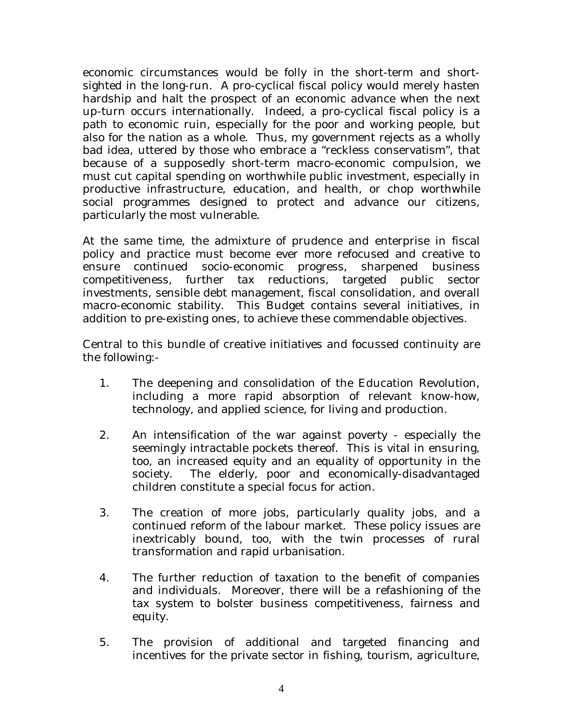economic circumstances would be folly in the short-term and short-sighted in the long-run. A pro-cyclical fiscal policy would merely hasten hardship and halt the prospect of an economic advance when the next up-turn occurs internationally. Indeed, a pro-cyclical fiscal policy is a path to economic ruin, especially for the poor and working people, but also for the nation as a whole. Thus, my government rejects as a wholly bad idea, uttered by those who embrace a "reckless conservatism", that because of a supposedly short-term macro-economic compulsion, we must cut capital spending on worthwhile public investment, especially in productive infrastructure, education, and health, or chop worthwhile social programmes designed to protect and advance our citizens, particularly the most vulnerable.

At the same time, the admixture of prudence and enterprise in fiscal policy and practice must become ever more refocused and creative to ensure continued socio-economic progress, sharpened business competitiveness, further tax reductions, targeted public sector investments, sensible debt management, fiscal consolidation, and overall macro-economic stability. This Budget contains several initiatives, in addition to pre-existing ones, to achieve these commendable objectives.

Central to this bundle of creative initiatives and focussed continuity are the following:-

1. The deepening and consolidation of the Education Revolution, including a more rapid absorption of relevant know-how, technology, and applied science, for living and production.

2. An intensification of the war against poverty - especially the seemingly intractable pockets thereof. This is vital in ensuring, too, an increased equity and an equality of opportunity in the society. The elderly, poor and economically-disadvantaged children constitute a special focus for action.

3. The creation of more jobs, particularly quality jobs, and a continued reform of the labour market. These policy issues are inextricably bound, too, with the twin processes of rural transformation and rapid urbanisation.

4. The further reduction of taxation to the benefit of companies and individuals. Moreover, there will be a refashioning of the tax system to bolster business competitiveness, fairness and equity.

5. The provision of additional and targeted financing and incentives for the private sector in fishing, tourism, agriculture,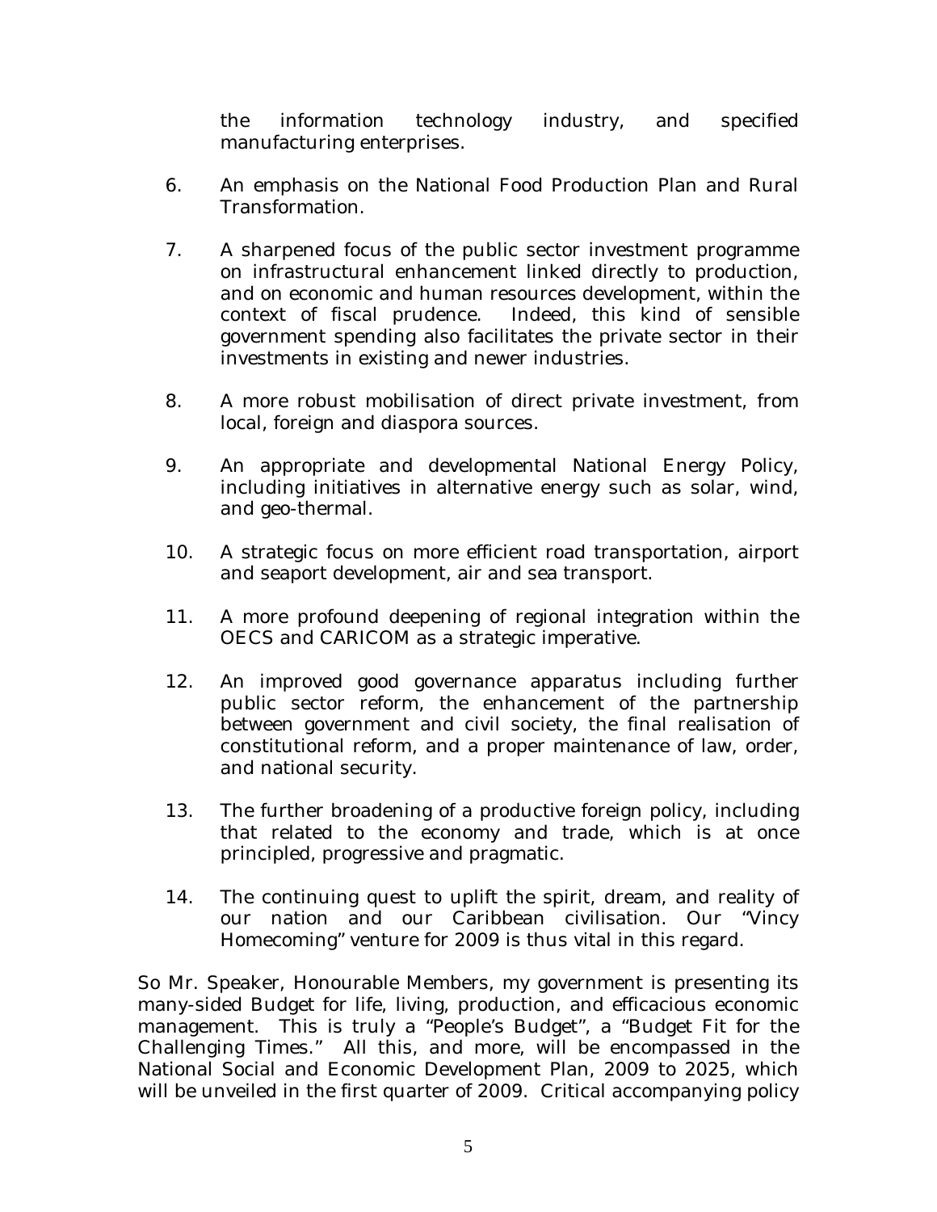the information technology industry, and specified manufacturing enterprises.

6. An emphasis on the National Food Production Plan and Rural Transformation.

7. A sharpened focus of the public sector investment programme on infrastructural enhancement linked directly to production, and on economic and human resources development, within the context of fiscal prudence. Indeed, this kind of sensible government spending also facilitates the private sector in their investments in existing and newer industries.

8. A more robust mobilisation of direct private investment, from local, foreign and diaspora sources.

9. An appropriate and developmental National Energy Policy, including initiatives in alternative energy such as solar, wind, and geo-thermal.

10. A strategic focus on more efficient road transportation, airport and seaport development, air and sea transport.

11. A more profound deepening of regional integration within the OECS and CARICOM as a strategic imperative.

12. An improved good governance apparatus including further public sector reform, the enhancement of the partnership between government and civil society, the final realisation of constitutional reform, and a proper maintenance of law, order, and national security.

13. The further broadening of a productive foreign policy, including that related to the economy and trade, which is at once principled, progressive and pragmatic.

14. The continuing quest to uplift the spirit, dream, and reality of our nation and our Caribbean civilisation. Our "Vincy Homecoming" venture for 2009 is thus vital in this regard.

So Mr. Speaker, Honourable Members, my government is presenting its many-sided Budget for life, living, production, and efficacious economic management. This is truly a "People's Budget", a "Budget Fit for the Challenging Times." All this, and more, will be encompassed in the National Social and Economic Development Plan, 2009 to 2025, which will be unveiled in the first quarter of 2009. Critical accompanying policy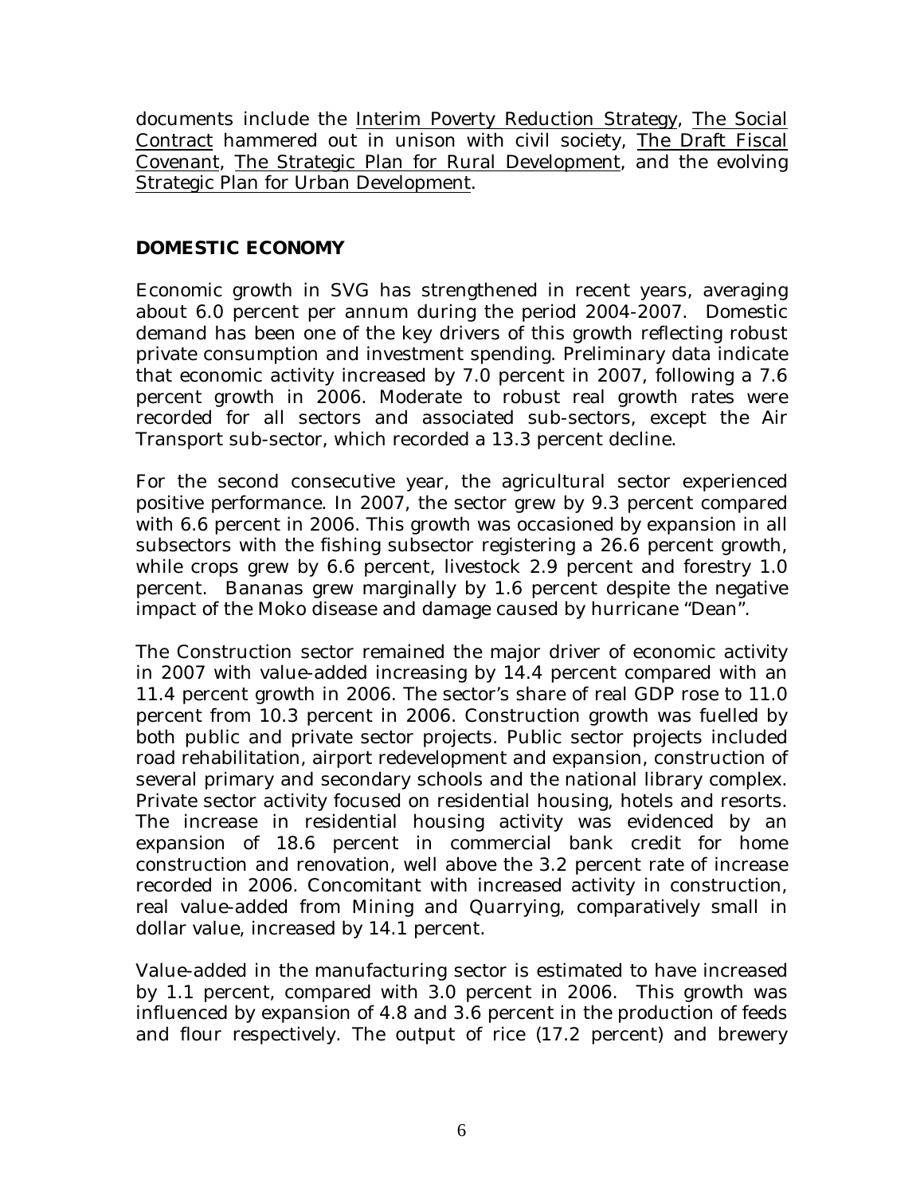documents include the Interim Poverty Reduction Strategy, The Social Contract hammered out in unison with civil society, The Draft Fiscal Covenant, The Strategic Plan for Rural Development, and the evolving Strategic Plan for Urban Development.

## DOMESTIC ECONOMY

Economic growth in SVG has strengthened in recent years, averaging about 6.0 percent per annum during the period 2004-2007. Domestic demand has been one of the key drivers of this growth reflecting robust private consumption and investment spending. Preliminary data indicate that economic activity increased by 7.0 percent in 2007, following a 7.6 percent growth in 2006. Moderate to robust real growth rates were recorded for all sectors and associated sub-sectors, except the Air Transport sub-sector, which recorded a 13.3 percent decline.

For the second consecutive year, the agricultural sector experienced positive performance. In 2007, the sector grew by 9.3 percent compared with 6.6 percent in 2006. This growth was occasioned by expansion in all subsectors with the fishing subsector registering a 26.6 percent growth, while crops grew by 6.6 percent, livestock 2.9 percent and forestry 1.0 percent. Bananas grew marginally by 1.6 percent despite the negative impact of the Moko disease and damage caused by hurricane "Dean".

The Construction sector remained the major driver of economic activity in 2007 with value-added increasing by 14.4 percent compared with an 11.4 percent growth in 2006. The sector's share of real GDP rose to 11.0 percent from 10.3 percent in 2006. Construction growth was fuelled by both public and private sector projects. Public sector projects included road rehabilitation, airport redevelopment and expansion, construction of several primary and secondary schools and the national library complex. Private sector activity focused on residential housing, hotels and resorts. The increase in residential housing activity was evidenced by an expansion of 18.6 percent in commercial bank credit for home construction and renovation, well above the 3.2 percent rate of increase recorded in 2006. Concomitant with increased activity in construction, real value-added from Mining and Quarrying, comparatively small in dollar value, increased by 14.1 percent.

Value-added in the manufacturing sector is estimated to have increased by 1.1 percent, compared with 3.0 percent in 2006. This growth was influenced by expansion of 4.8 and 3.6 percent in the production of feeds and flour respectively. The output of rice (17.2 percent) and brewery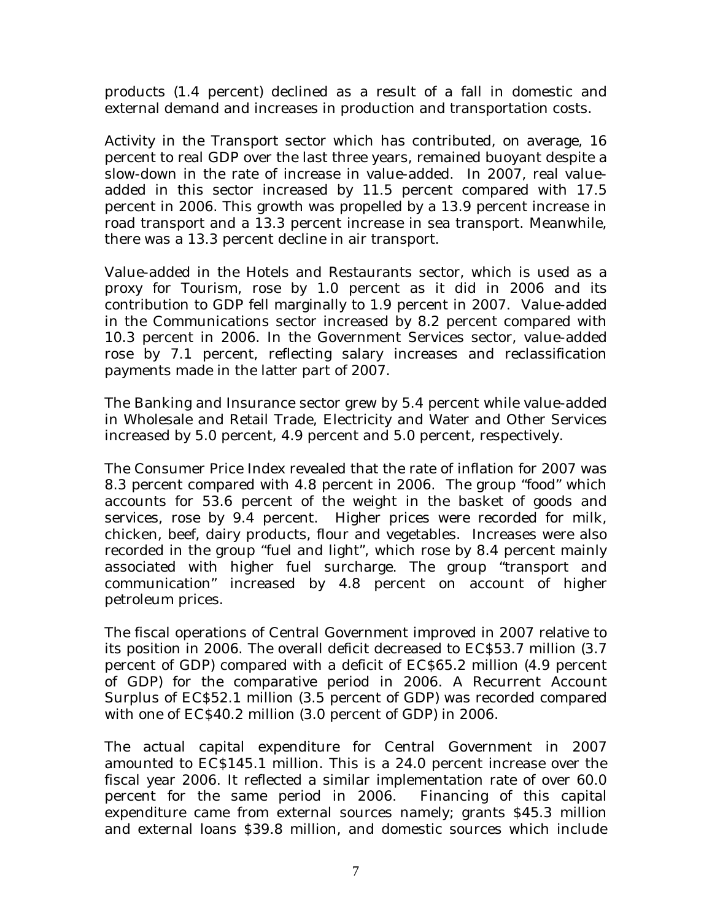products (1.4 percent) declined as a result of a fall in domestic and external demand and increases in production and transportation costs.

Activity in the Transport sector which has contributed, on average, 16 percent to real GDP over the last three years, remained buoyant despite a slow-down in the rate of increase in value-added. In 2007, real value-added in this sector increased by 11.5 percent compared with 17.5 percent in 2006. This growth was propelled by a 13.9 percent increase in road transport and a 13.3 percent increase in sea transport. Meanwhile, there was a 13.3 percent decline in air transport.

Value-added in the Hotels and Restaurants sector, which is used as a proxy for Tourism, rose by 1.0 percent as it did in 2006 and its contribution to GDP fell marginally to 1.9 percent in 2007. Value-added in the Communications sector increased by 8.2 percent compared with 10.3 percent in 2006. In the Government Services sector, value-added rose by 7.1 percent, reflecting salary increases and reclassification payments made in the latter part of 2007.

The Banking and Insurance sector grew by 5.4 percent while value-added in Wholesale and Retail Trade, Electricity and Water and Other Services increased by 5.0 percent, 4.9 percent and 5.0 percent, respectively.

The Consumer Price Index revealed that the rate of inflation for 2007 was 8.3 percent compared with 4.8 percent in 2006. The group "food" which accounts for 53.6 percent of the weight in the basket of goods and services, rose by 9.4 percent. Higher prices were recorded for milk, chicken, beef, dairy products, flour and vegetables. Increases were also recorded in the group "fuel and light", which rose by 8.4 percent mainly associated with higher fuel surcharge. The group "transport and communication" increased by 4.8 percent on account of higher petroleum prices.

The fiscal operations of Central Government improved in 2007 relative to its position in 2006. The overall deficit decreased to EC$53.7 million (3.7 percent of GDP) compared with a deficit of EC$65.2 million (4.9 percent of GDP) for the comparative period in 2006. A Recurrent Account Surplus of EC$52.1 million (3.5 percent of GDP) was recorded compared with one of EC$40.2 million (3.0 percent of GDP) in 2006.

The actual capital expenditure for Central Government in 2007 amounted to EC$145.1 million. This is a 24.0 percent increase over the fiscal year 2006. It reflected a similar implementation rate of over 60.0 percent for the same period in 2006. Financing of this capital expenditure came from external sources namely; grants $45.3 million and external loans $39.8 million, and domestic sources which include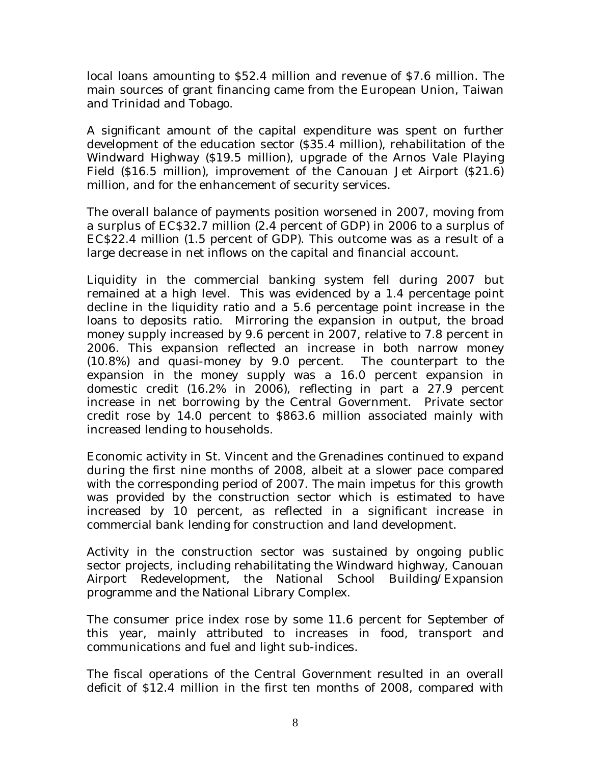local loans amounting to $52.4 million and revenue of $7.6 million. The main sources of grant financing came from the European Union, Taiwan and Trinidad and Tobago.

A significant amount of the capital expenditure was spent on further development of the education sector ($35.4 million), rehabilitation of the Windward Highway ($19.5 million), upgrade of the Arnos Vale Playing Field ($16.5 million), improvement of the Canouan Jet Airport ($21.6) million, and for the enhancement of security services.

The overall balance of payments position worsened in 2007, moving from a surplus of EC$32.7 million (2.4 percent of GDP) in 2006 to a surplus of EC$22.4 million (1.5 percent of GDP). This outcome was as a result of a large decrease in net inflows on the capital and financial account.

Liquidity in the commercial banking system fell during 2007 but remained at a high level. This was evidenced by a 1.4 percentage point decline in the liquidity ratio and a 5.6 percentage point increase in the loans to deposits ratio. Mirroring the expansion in output, the broad money supply increased by 9.6 percent in 2007, relative to 7.8 percent in 2006. This expansion reflected an increase in both narrow money (10.8%) and quasi-money by 9.0 percent. The counterpart to the expansion in the money supply was a 16.0 percent expansion in domestic credit (16.2% in 2006), reflecting in part a 27.9 percent increase in net borrowing by the Central Government. Private sector credit rose by 14.0 percent to $863.6 million associated mainly with increased lending to households.

Economic activity in St. Vincent and the Grenadines continued to expand during the first nine months of 2008, albeit at a slower pace compared with the corresponding period of 2007. The main impetus for this growth was provided by the construction sector which is estimated to have increased by 10 percent, as reflected in a significant increase in commercial bank lending for construction and land development.

Activity in the construction sector was sustained by ongoing public sector projects, including rehabilitating the Windward highway, Canouan Airport Redevelopment, the National School Building/Expansion programme and the National Library Complex.

The consumer price index rose by some 11.6 percent for September of this year, mainly attributed to increases in food, transport and communications and fuel and light sub-indices.

The fiscal operations of the Central Government resulted in an overall deficit of $12.4 million in the first ten months of 2008, compared with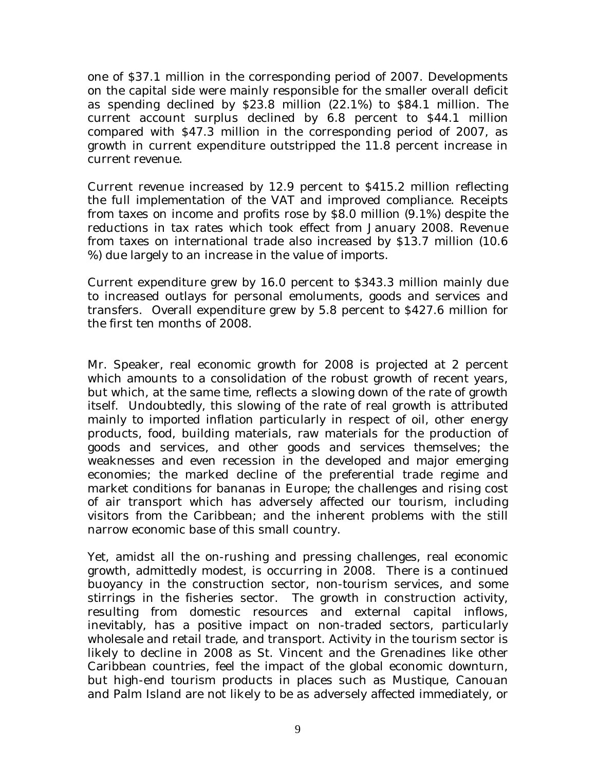one of $37.1 million in the corresponding period of 2007. Developments on the capital side were mainly responsible for the smaller overall deficit as spending declined by $23.8 million (22.1%) to $84.1 million. The current account surplus declined by 6.8 percent to $44.1 million compared with $47.3 million in the corresponding period of 2007, as growth in current expenditure outstripped the 11.8 percent increase in current revenue.

Current revenue increased by 12.9 percent to $415.2 million reflecting the full implementation of the VAT and improved compliance. Receipts from taxes on income and profits rose by $8.0 million (9.1%) despite the reductions in tax rates which took effect from January 2008. Revenue from taxes on international trade also increased by $13.7 million (10.6 %) due largely to an increase in the value of imports.

Current expenditure grew by 16.0 percent to $343.3 million mainly due to increased outlays for personal emoluments, goods and services and transfers. Overall expenditure grew by 5.8 percent to $427.6 million for the first ten months of 2008.

Mr. Speaker, real economic growth for 2008 is projected at 2 percent which amounts to a consolidation of the robust growth of recent years, but which, at the same time, reflects a slowing down of the rate of growth itself. Undoubtedly, this slowing of the rate of real growth is attributed mainly to imported inflation particularly in respect of oil, other energy products, food, building materials, raw materials for the production of goods and services, and other goods and services themselves; the weaknesses and even recession in the developed and major emerging economies; the marked decline of the preferential trade regime and market conditions for bananas in Europe; the challenges and rising cost of air transport which has adversely affected our tourism, including visitors from the Caribbean; and the inherent problems with the still narrow economic base of this small country.

Yet, amidst all the on-rushing and pressing challenges, real economic growth, admittedly modest, is occurring in 2008. There is a continued buoyancy in the construction sector, non-tourism services, and some stirrings in the fisheries sector. The growth in construction activity, resulting from domestic resources and external capital inflows, inevitably, has a positive impact on non-traded sectors, particularly wholesale and retail trade, and transport. Activity in the tourism sector is likely to decline in 2008 as St. Vincent and the Grenadines like other Caribbean countries, feel the impact of the global economic downturn, but high-end tourism products in places such as Mustique, Canouan and Palm Island are not likely to be as adversely affected immediately, or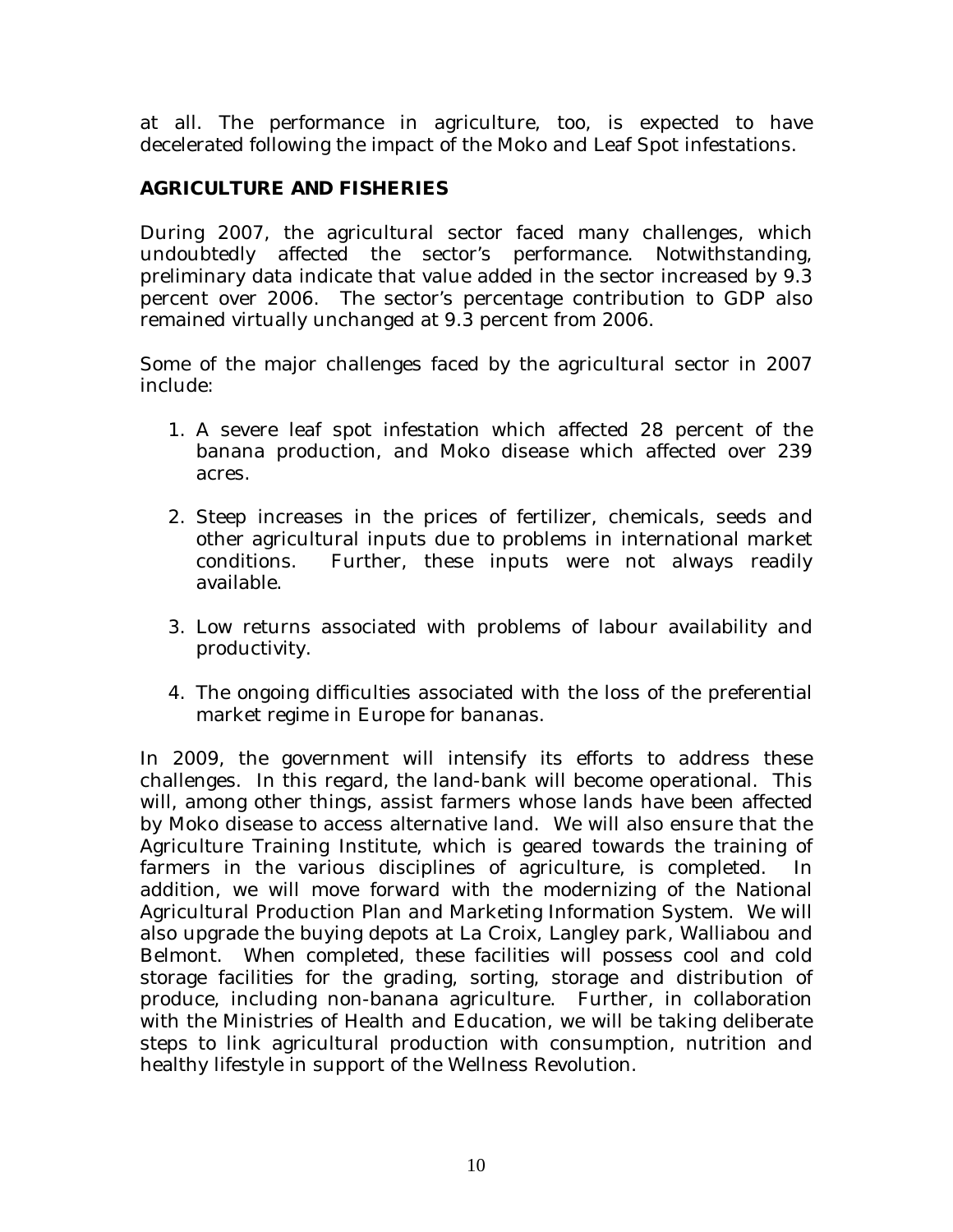at all. The performance in agriculture, too, is expected to have decelerated following the impact of the Moko and Leaf Spot infestations.

## AGRICULTURE AND FISHERIES

During 2007, the agricultural sector faced many challenges, which undoubtedly affected the sector's performance. Notwithstanding, preliminary data indicate that value added in the sector increased by 9.3 percent over 2006. The sector's percentage contribution to GDP also remained virtually unchanged at 9.3 percent from 2006.

Some of the major challenges faced by the agricultural sector in 2007 include:

1. A severe leaf spot infestation which affected 28 percent of the banana production, and Moko disease which affected over 239 acres.

2. Steep increases in the prices of fertilizer, chemicals, seeds and other agricultural inputs due to problems in international market conditions. Further, these inputs were not always readily available.

3. Low returns associated with problems of labour availability and productivity.

4. The ongoing difficulties associated with the loss of the preferential market regime in Europe for bananas.

In 2009, the government will intensify its efforts to address these challenges. In this regard, the land-bank will become operational. This will, among other things, assist farmers whose lands have been affected by Moko disease to access alternative land. We will also ensure that the Agriculture Training Institute, which is geared towards the training of farmers in the various disciplines of agriculture, is completed. In addition, we will move forward with the modernizing of the National Agricultural Production Plan and Marketing Information System. We will also upgrade the buying depots at La Croix, Langley park, Walliabou and Belmont. When completed, these facilities will possess cool and cold storage facilities for the grading, sorting, storage and distribution of produce, including non-banana agriculture. Further, in collaboration with the Ministries of Health and Education, we will be taking deliberate steps to link agricultural production with consumption, nutrition and healthy lifestyle in support of the Wellness Revolution.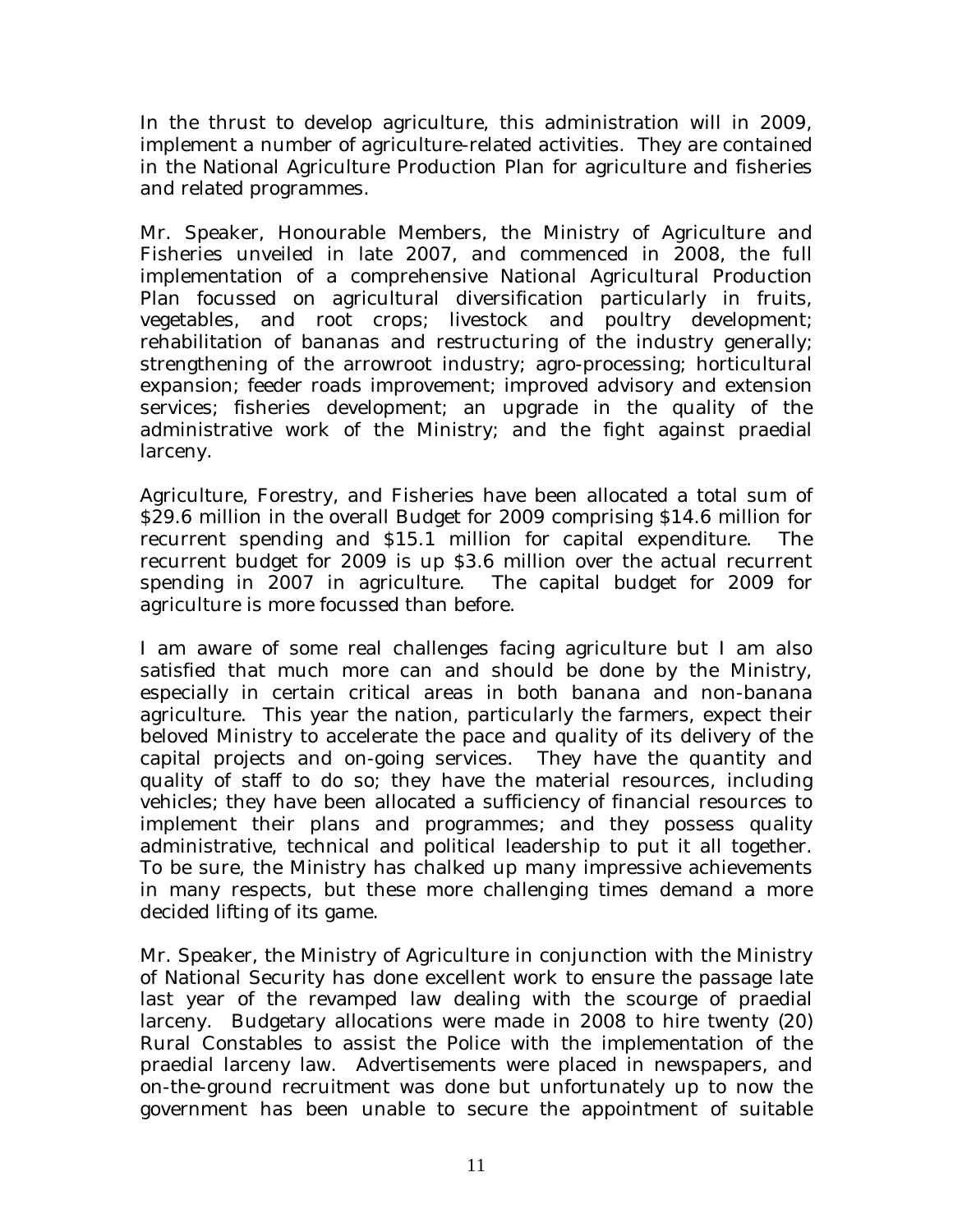In the thrust to develop agriculture, this administration will in 2009, implement a number of agriculture-related activities. They are contained in the National Agriculture Production Plan for agriculture and fisheries and related programmes.

Mr. Speaker, Honourable Members, the Ministry of Agriculture and Fisheries unveiled in late 2007, and commenced in 2008, the full implementation of a comprehensive National Agricultural Production Plan focussed on agricultural diversification particularly in fruits, vegetables, and root crops; livestock and poultry development; rehabilitation of bananas and restructuring of the industry generally; strengthening of the arrowroot industry; agro-processing; horticultural expansion; feeder roads improvement; improved advisory and extension services; fisheries development; an upgrade in the quality of the administrative work of the Ministry; and the fight against praedial larceny.

Agriculture, Forestry, and Fisheries have been allocated a total sum of $29.6 million in the overall Budget for 2009 comprising $14.6 million for recurrent spending and $15.1 million for capital expenditure. The recurrent budget for 2009 is up $3.6 million over the actual recurrent spending in 2007 in agriculture. The capital budget for 2009 for agriculture is more focussed than before.

I am aware of some real challenges facing agriculture but I am also satisfied that much more can and should be done by the Ministry, especially in certain critical areas in both banana and non-banana agriculture. This year the nation, particularly the farmers, expect their beloved Ministry to accelerate the pace and quality of its delivery of the capital projects and on-going services. They have the quantity and quality of staff to do so; they have the material resources, including vehicles; they have been allocated a sufficiency of financial resources to implement their plans and programmes; and they possess quality administrative, technical and political leadership to put it all together. To be sure, the Ministry has chalked up many impressive achievements in many respects, but these more challenging times demand a more decided lifting of its game.

Mr. Speaker, the Ministry of Agriculture in conjunction with the Ministry of National Security has done excellent work to ensure the passage late last year of the revamped law dealing with the scourge of praedial larceny. Budgetary allocations were made in 2008 to hire twenty (20) Rural Constables to assist the Police with the implementation of the praedial larceny law. Advertisements were placed in newspapers, and on-the-ground recruitment was done but unfortunately up to now the government has been unable to secure the appointment of suitable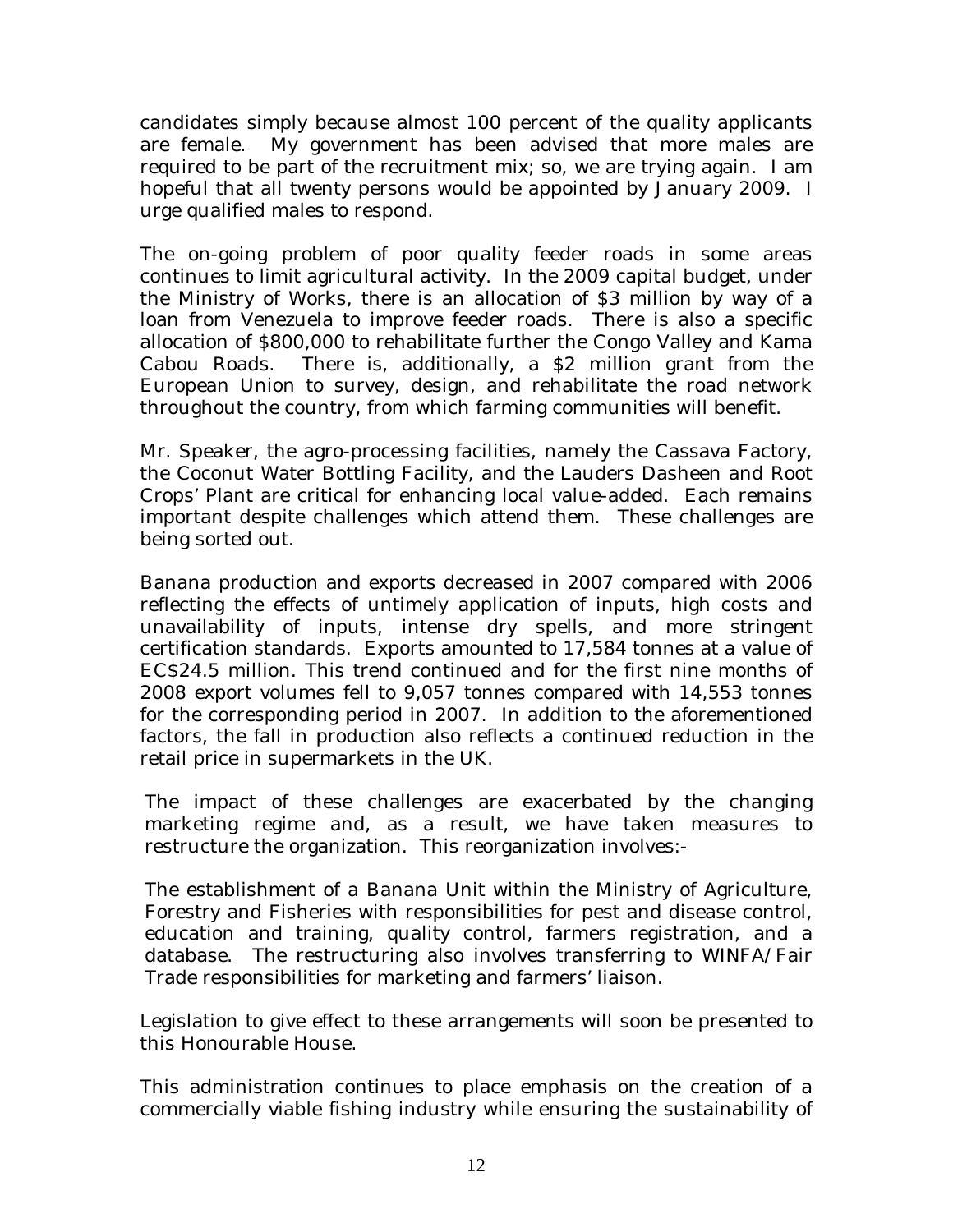candidates simply because almost 100 percent of the quality applicants are female. My government has been advised that more males are required to be part of the recruitment mix; so, we are trying again. I am hopeful that all twenty persons would be appointed by January 2009. I urge qualified males to respond.

The on-going problem of poor quality feeder roads in some areas continues to limit agricultural activity. In the 2009 capital budget, under the Ministry of Works, there is an allocation of $3 million by way of a loan from Venezuela to improve feeder roads. There is also a specific allocation of $800,000 to rehabilitate further the Congo Valley and Kama Cabou Roads. There is, additionally, a $2 million grant from the European Union to survey, design, and rehabilitate the road network throughout the country, from which farming communities will benefit.

Mr. Speaker, the agro-processing facilities, namely the Cassava Factory, the Coconut Water Bottling Facility, and the Lauders Dasheen and Root Crops' Plant are critical for enhancing local value-added. Each remains important despite challenges which attend them. These challenges are being sorted out.

Banana production and exports decreased in 2007 compared with 2006 reflecting the effects of untimely application of inputs, high costs and unavailability of inputs, intense dry spells, and more stringent certification standards. Exports amounted to 17,584 tonnes at a value of EC$24.5 million. This trend continued and for the first nine months of 2008 export volumes fell to 9,057 tonnes compared with 14,553 tonnes for the corresponding period in 2007. In addition to the aforementioned factors, the fall in production also reflects a continued reduction in the retail price in supermarkets in the UK.

The impact of these challenges are exacerbated by the changing marketing regime and, as a result, we have taken measures to restructure the organization. This reorganization involves:-

The establishment of a Banana Unit within the Ministry of Agriculture, Forestry and Fisheries with responsibilities for pest and disease control, education and training, quality control, farmers registration, and a database. The restructuring also involves transferring to WINFA/Fair Trade responsibilities for marketing and farmers' liaison.

Legislation to give effect to these arrangements will soon be presented to this Honourable House.

This administration continues to place emphasis on the creation of a commercially viable fishing industry while ensuring the sustainability of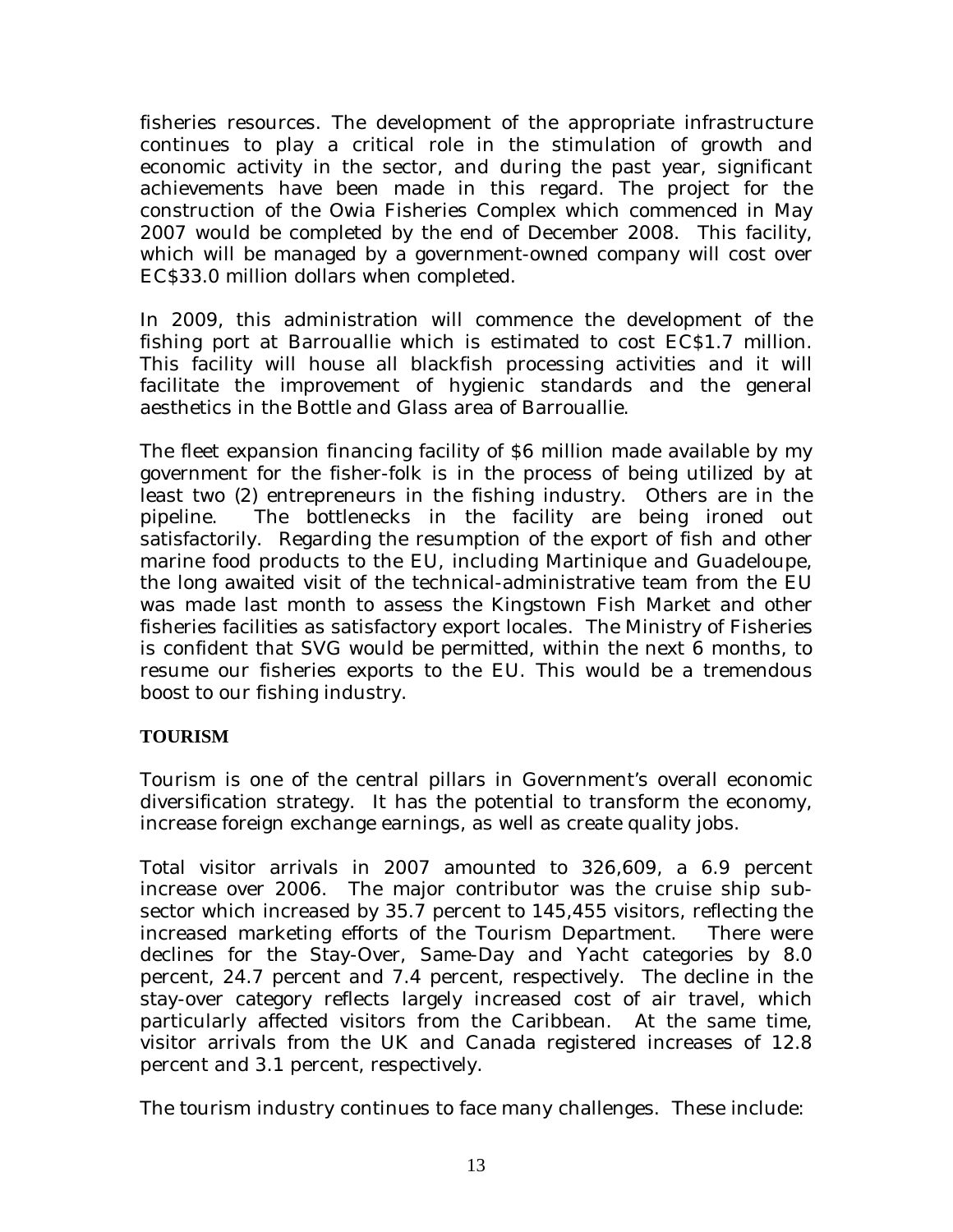fisheries resources. The development of the appropriate infrastructure continues to play a critical role in the stimulation of growth and economic activity in the sector, and during the past year, significant achievements have been made in this regard. The project for the construction of the Owia Fisheries Complex which commenced in May 2007 would be completed by the end of December 2008. This facility, which will be managed by a government-owned company will cost over EC$33.0 million dollars when completed.

In 2009, this administration will commence the development of the fishing port at Barrouallie which is estimated to cost EC$1.7 million. This facility will house all blackfish processing activities and it will facilitate the improvement of hygienic standards and the general aesthetics in the Bottle and Glass area of Barrouallie.

The fleet expansion financing facility of $6 million made available by my government for the fisher-folk is in the process of being utilized by at least two (2) entrepreneurs in the fishing industry. Others are in the pipeline. The bottlenecks in the facility are being ironed out satisfactorily. Regarding the resumption of the export of fish and other marine food products to the EU, including Martinique and Guadeloupe, the long awaited visit of the technical-administrative team from the EU was made last month to assess the Kingstown Fish Market and other fisheries facilities as satisfactory export locales. The Ministry of Fisheries is confident that SVG would be permitted, within the next 6 months, to resume our fisheries exports to the EU. This would be a tremendous boost to our fishing industry.

**TOURISM**

Tourism is one of the central pillars in Government's overall economic diversification strategy. It has the potential to transform the economy, increase foreign exchange earnings, as well as create quality jobs.

Total visitor arrivals in 2007 amounted to 326,609, a 6.9 percent increase over 2006. The major contributor was the cruise ship sub-sector which increased by 35.7 percent to 145,455 visitors, reflecting the increased marketing efforts of the Tourism Department. There were declines for the Stay-Over, Same-Day and Yacht categories by 8.0 percent, 24.7 percent and 7.4 percent, respectively. The decline in the stay-over category reflects largely increased cost of air travel, which particularly affected visitors from the Caribbean. At the same time, visitor arrivals from the UK and Canada registered increases of 12.8 percent and 3.1 percent, respectively.

The tourism industry continues to face many challenges. These include: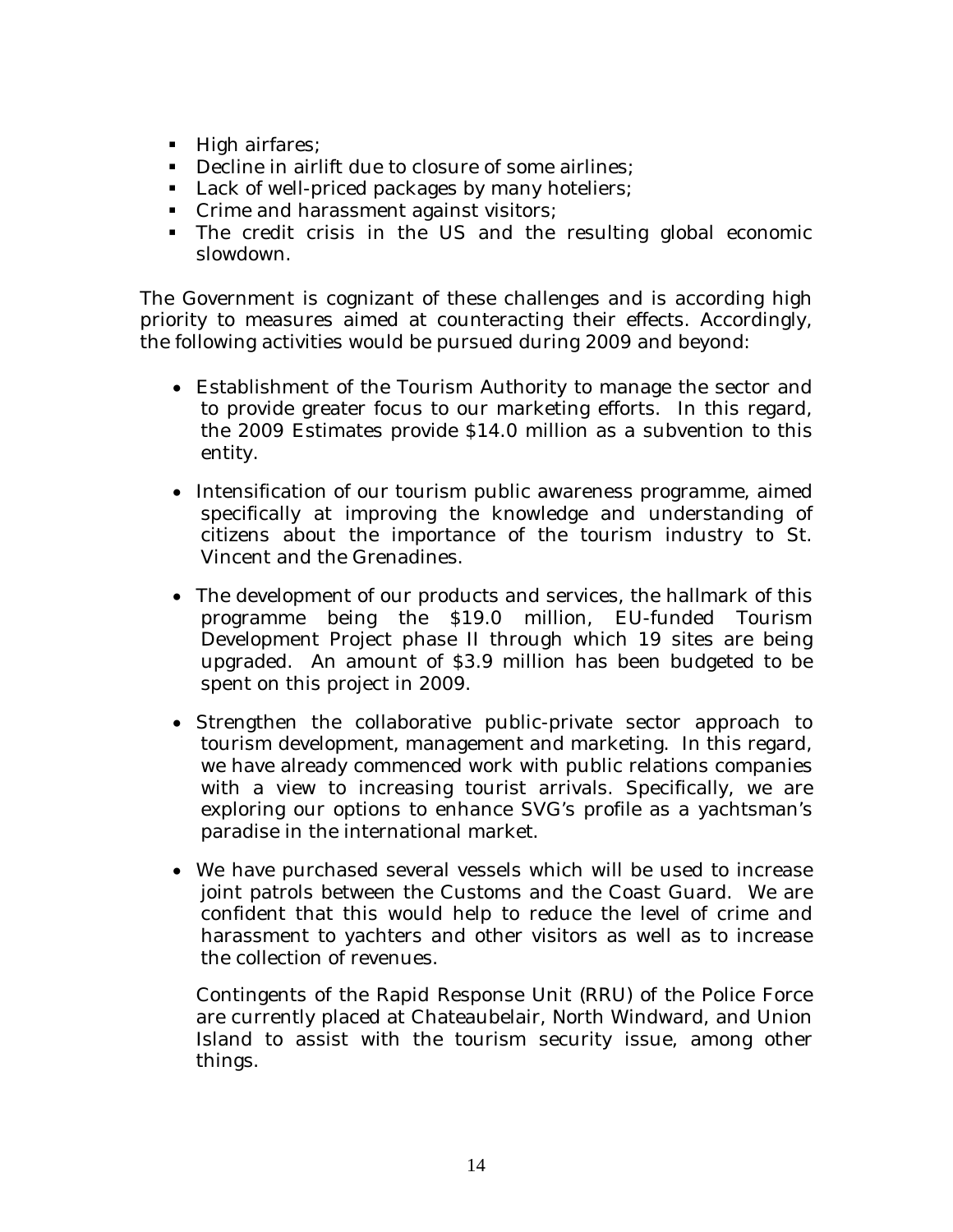- High airfares;
- Decline in airlift due to closure of some airlines;
- Lack of well-priced packages by many hoteliers;
- Crime and harassment against visitors;
- The credit crisis in the US and the resulting global economic slowdown.

The Government is cognizant of these challenges and is according high priority to measures aimed at counteracting their effects. Accordingly, the following activities would be pursued during 2009 and beyond:

- Establishment of the Tourism Authority to manage the sector and to provide greater focus to our marketing efforts. In this regard, the 2009 Estimates provide $14.0 million as a subvention to this entity.

- Intensification of our tourism public awareness programme, aimed specifically at improving the knowledge and understanding of citizens about the importance of the tourism industry to St. Vincent and the Grenadines.

- The development of our products and services, the hallmark of this programme being the $19.0 million, EU-funded Tourism Development Project phase II through which 19 sites are being upgraded. An amount of $3.9 million has been budgeted to be spent on this project in 2009.

- Strengthen the collaborative public-private sector approach to tourism development, management and marketing. In this regard, we have already commenced work with public relations companies with a view to increasing tourist arrivals. Specifically, we are exploring our options to enhance SVG's profile as a yachtsman's paradise in the international market.

- We have purchased several vessels which will be used to increase joint patrols between the Customs and the Coast Guard. We are confident that this would help to reduce the level of crime and harassment to yachters and other visitors as well as to increase the collection of revenues.

  Contingents of the Rapid Response Unit (RRU) of the Police Force are currently placed at Chateaubelair, North Windward, and Union Island to assist with the tourism security issue, among other things.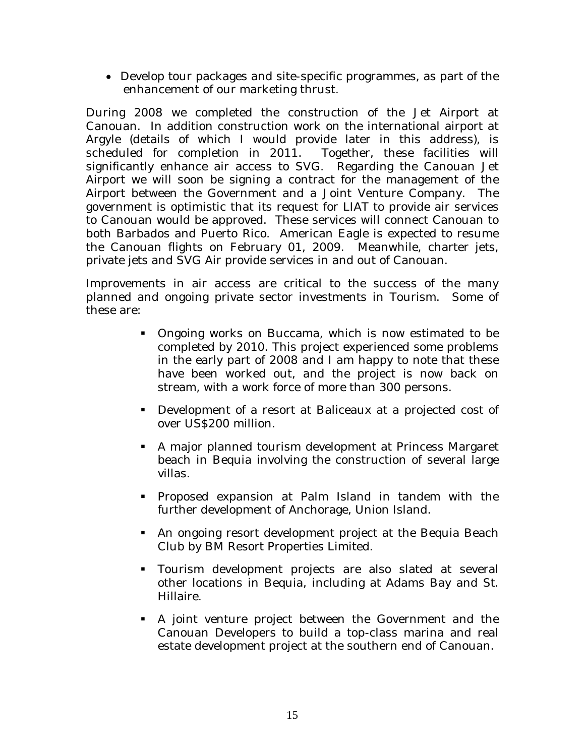- Develop tour packages and site-specific programmes, as part of the enhancement of our marketing thrust.

During 2008 we completed the construction of the Jet Airport at Canouan. In addition construction work on the international airport at Argyle (details of which I would provide later in this address), is scheduled for completion in 2011. Together, these facilities will significantly enhance air access to SVG. Regarding the Canouan Jet Airport we will soon be signing a contract for the management of the Airport between the Government and a Joint Venture Company. The government is optimistic that its request for LIAT to provide air services to Canouan would be approved. These services will connect Canouan to both Barbados and Puerto Rico. American Eagle is expected to resume the Canouan flights on February 01, 2009. Meanwhile, charter jets, private jets and SVG Air provide services in and out of Canouan.

Improvements in air access are critical to the success of the many planned and ongoing private sector investments in Tourism. Some of these are:

- Ongoing works on Buccama, which is now estimated to be completed by 2010. This project experienced some problems in the early part of 2008 and I am happy to note that these have been worked out, and the project is now back on stream, with a work force of more than 300 persons.
- Development of a resort at Baliceaux at a projected cost of over US$200 million.
- A major planned tourism development at Princess Margaret beach in Bequia involving the construction of several large villas.
- Proposed expansion at Palm Island in tandem with the further development of Anchorage, Union Island.
- An ongoing resort development project at the Bequia Beach Club by BM Resort Properties Limited.
- Tourism development projects are also slated at several other locations in Bequia, including at Adams Bay and St. Hillaire.
- A joint venture project between the Government and the Canouan Developers to build a top-class marina and real estate development project at the southern end of Canouan.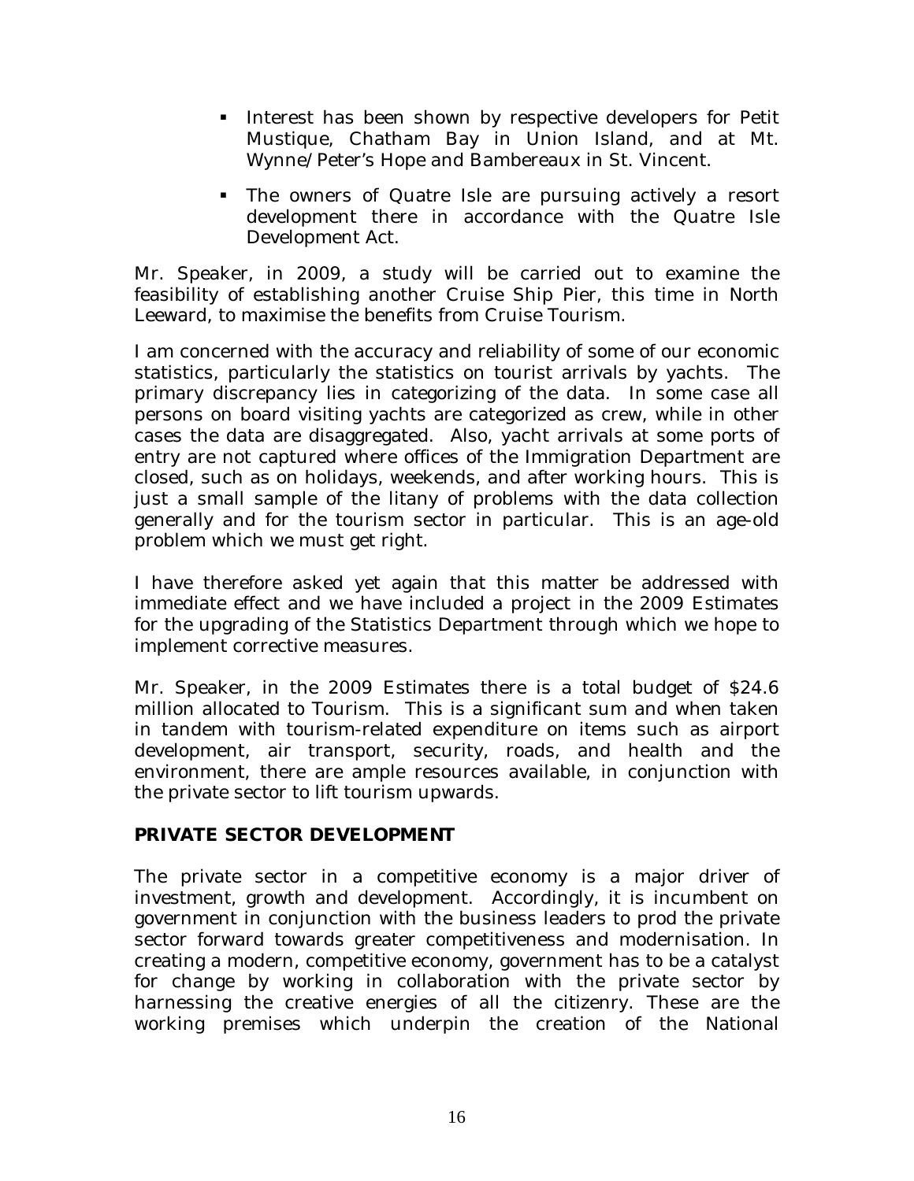- Interest has been shown by respective developers for Petit Mustique, Chatham Bay in Union Island, and at Mt. Wynne/Peter's Hope and Bambereaux in St. Vincent.

- The owners of Quatre Isle are pursuing actively a resort development there in accordance with the Quatre Isle Development Act.

Mr. Speaker, in 2009, a study will be carried out to examine the feasibility of establishing another Cruise Ship Pier, this time in North Leeward, to maximise the benefits from Cruise Tourism.

I am concerned with the accuracy and reliability of some of our economic statistics, particularly the statistics on tourist arrivals by yachts. The primary discrepancy lies in categorizing of the data. In some case all persons on board visiting yachts are categorized as crew, while in other cases the data are disaggregated. Also, yacht arrivals at some ports of entry are not captured where offices of the Immigration Department are closed, such as on holidays, weekends, and after working hours. This is just a small sample of the litany of problems with the data collection generally and for the tourism sector in particular. This is an age-old problem which we must get right.

I have therefore asked yet again that this matter be addressed with immediate effect and we have included a project in the 2009 Estimates for the upgrading of the Statistics Department through which we hope to implement corrective measures.

Mr. Speaker, in the 2009 Estimates there is a total budget of $24.6 million allocated to Tourism. This is a significant sum and when taken in tandem with tourism-related expenditure on items such as airport development, air transport, security, roads, and health and the environment, there are ample resources available, in conjunction with the private sector to lift tourism upwards.

**PRIVATE SECTOR DEVELOPMENT**

The private sector in a competitive economy is a major driver of investment, growth and development. Accordingly, it is incumbent on government in conjunction with the business leaders to prod the private sector forward towards greater competitiveness and modernisation. In creating a modern, competitive economy, government has to be a catalyst for change by working in collaboration with the private sector by harnessing the creative energies of all the citizenry. These are the working premises which underpin the creation of the National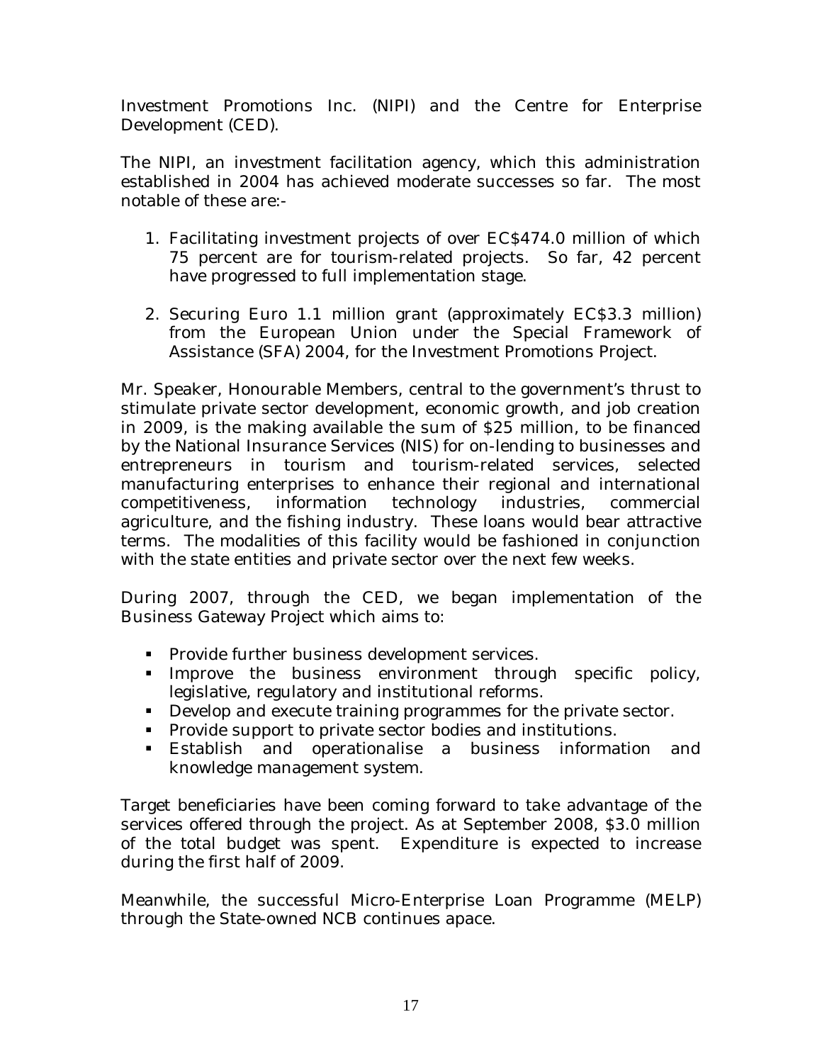Investment Promotions Inc. (NIPI) and the Centre for Enterprise Development (CED).

The NIPI, an investment facilitation agency, which this administration established in 2004 has achieved moderate successes so far. The most notable of these are:-

1. Facilitating investment projects of over EC$474.0 million of which 75 percent are for tourism-related projects. So far, 42 percent have progressed to full implementation stage.

2. Securing Euro 1.1 million grant (approximately EC$3.3 million) from the European Union under the Special Framework of Assistance (SFA) 2004, for the Investment Promotions Project.

Mr. Speaker, Honourable Members, central to the government's thrust to stimulate private sector development, economic growth, and job creation in 2009, is the making available the sum of $25 million, to be financed by the National Insurance Services (NIS) for on-lending to businesses and entrepreneurs in tourism and tourism-related services, selected manufacturing enterprises to enhance their regional and international competitiveness, information technology industries, commercial agriculture, and the fishing industry. These loans would bear attractive terms. The modalities of this facility would be fashioned in conjunction with the state entities and private sector over the next few weeks.

During 2007, through the CED, we began implementation of the Business Gateway Project which aims to:

- Provide further business development services.
- Improve the business environment through specific policy, legislative, regulatory and institutional reforms.
- Develop and execute training programmes for the private sector.
- Provide support to private sector bodies and institutions.
- Establish and operationalise a business information and knowledge management system.

Target beneficiaries have been coming forward to take advantage of the services offered through the project. As at September 2008, $3.0 million of the total budget was spent. Expenditure is expected to increase during the first half of 2009.

Meanwhile, the successful Micro-Enterprise Loan Programme (MELP) through the State-owned NCB continues apace.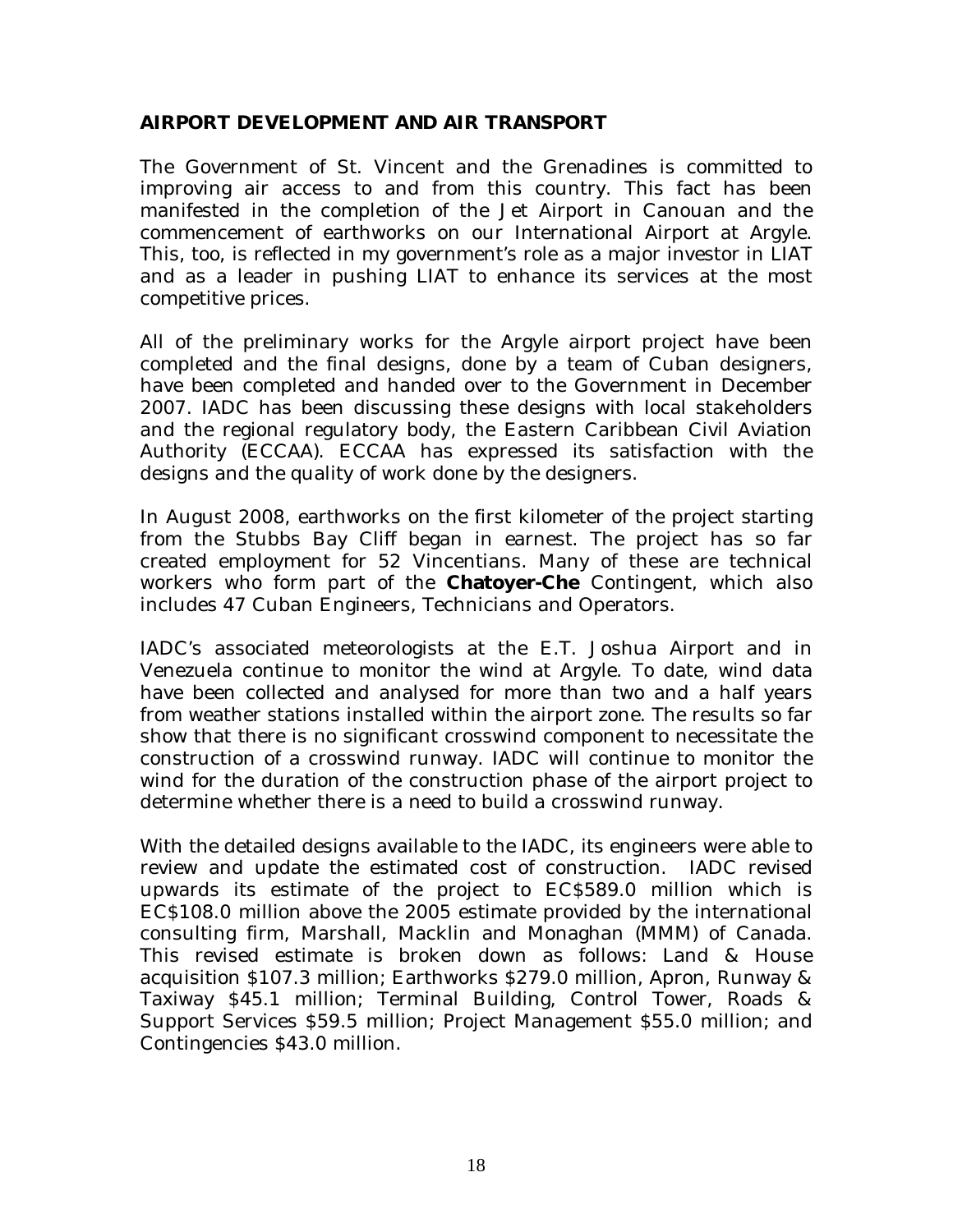## AIRPORT DEVELOPMENT AND AIR TRANSPORT

The Government of St. Vincent and the Grenadines is committed to improving air access to and from this country. This fact has been manifested in the completion of the Jet Airport in Canouan and the commencement of earthworks on our International Airport at Argyle. This, too, is reflected in my government's role as a major investor in LIAT and as a leader in pushing LIAT to enhance its services at the most competitive prices.

All of the preliminary works for the Argyle airport project have been completed and the final designs, done by a team of Cuban designers, have been completed and handed over to the Government in December 2007. IADC has been discussing these designs with local stakeholders and the regional regulatory body, the Eastern Caribbean Civil Aviation Authority (ECCAA). ECCAA has expressed its satisfaction with the designs and the quality of work done by the designers.

In August 2008, earthworks on the first kilometer of the project starting from the Stubbs Bay Cliff began in earnest. The project has so far created employment for 52 Vincentians. Many of these are technical workers who form part of the **Chatoyer-Che** Contingent, which also includes 47 Cuban Engineers, Technicians and Operators.

IADC's associated meteorologists at the E.T. Joshua Airport and in Venezuela continue to monitor the wind at Argyle. To date, wind data have been collected and analysed for more than two and a half years from weather stations installed within the airport zone. The results so far show that there is no significant crosswind component to necessitate the construction of a crosswind runway. IADC will continue to monitor the wind for the duration of the construction phase of the airport project to determine whether there is a need to build a crosswind runway.

With the detailed designs available to the IADC, its engineers were able to review and update the estimated cost of construction. IADC revised upwards its estimate of the project to EC$589.0 million which is EC$108.0 million above the 2005 estimate provided by the international consulting firm, Marshall, Macklin and Monaghan (MMM) of Canada. This revised estimate is broken down as follows: Land & House acquisition $107.3 million; Earthworks $279.0 million, Apron, Runway & Taxiway $45.1 million; Terminal Building, Control Tower, Roads & Support Services $59.5 million; Project Management $55.0 million; and Contingencies $43.0 million.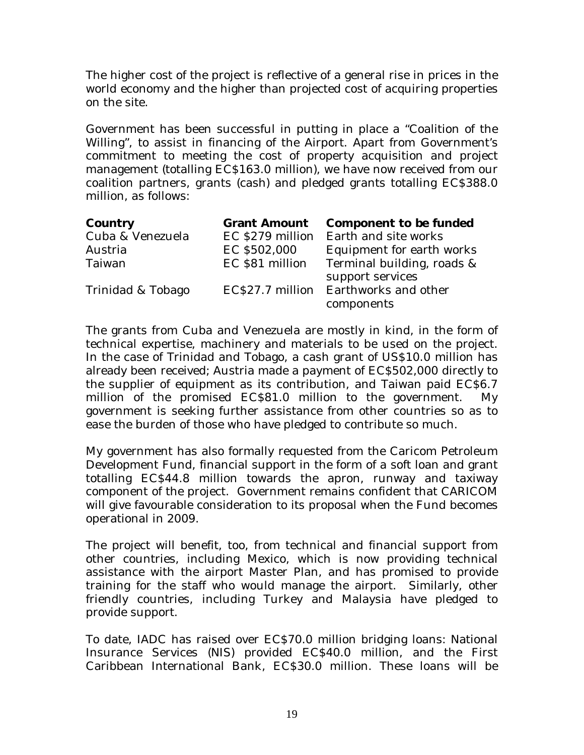The higher cost of the project is reflective of a general rise in prices in the world economy and the higher than projected cost of acquiring properties on the site.

Government has been successful in putting in place a "Coalition of the Willing", to assist in financing of the Airport. Apart from Government's commitment to meeting the cost of property acquisition and project management (totalling EC$163.0 million), we have now received from our coalition partners, grants (cash) and pledged grants totalling EC$388.0 million, as follows:

| **Country** | **Grant Amount** | **Component to be funded** |
|---|---|---|
| Cuba & Venezuela | EC $279 million | Earth and site works |
| Austria | EC $502,000 | Equipment for earth works |
| Taiwan | EC $81 million | Terminal building, roads & support services |
| Trinidad & Tobago | EC$27.7 million | Earthworks and other components |

The grants from Cuba and Venezuela are mostly in kind, in the form of technical expertise, machinery and materials to be used on the project. In the case of Trinidad and Tobago, a cash grant of US$10.0 million has already been received; Austria made a payment of EC$502,000 directly to the supplier of equipment as its contribution, and Taiwan paid EC$6.7 million of the promised EC$81.0 million to the government. My government is seeking further assistance from other countries so as to ease the burden of those who have pledged to contribute so much.

My government has also formally requested from the Caricom Petroleum Development Fund, financial support in the form of a soft loan and grant totalling EC$44.8 million towards the apron, runway and taxiway component of the project. Government remains confident that CARICOM will give favourable consideration to its proposal when the Fund becomes operational in 2009.

The project will benefit, too, from technical and financial support from other countries, including Mexico, which is now providing technical assistance with the airport Master Plan, and has promised to provide training for the staff who would manage the airport. Similarly, other friendly countries, including Turkey and Malaysia have pledged to provide support.

To date, IADC has raised over EC$70.0 million bridging loans: National Insurance Services (NIS) provided EC$40.0 million, and the First Caribbean International Bank, EC$30.0 million. These loans will be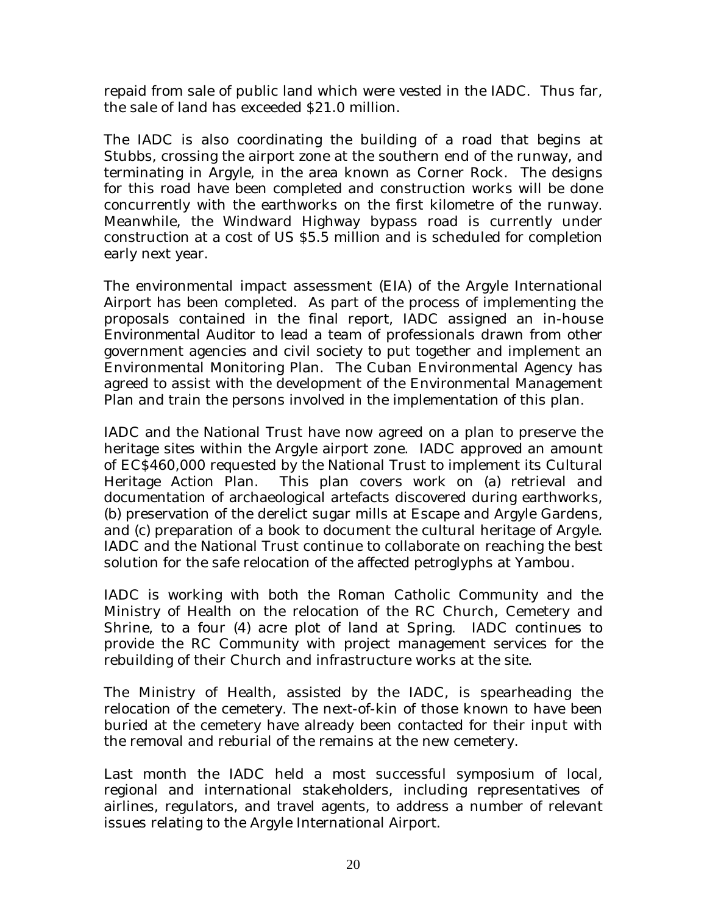repaid from sale of public land which were vested in the IADC. Thus far, the sale of land has exceeded $21.0 million.

The IADC is also coordinating the building of a road that begins at Stubbs, crossing the airport zone at the southern end of the runway, and terminating in Argyle, in the area known as Corner Rock. The designs for this road have been completed and construction works will be done concurrently with the earthworks on the first kilometre of the runway. Meanwhile, the Windward Highway bypass road is currently under construction at a cost of US $5.5 million and is scheduled for completion early next year.

The environmental impact assessment (EIA) of the Argyle International Airport has been completed. As part of the process of implementing the proposals contained in the final report, IADC assigned an in-house Environmental Auditor to lead a team of professionals drawn from other government agencies and civil society to put together and implement an Environmental Monitoring Plan. The Cuban Environmental Agency has agreed to assist with the development of the Environmental Management Plan and train the persons involved in the implementation of this plan.

IADC and the National Trust have now agreed on a plan to preserve the heritage sites within the Argyle airport zone. IADC approved an amount of EC$460,000 requested by the National Trust to implement its Cultural Heritage Action Plan. This plan covers work on (a) retrieval and documentation of archaeological artefacts discovered during earthworks, (b) preservation of the derelict sugar mills at Escape and Argyle Gardens, and (c) preparation of a book to document the cultural heritage of Argyle. IADC and the National Trust continue to collaborate on reaching the best solution for the safe relocation of the affected petroglyphs at Yambou.

IADC is working with both the Roman Catholic Community and the Ministry of Health on the relocation of the RC Church, Cemetery and Shrine, to a four (4) acre plot of land at Spring. IADC continues to provide the RC Community with project management services for the rebuilding of their Church and infrastructure works at the site.

The Ministry of Health, assisted by the IADC, is spearheading the relocation of the cemetery. The next-of-kin of those known to have been buried at the cemetery have already been contacted for their input with the removal and reburial of the remains at the new cemetery.

Last month the IADC held a most successful symposium of local, regional and international stakeholders, including representatives of airlines, regulators, and travel agents, to address a number of relevant issues relating to the Argyle International Airport.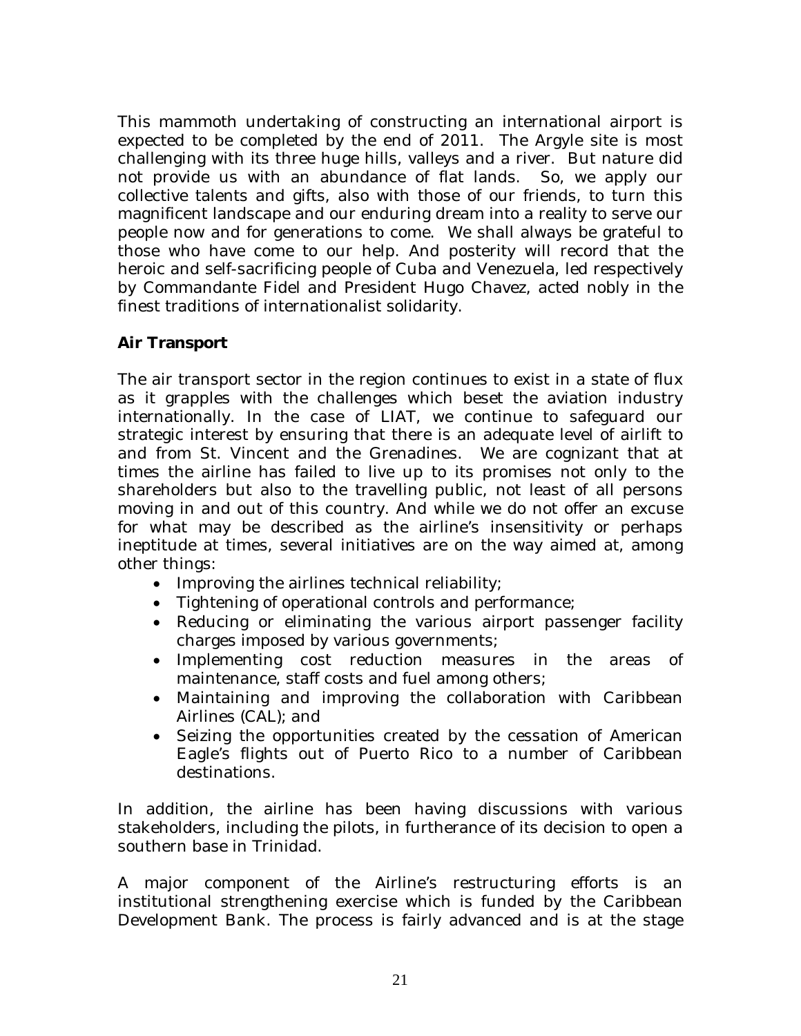This mammoth undertaking of constructing an international airport is expected to be completed by the end of 2011. The Argyle site is most challenging with its three huge hills, valleys and a river. But nature did not provide us with an abundance of flat lands. So, we apply our collective talents and gifts, also with those of our friends, to turn this magnificent landscape and our enduring dream into a reality to serve our people now and for generations to come. We shall always be grateful to those who have come to our help. And posterity will record that the heroic and self-sacrificing people of Cuba and Venezuela, led respectively by Commandante Fidel and President Hugo Chavez, acted nobly in the finest traditions of internationalist solidarity.

**Air Transport**

The air transport sector in the region continues to exist in a state of flux as it grapples with the challenges which beset the aviation industry internationally. In the case of LIAT, we continue to safeguard our strategic interest by ensuring that there is an adequate level of airlift to and from St. Vincent and the Grenadines. We are cognizant that at times the airline has failed to live up to its promises not only to the shareholders but also to the travelling public, not least of all persons moving in and out of this country. And while we do not offer an excuse for what may be described as the airline's insensitivity or perhaps ineptitude at times, several initiatives are on the way aimed at, among other things:

- Improving the airlines technical reliability;
- Tightening of operational controls and performance;
- Reducing or eliminating the various airport passenger facility charges imposed by various governments;
- Implementing cost reduction measures in the areas of maintenance, staff costs and fuel among others;
- Maintaining and improving the collaboration with Caribbean Airlines (CAL); and
- Seizing the opportunities created by the cessation of American Eagle's flights out of Puerto Rico to a number of Caribbean destinations.

In addition, the airline has been having discussions with various stakeholders, including the pilots, in furtherance of its decision to open a southern base in Trinidad.

A major component of the Airline's restructuring efforts is an institutional strengthening exercise which is funded by the Caribbean Development Bank. The process is fairly advanced and is at the stage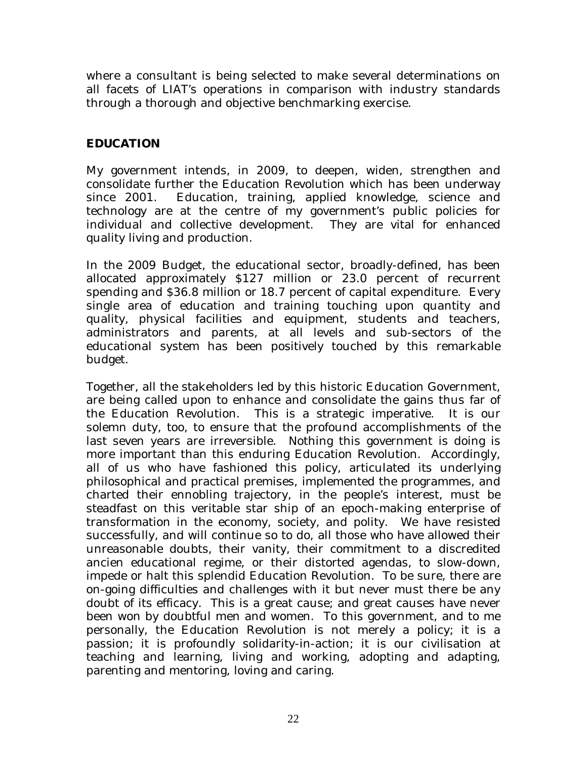where a consultant is being selected to make several determinations on all facets of LIAT's operations in comparison with industry standards through a thorough and objective benchmarking exercise.

## EDUCATION

My government intends, in 2009, to deepen, widen, strengthen and consolidate further the Education Revolution which has been underway since 2001. Education, training, applied knowledge, science and technology are at the centre of my government's public policies for individual and collective development. They are vital for enhanced quality living and production.

In the 2009 Budget, the educational sector, broadly-defined, has been allocated approximately $127 million or 23.0 percent of recurrent spending and $36.8 million or 18.7 percent of capital expenditure. Every single area of education and training touching upon quantity and quality, physical facilities and equipment, students and teachers, administrators and parents, at all levels and sub-sectors of the educational system has been positively touched by this remarkable budget.

Together, all the stakeholders led by this historic Education Government, are being called upon to enhance and consolidate the gains thus far of the Education Revolution. This is a strategic imperative. It is our solemn duty, too, to ensure that the profound accomplishments of the last seven years are irreversible. Nothing this government is doing is more important than this enduring Education Revolution. Accordingly, all of us who have fashioned this policy, articulated its underlying philosophical and practical premises, implemented the programmes, and charted their ennobling trajectory, in the people's interest, must be steadfast on this veritable star ship of an epoch-making enterprise of transformation in the economy, society, and polity. We have resisted successfully, and will continue so to do, all those who have allowed their unreasonable doubts, their vanity, their commitment to a discredited ancien educational regime, or their distorted agendas, to slow-down, impede or halt this splendid Education Revolution. To be sure, there are on-going difficulties and challenges with it but never must there be any doubt of its efficacy. This is a great cause; and great causes have never been won by doubtful men and women. To this government, and to me personally, the Education Revolution is not merely a policy; it is a passion; it is profoundly solidarity-in-action; it is our civilisation at teaching and learning, living and working, adopting and adapting, parenting and mentoring, loving and caring.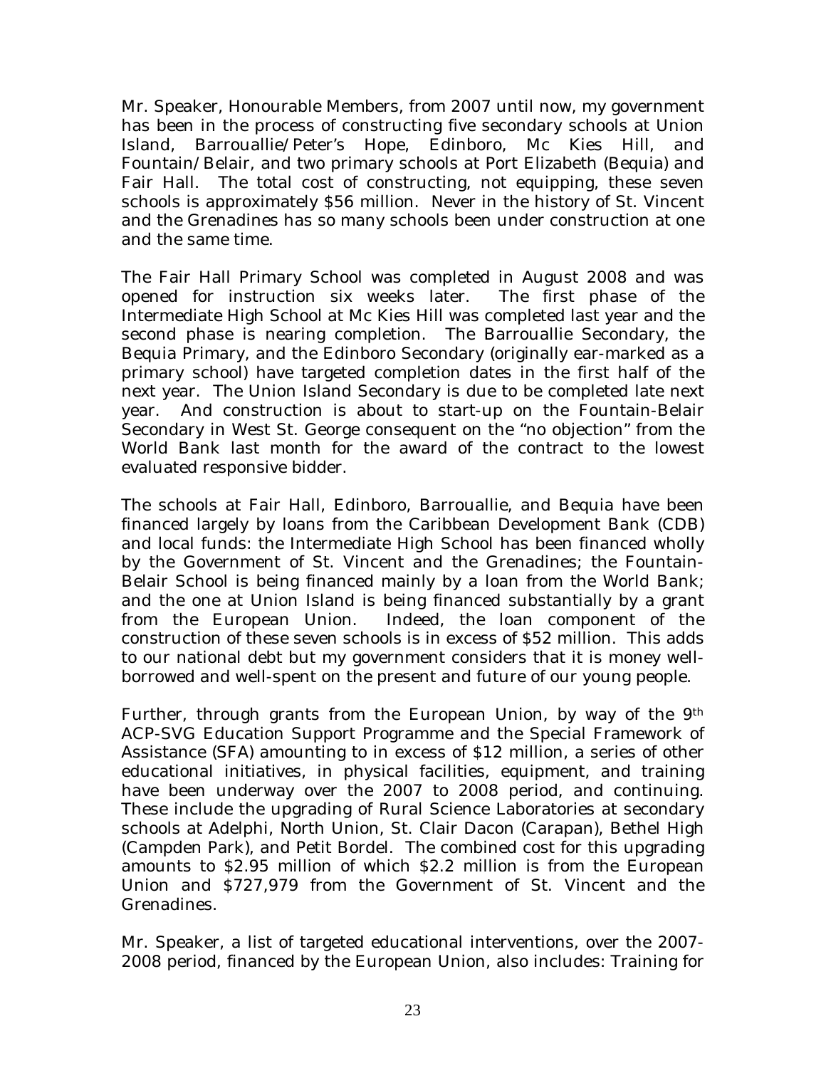Mr. Speaker, Honourable Members, from 2007 until now, my government has been in the process of constructing five secondary schools at Union Island, Barrouallie/Peter's Hope, Edinboro, Mc Kies Hill, and Fountain/Belair, and two primary schools at Port Elizabeth (Bequia) and Fair Hall. The total cost of constructing, not equipping, these seven schools is approximately $56 million. Never in the history of St. Vincent and the Grenadines has so many schools been under construction at one and the same time.

The Fair Hall Primary School was completed in August 2008 and was opened for instruction six weeks later. The first phase of the Intermediate High School at Mc Kies Hill was completed last year and the second phase is nearing completion. The Barrouallie Secondary, the Bequia Primary, and the Edinboro Secondary (originally ear-marked as a primary school) have targeted completion dates in the first half of the next year. The Union Island Secondary is due to be completed late next year. And construction is about to start-up on the Fountain-Belair Secondary in West St. George consequent on the "no objection" from the World Bank last month for the award of the contract to the lowest evaluated responsive bidder.

The schools at Fair Hall, Edinboro, Barrouallie, and Bequia have been financed largely by loans from the Caribbean Development Bank (CDB) and local funds: the Intermediate High School has been financed wholly by the Government of St. Vincent and the Grenadines; the Fountain-Belair School is being financed mainly by a loan from the World Bank; and the one at Union Island is being financed substantially by a grant from the European Union. Indeed, the loan component of the construction of these seven schools is in excess of $52 million. This adds to our national debt but my government considers that it is money well-borrowed and well-spent on the present and future of our young people.

Further, through grants from the European Union, by way of the 9th ACP-SVG Education Support Programme and the Special Framework of Assistance (SFA) amounting to in excess of $12 million, a series of other educational initiatives, in physical facilities, equipment, and training have been underway over the 2007 to 2008 period, and continuing. These include the upgrading of Rural Science Laboratories at secondary schools at Adelphi, North Union, St. Clair Dacon (Carapan), Bethel High (Campden Park), and Petit Bordel. The combined cost for this upgrading amounts to $2.95 million of which $2.2 million is from the European Union and $727,979 from the Government of St. Vincent and the Grenadines.

Mr. Speaker, a list of targeted educational interventions, over the 2007-2008 period, financed by the European Union, also includes: Training for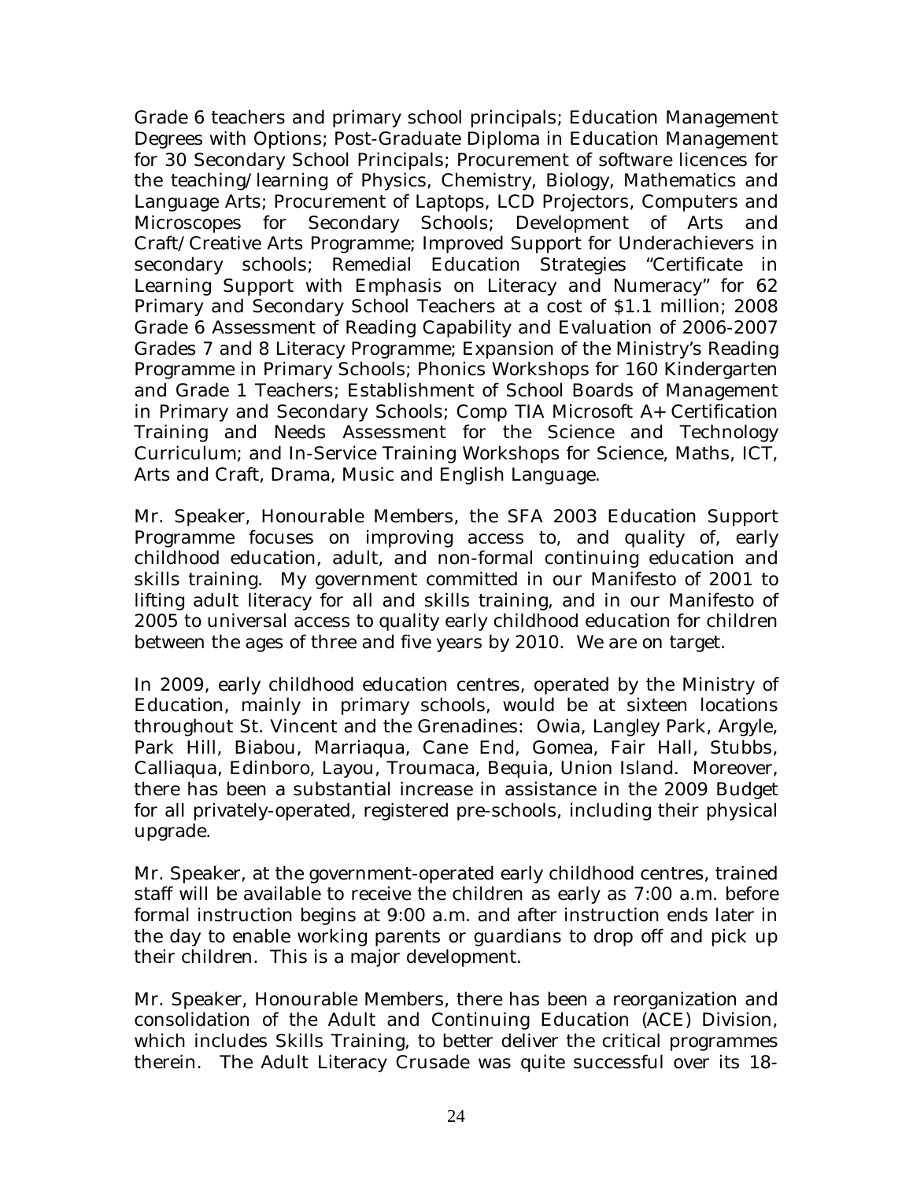Grade 6 teachers and primary school principals; Education Management Degrees with Options; Post-Graduate Diploma in Education Management for 30 Secondary School Principals; Procurement of software licences for the teaching/learning of Physics, Chemistry, Biology, Mathematics and Language Arts; Procurement of Laptops, LCD Projectors, Computers and Microscopes for Secondary Schools; Development of Arts and Craft/Creative Arts Programme; Improved Support for Underachievers in secondary schools; Remedial Education Strategies "Certificate in Learning Support with Emphasis on Literacy and Numeracy" for 62 Primary and Secondary School Teachers at a cost of $1.1 million; 2008 Grade 6 Assessment of Reading Capability and Evaluation of 2006-2007 Grades 7 and 8 Literacy Programme; Expansion of the Ministry's Reading Programme in Primary Schools; Phonics Workshops for 160 Kindergarten and Grade 1 Teachers; Establishment of School Boards of Management in Primary and Secondary Schools; Comp TIA Microsoft A+ Certification Training and Needs Assessment for the Science and Technology Curriculum; and In-Service Training Workshops for Science, Maths, ICT, Arts and Craft, Drama, Music and English Language.

Mr. Speaker, Honourable Members, the SFA 2003 Education Support Programme focuses on improving access to, and quality of, early childhood education, adult, and non-formal continuing education and skills training. My government committed in our Manifesto of 2001 to lifting adult literacy for all and skills training, and in our Manifesto of 2005 to universal access to quality early childhood education for children between the ages of three and five years by 2010. We are on target.

In 2009, early childhood education centres, operated by the Ministry of Education, mainly in primary schools, would be at sixteen locations throughout St. Vincent and the Grenadines: Owia, Langley Park, Argyle, Park Hill, Biabou, Marriaqua, Cane End, Gomea, Fair Hall, Stubbs, Calliaqua, Edinboro, Layou, Troumaca, Bequia, Union Island. Moreover, there has been a substantial increase in assistance in the 2009 Budget for all privately-operated, registered pre-schools, including their physical upgrade.

Mr. Speaker, at the government-operated early childhood centres, trained staff will be available to receive the children as early as 7:00 a.m. before formal instruction begins at 9:00 a.m. and after instruction ends later in the day to enable working parents or guardians to drop off and pick up their children. This is a major development.

Mr. Speaker, Honourable Members, there has been a reorganization and consolidation of the Adult and Continuing Education (ACE) Division, which includes Skills Training, to better deliver the critical programmes therein. The Adult Literacy Crusade was quite successful over its 18-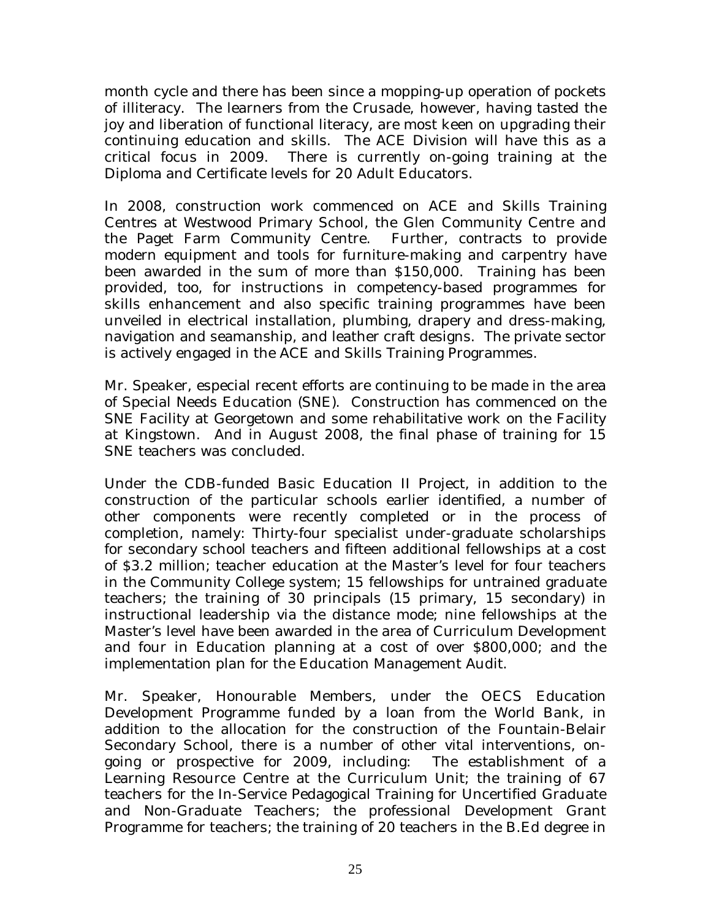month cycle and there has been since a mopping-up operation of pockets of illiteracy. The learners from the Crusade, however, having tasted the joy and liberation of functional literacy, are most keen on upgrading their continuing education and skills. The ACE Division will have this as a critical focus in 2009. There is currently on-going training at the Diploma and Certificate levels for 20 Adult Educators.

In 2008, construction work commenced on ACE and Skills Training Centres at Westwood Primary School, the Glen Community Centre and the Paget Farm Community Centre. Further, contracts to provide modern equipment and tools for furniture-making and carpentry have been awarded in the sum of more than $150,000. Training has been provided, too, for instructions in competency-based programmes for skills enhancement and also specific training programmes have been unveiled in electrical installation, plumbing, drapery and dress-making, navigation and seamanship, and leather craft designs. The private sector is actively engaged in the ACE and Skills Training Programmes.

Mr. Speaker, especial recent efforts are continuing to be made in the area of Special Needs Education (SNE). Construction has commenced on the SNE Facility at Georgetown and some rehabilitative work on the Facility at Kingstown. And in August 2008, the final phase of training for 15 SNE teachers was concluded.

Under the CDB-funded Basic Education II Project, in addition to the construction of the particular schools earlier identified, a number of other components were recently completed or in the process of completion, namely: Thirty-four specialist under-graduate scholarships for secondary school teachers and fifteen additional fellowships at a cost of $3.2 million; teacher education at the Master's level for four teachers in the Community College system; 15 fellowships for untrained graduate teachers; the training of 30 principals (15 primary, 15 secondary) in instructional leadership via the distance mode; nine fellowships at the Master's level have been awarded in the area of Curriculum Development and four in Education planning at a cost of over $800,000; and the implementation plan for the Education Management Audit.

Mr. Speaker, Honourable Members, under the OECS Education Development Programme funded by a loan from the World Bank, in addition to the allocation for the construction of the Fountain-Belair Secondary School, there is a number of other vital interventions, on-going or prospective for 2009, including: The establishment of a Learning Resource Centre at the Curriculum Unit; the training of 67 teachers for the In-Service Pedagogical Training for Uncertified Graduate and Non-Graduate Teachers; the professional Development Grant Programme for teachers; the training of 20 teachers in the B.Ed degree in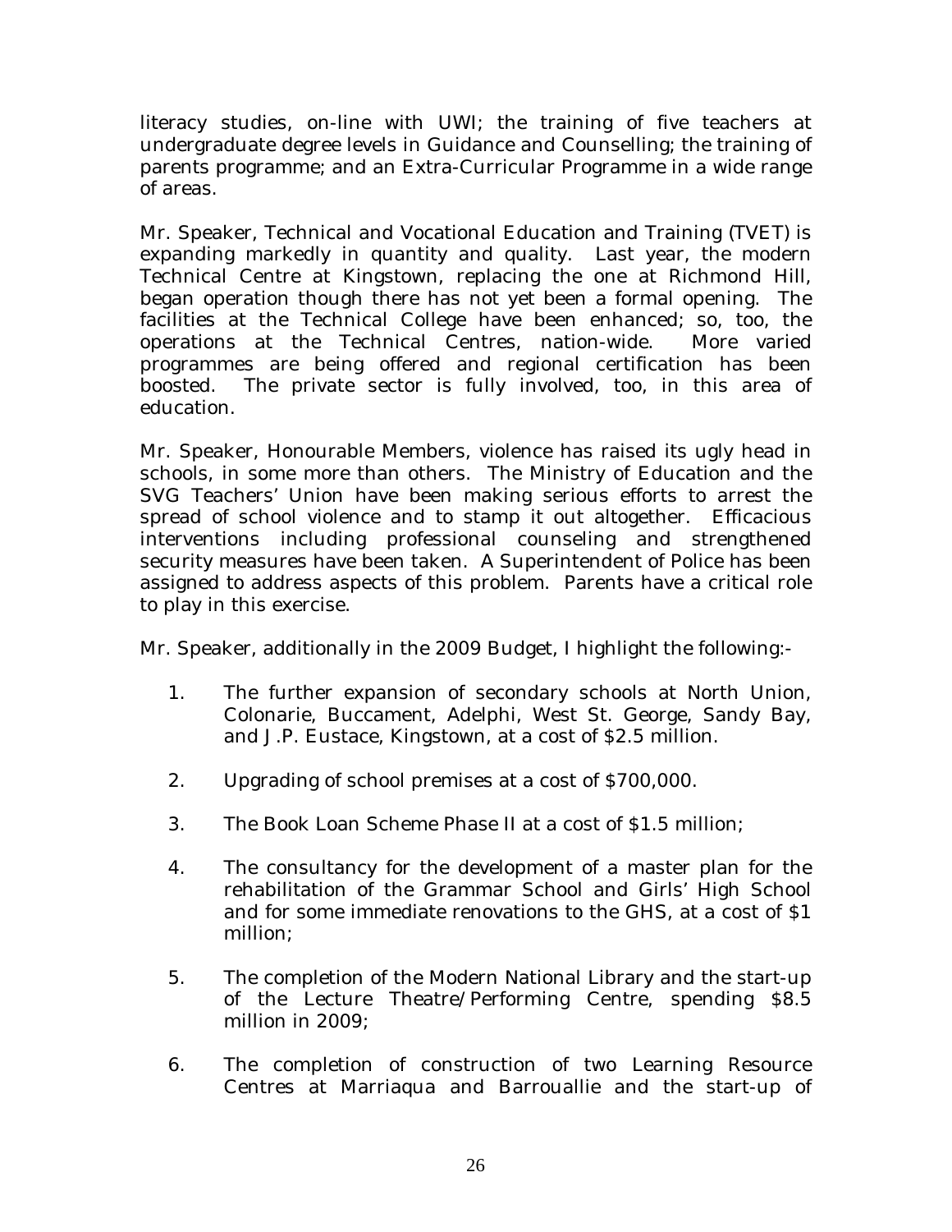literacy studies, on-line with UWI; the training of five teachers at undergraduate degree levels in Guidance and Counselling; the training of parents programme; and an Extra-Curricular Programme in a wide range of areas.

Mr. Speaker, Technical and Vocational Education and Training (TVET) is expanding markedly in quantity and quality. Last year, the modern Technical Centre at Kingstown, replacing the one at Richmond Hill, began operation though there has not yet been a formal opening. The facilities at the Technical College have been enhanced; so, too, the operations at the Technical Centres, nation-wide. More varied programmes are being offered and regional certification has been boosted. The private sector is fully involved, too, in this area of education.

Mr. Speaker, Honourable Members, violence has raised its ugly head in schools, in some more than others. The Ministry of Education and the SVG Teachers' Union have been making serious efforts to arrest the spread of school violence and to stamp it out altogether. Efficacious interventions including professional counseling and strengthened security measures have been taken. A Superintendent of Police has been assigned to address aspects of this problem. Parents have a critical role to play in this exercise.

Mr. Speaker, additionally in the 2009 Budget, I highlight the following:-

1. The further expansion of secondary schools at North Union, Colonarie, Buccament, Adelphi, West St. George, Sandy Bay, and J.P. Eustace, Kingstown, at a cost of $2.5 million.

2. Upgrading of school premises at a cost of $700,000.

3. The Book Loan Scheme Phase II at a cost of $1.5 million;

4. The consultancy for the development of a master plan for the rehabilitation of the Grammar School and Girls' High School and for some immediate renovations to the GHS, at a cost of $1 million;

5. The completion of the Modern National Library and the start-up of the Lecture Theatre/Performing Centre, spending $8.5 million in 2009;

6. The completion of construction of two Learning Resource Centres at Marriaqua and Barrouallie and the start-up of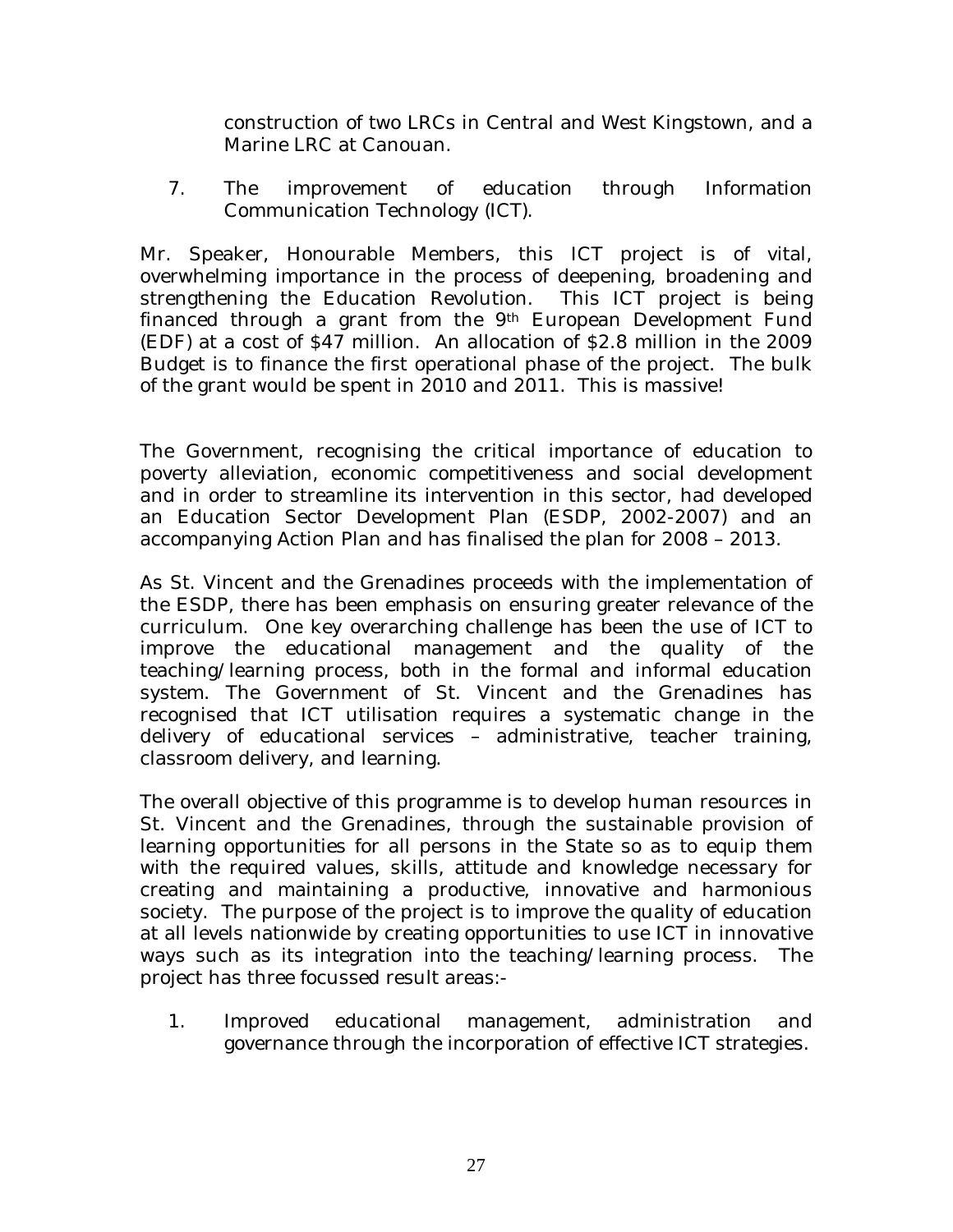construction of two LRCs in Central and West Kingstown, and a Marine LRC at Canouan.

7. The improvement of education through Information Communication Technology (ICT).

Mr. Speaker, Honourable Members, this ICT project is of vital, overwhelming importance in the process of deepening, broadening and strengthening the Education Revolution. This ICT project is being financed through a grant from the 9th European Development Fund (EDF) at a cost of $47 million. An allocation of $2.8 million in the 2009 Budget is to finance the first operational phase of the project. The bulk of the grant would be spent in 2010 and 2011. This is massive!

The Government, recognising the critical importance of education to poverty alleviation, economic competitiveness and social development and in order to streamline its intervention in this sector, had developed an Education Sector Development Plan (ESDP, 2002-2007) and an accompanying Action Plan and has finalised the plan for 2008 – 2013.

As St. Vincent and the Grenadines proceeds with the implementation of the ESDP, there has been emphasis on ensuring greater relevance of the curriculum. One key overarching challenge has been the use of ICT to improve the educational management and the quality of the teaching/learning process, both in the formal and informal education system. The Government of St. Vincent and the Grenadines has recognised that ICT utilisation requires a systematic change in the delivery of educational services – administrative, teacher training, classroom delivery, and learning.

The overall objective of this programme is to develop human resources in St. Vincent and the Grenadines, through the sustainable provision of learning opportunities for all persons in the State so as to equip them with the required values, skills, attitude and knowledge necessary for creating and maintaining a productive, innovative and harmonious society. The purpose of the project is to improve the quality of education at all levels nationwide by creating opportunities to use ICT in innovative ways such as its integration into the teaching/learning process. The project has three focussed result areas:-

1. Improved educational management, administration and governance through the incorporation of effective ICT strategies.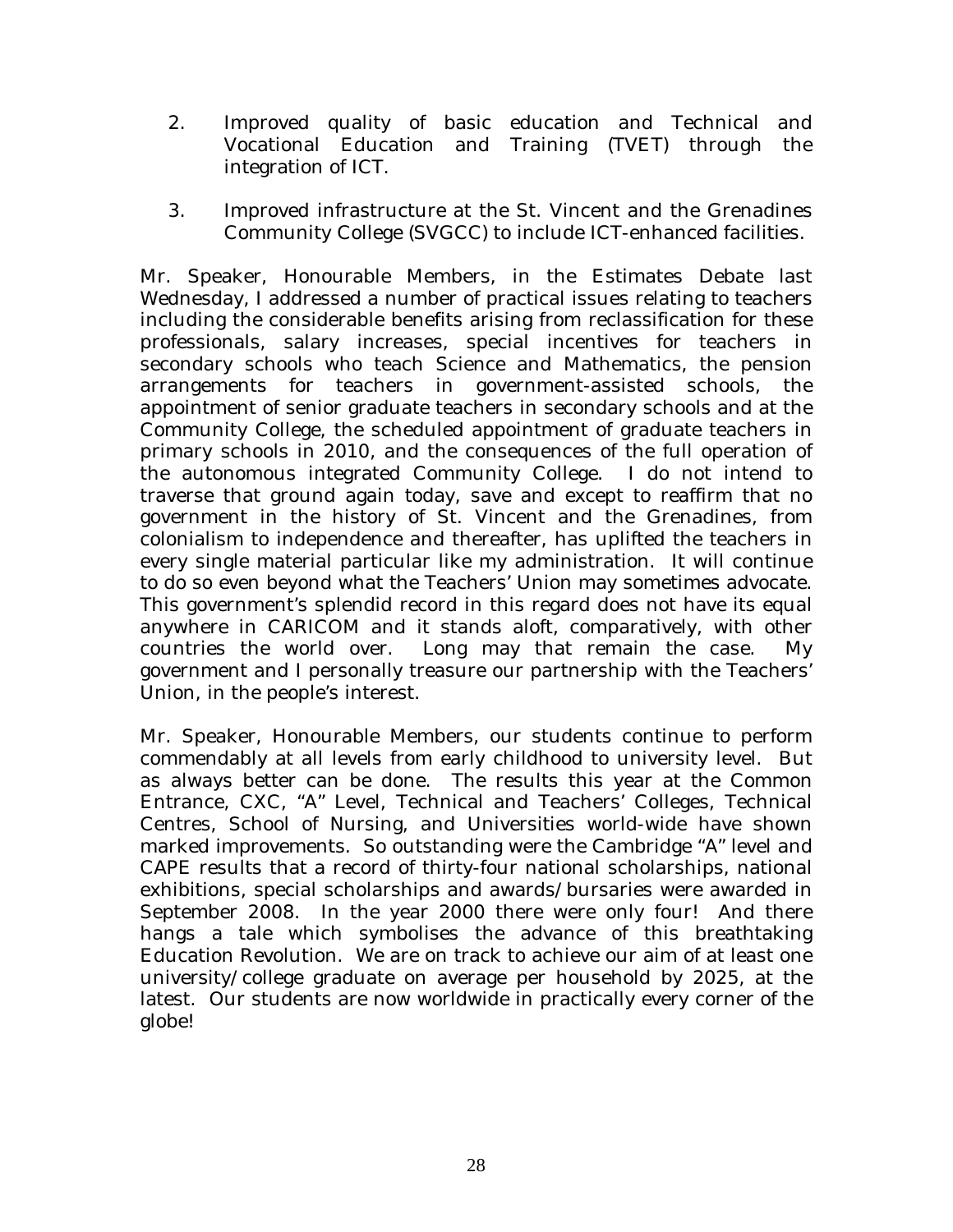2. Improved quality of basic education and Technical and Vocational Education and Training (TVET) through the integration of ICT.

3. Improved infrastructure at the St. Vincent and the Grenadines Community College (SVGCC) to include ICT-enhanced facilities.

Mr. Speaker, Honourable Members, in the Estimates Debate last Wednesday, I addressed a number of practical issues relating to teachers including the considerable benefits arising from reclassification for these professionals, salary increases, special incentives for teachers in secondary schools who teach Science and Mathematics, the pension arrangements for teachers in government-assisted schools, the appointment of senior graduate teachers in secondary schools and at the Community College, the scheduled appointment of graduate teachers in primary schools in 2010, and the consequences of the full operation of the autonomous integrated Community College. I do not intend to traverse that ground again today, save and except to reaffirm that no government in the history of St. Vincent and the Grenadines, from colonialism to independence and thereafter, has uplifted the teachers in every single material particular like my administration. It will continue to do so even beyond what the Teachers' Union may sometimes advocate. This government's splendid record in this regard does not have its equal anywhere in CARICOM and it stands aloft, comparatively, with other countries the world over. Long may that remain the case. My government and I personally treasure our partnership with the Teachers' Union, in the people's interest.

Mr. Speaker, Honourable Members, our students continue to perform commendably at all levels from early childhood to university level. But as always better can be done. The results this year at the Common Entrance, CXC, "A" Level, Technical and Teachers' Colleges, Technical Centres, School of Nursing, and Universities world-wide have shown marked improvements. So outstanding were the Cambridge "A" level and CAPE results that a record of thirty-four national scholarships, national exhibitions, special scholarships and awards/bursaries were awarded in September 2008. In the year 2000 there were only four! And there hangs a tale which symbolises the advance of this breathtaking Education Revolution. We are on track to achieve our aim of at least one university/college graduate on average per household by 2025, at the latest. Our students are now worldwide in practically every corner of the globe!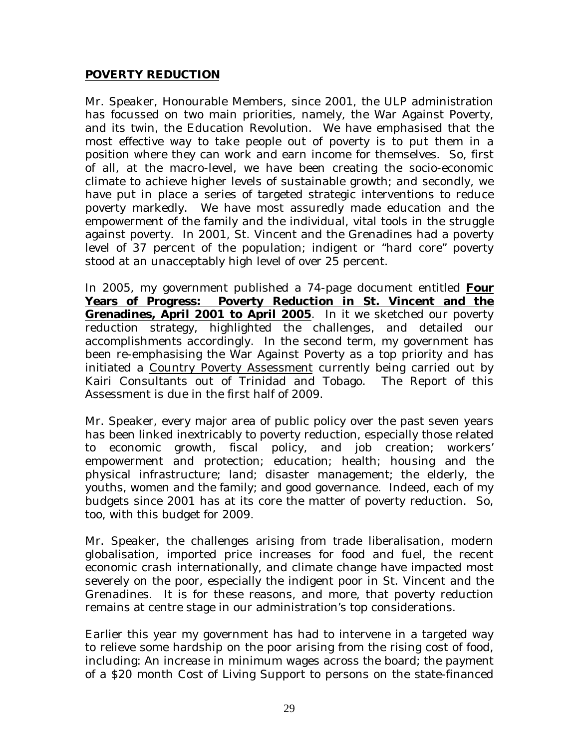## POVERTY REDUCTION

Mr. Speaker, Honourable Members, since 2001, the ULP administration has focussed on two main priorities, namely, the War Against Poverty, and its twin, the Education Revolution. We have emphasised that the most effective way to take people out of poverty is to put them in a position where they can work and earn income for themselves. So, first of all, at the macro-level, we have been creating the socio-economic climate to achieve higher levels of sustainable growth; and secondly, we have put in place a series of targeted strategic interventions to reduce poverty markedly. We have most assuredly made education and the empowerment of the family and the individual, vital tools in the struggle against poverty. In 2001, St. Vincent and the Grenadines had a poverty level of 37 percent of the population; indigent or "hard core" poverty stood at an unacceptably high level of over 25 percent.

In 2005, my government published a 74-page document entitled **Four Years of Progress: Poverty Reduction in St. Vincent and the Grenadines, April 2001 to April 2005**. In it we sketched our poverty reduction strategy, highlighted the challenges, and detailed our accomplishments accordingly. In the second term, my government has been re-emphasising the War Against Poverty as a top priority and has initiated a Country Poverty Assessment currently being carried out by Kairi Consultants out of Trinidad and Tobago. The Report of this Assessment is due in the first half of 2009.

Mr. Speaker, every major area of public policy over the past seven years has been linked inextricably to poverty reduction, especially those related to economic growth, fiscal policy, and job creation; workers' empowerment and protection; education; health; housing and the physical infrastructure; land; disaster management; the elderly, the youths, women and the family; and good governance. Indeed, each of my budgets since 2001 has at its core the matter of poverty reduction. So, too, with this budget for 2009.

Mr. Speaker, the challenges arising from trade liberalisation, modern globalisation, imported price increases for food and fuel, the recent economic crash internationally, and climate change have impacted most severely on the poor, especially the indigent poor in St. Vincent and the Grenadines. It is for these reasons, and more, that poverty reduction remains at centre stage in our administration's top considerations.

Earlier this year my government has had to intervene in a targeted way to relieve some hardship on the poor arising from the rising cost of food, including: An increase in minimum wages across the board; the payment of a $20 month Cost of Living Support to persons on the state-financed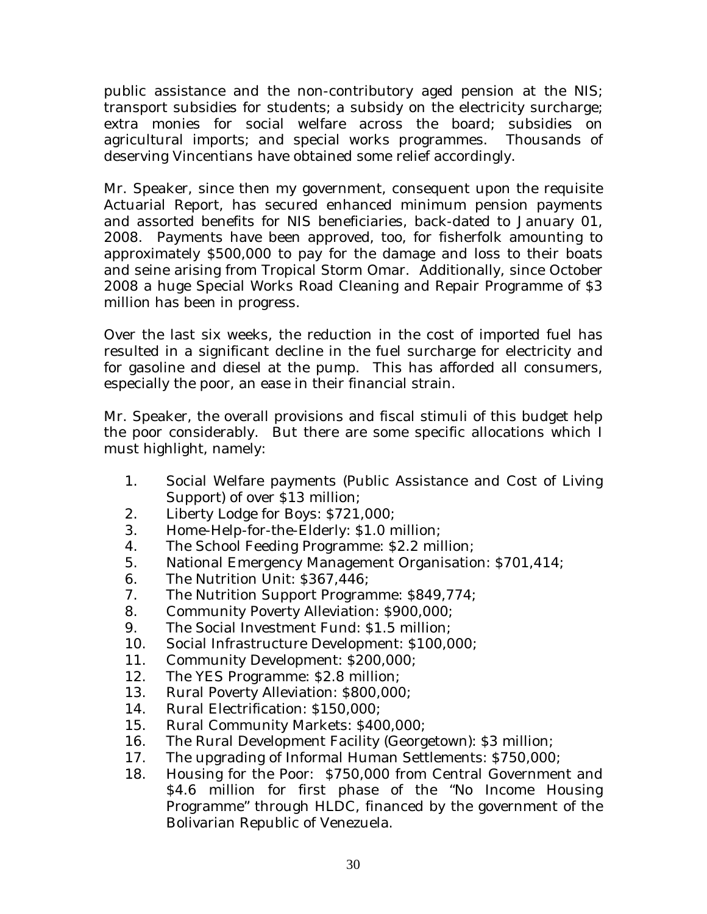public assistance and the non-contributory aged pension at the NIS; transport subsidies for students; a subsidy on the electricity surcharge; extra monies for social welfare across the board; subsidies on agricultural imports; and special works programmes. Thousands of deserving Vincentians have obtained some relief accordingly.

Mr. Speaker, since then my government, consequent upon the requisite Actuarial Report, has secured enhanced minimum pension payments and assorted benefits for NIS beneficiaries, back-dated to January 01, 2008. Payments have been approved, too, for fisherfolk amounting to approximately $500,000 to pay for the damage and loss to their boats and seine arising from Tropical Storm Omar. Additionally, since October 2008 a huge Special Works Road Cleaning and Repair Programme of $3 million has been in progress.

Over the last six weeks, the reduction in the cost of imported fuel has resulted in a significant decline in the fuel surcharge for electricity and for gasoline and diesel at the pump. This has afforded all consumers, especially the poor, an ease in their financial strain.

Mr. Speaker, the overall provisions and fiscal stimuli of this budget help the poor considerably. But there are some specific allocations which I must highlight, namely:

1. Social Welfare payments (Public Assistance and Cost of Living Support) of over $13 million;
2. Liberty Lodge for Boys: $721,000;
3. Home-Help-for-the-Elderly: $1.0 million;
4. The School Feeding Programme: $2.2 million;
5. National Emergency Management Organisation: $701,414;
6. The Nutrition Unit: $367,446;
7. The Nutrition Support Programme: $849,774;
8. Community Poverty Alleviation: $900,000;
9. The Social Investment Fund: $1.5 million;
10. Social Infrastructure Development: $100,000;
11. Community Development: $200,000;
12. The YES Programme: $2.8 million;
13. Rural Poverty Alleviation: $800,000;
14. Rural Electrification: $150,000;
15. Rural Community Markets: $400,000;
16. The Rural Development Facility (Georgetown): $3 million;
17. The upgrading of Informal Human Settlements: $750,000;
18. Housing for the Poor: $750,000 from Central Government and $4.6 million for first phase of the "No Income Housing Programme" through HLDC, financed by the government of the Bolivarian Republic of Venezuela.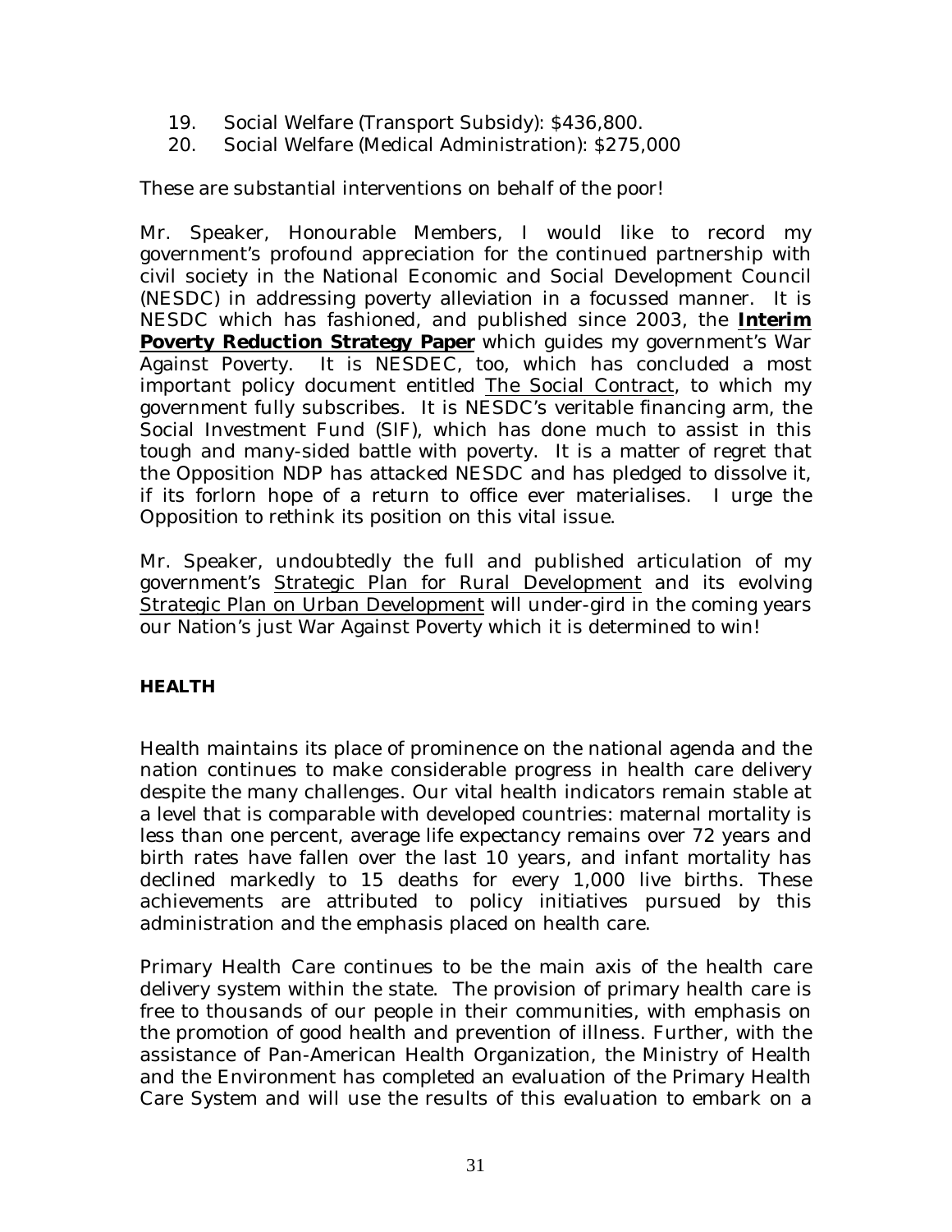19. Social Welfare (Transport Subsidy): $436,800.
20. Social Welfare (Medical Administration): $275,000

These are substantial interventions on behalf of the poor!

Mr. Speaker, Honourable Members, I would like to record my government's profound appreciation for the continued partnership with civil society in the National Economic and Social Development Council (NESDC) in addressing poverty alleviation in a focussed manner. It is NESDC which has fashioned, and published since 2003, the **Interim Poverty Reduction Strategy Paper** which guides my government's War Against Poverty. It is NESDEC, too, which has concluded a most important policy document entitled The Social Contract, to which my government fully subscribes. It is NESDC's veritable financing arm, the Social Investment Fund (SIF), which has done much to assist in this tough and many-sided battle with poverty. It is a matter of regret that the Opposition NDP has attacked NESDC and has pledged to dissolve it, if its forlorn hope of a return to office ever materialises. I urge the Opposition to rethink its position on this vital issue.

Mr. Speaker, undoubtedly the full and published articulation of my government's Strategic Plan for Rural Development and its evolving Strategic Plan on Urban Development will under-gird in the coming years our Nation's just War Against Poverty which it is determined to win!

## HEALTH

Health maintains its place of prominence on the national agenda and the nation continues to make considerable progress in health care delivery despite the many challenges. Our vital health indicators remain stable at a level that is comparable with developed countries: maternal mortality is less than one percent, average life expectancy remains over 72 years and birth rates have fallen over the last 10 years, and infant mortality has declined markedly to 15 deaths for every 1,000 live births. These achievements are attributed to policy initiatives pursued by this administration and the emphasis placed on health care.

Primary Health Care continues to be the main axis of the health care delivery system within the state. The provision of primary health care is free to thousands of our people in their communities, with emphasis on the promotion of good health and prevention of illness. Further, with the assistance of Pan-American Health Organization, the Ministry of Health and the Environment has completed an evaluation of the Primary Health Care System and will use the results of this evaluation to embark on a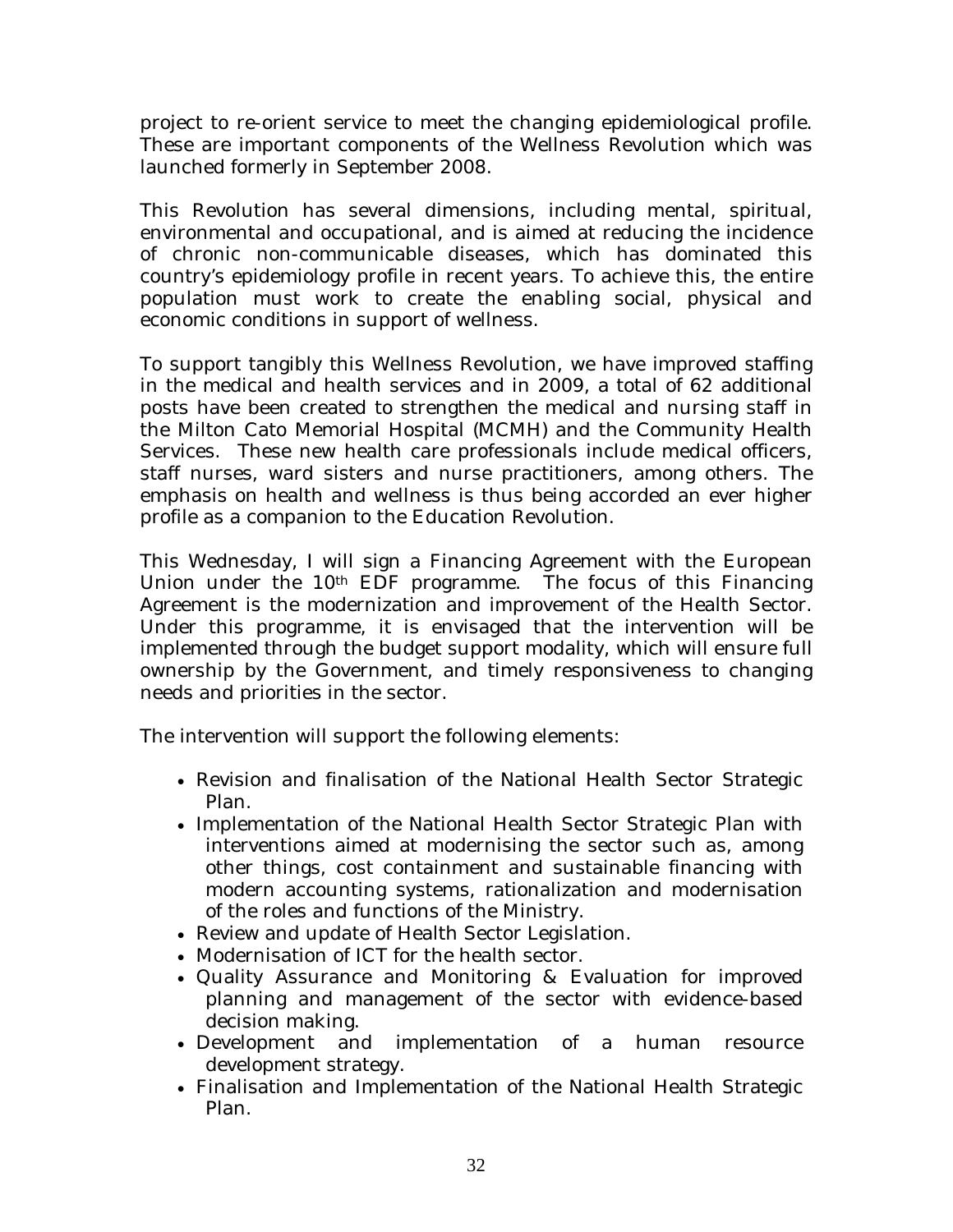project to re-orient service to meet the changing epidemiological profile. These are important components of the Wellness Revolution which was launched formerly in September 2008.

This Revolution has several dimensions, including mental, spiritual, environmental and occupational, and is aimed at reducing the incidence of chronic non-communicable diseases, which has dominated this country's epidemiology profile in recent years. To achieve this, the entire population must work to create the enabling social, physical and economic conditions in support of wellness.

To support tangibly this Wellness Revolution, we have improved staffing in the medical and health services and in 2009, a total of 62 additional posts have been created to strengthen the medical and nursing staff in the Milton Cato Memorial Hospital (MCMH) and the Community Health Services. These new health care professionals include medical officers, staff nurses, ward sisters and nurse practitioners, among others. The emphasis on health and wellness is thus being accorded an ever higher profile as a companion to the Education Revolution.

This Wednesday, I will sign a Financing Agreement with the European Union under the 10th EDF programme. The focus of this Financing Agreement is the modernization and improvement of the Health Sector. Under this programme, it is envisaged that the intervention will be implemented through the budget support modality, which will ensure full ownership by the Government, and timely responsiveness to changing needs and priorities in the sector.

The intervention will support the following elements:

- Revision and finalisation of the National Health Sector Strategic Plan.
- Implementation of the National Health Sector Strategic Plan with interventions aimed at modernising the sector such as, among other things, cost containment and sustainable financing with modern accounting systems, rationalization and modernisation of the roles and functions of the Ministry.
- Review and update of Health Sector Legislation.
- Modernisation of ICT for the health sector.
- Quality Assurance and Monitoring & Evaluation for improved planning and management of the sector with evidence-based decision making.
- Development and implementation of a human resource development strategy.
- Finalisation and Implementation of the National Health Strategic Plan.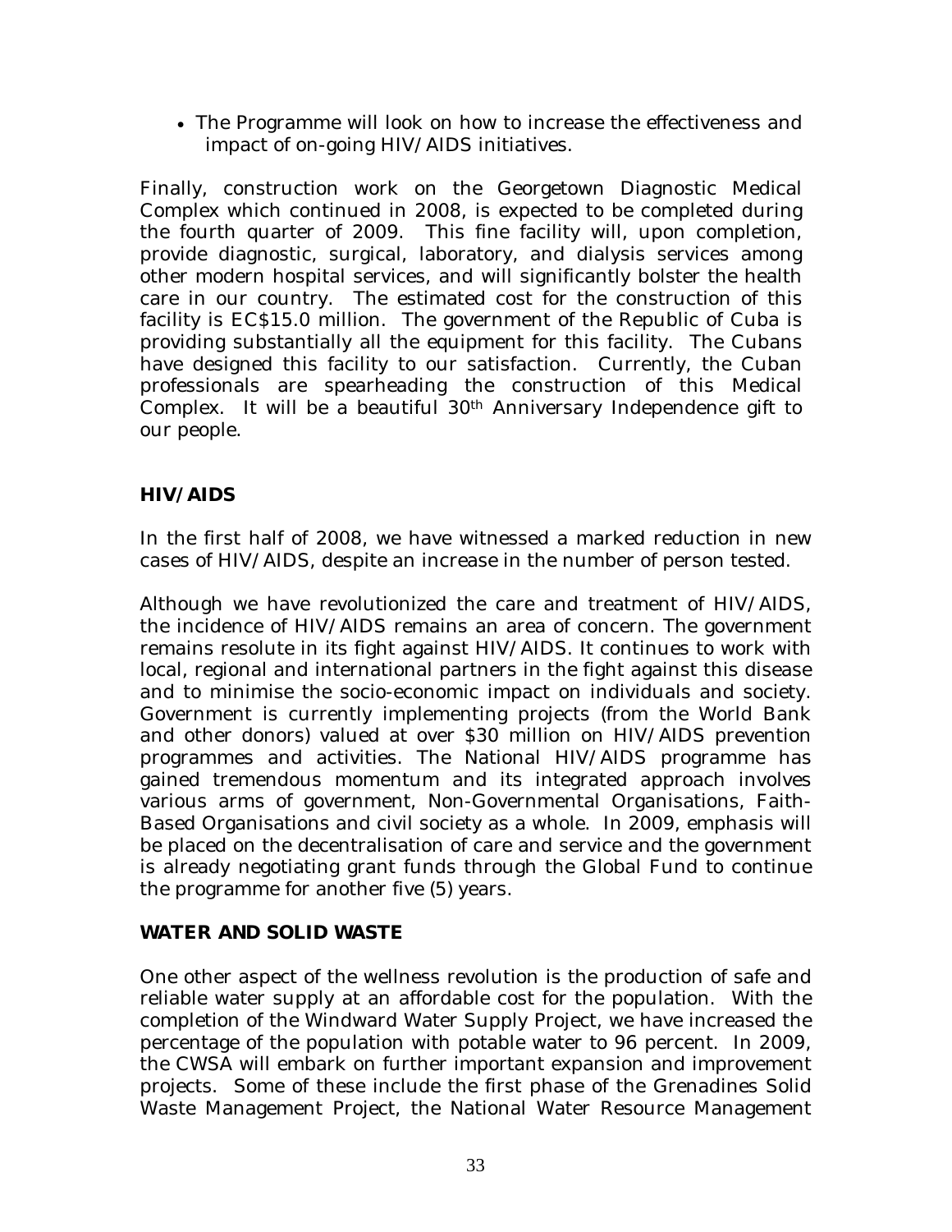- The Programme will look on how to increase the effectiveness and impact of on-going HIV/AIDS initiatives.

Finally, construction work on the Georgetown Diagnostic Medical Complex which continued in 2008, is expected to be completed during the fourth quarter of 2009. This fine facility will, upon completion, provide diagnostic, surgical, laboratory, and dialysis services among other modern hospital services, and will significantly bolster the health care in our country. The estimated cost for the construction of this facility is EC$15.0 million. The government of the Republic of Cuba is providing substantially all the equipment for this facility. The Cubans have designed this facility to our satisfaction. Currently, the Cuban professionals are spearheading the construction of this Medical Complex. It will be a beautiful 30th Anniversary Independence gift to our people.

## HIV/AIDS

In the first half of 2008, we have witnessed a marked reduction in new cases of HIV/AIDS, despite an increase in the number of person tested.

Although we have revolutionized the care and treatment of HIV/AIDS, the incidence of HIV/AIDS remains an area of concern. The government remains resolute in its fight against HIV/AIDS. It continues to work with local, regional and international partners in the fight against this disease and to minimise the socio-economic impact on individuals and society. Government is currently implementing projects (from the World Bank and other donors) valued at over $30 million on HIV/AIDS prevention programmes and activities. The National HIV/AIDS programme has gained tremendous momentum and its integrated approach involves various arms of government, Non-Governmental Organisations, Faith-Based Organisations and civil society as a whole. In 2009, emphasis will be placed on the decentralisation of care and service and the government is already negotiating grant funds through the Global Fund to continue the programme for another five (5) years.

## WATER AND SOLID WASTE

One other aspect of the wellness revolution is the production of safe and reliable water supply at an affordable cost for the population. With the completion of the Windward Water Supply Project, we have increased the percentage of the population with potable water to 96 percent. In 2009, the CWSA will embark on further important expansion and improvement projects. Some of these include the first phase of the Grenadines Solid Waste Management Project, the National Water Resource Management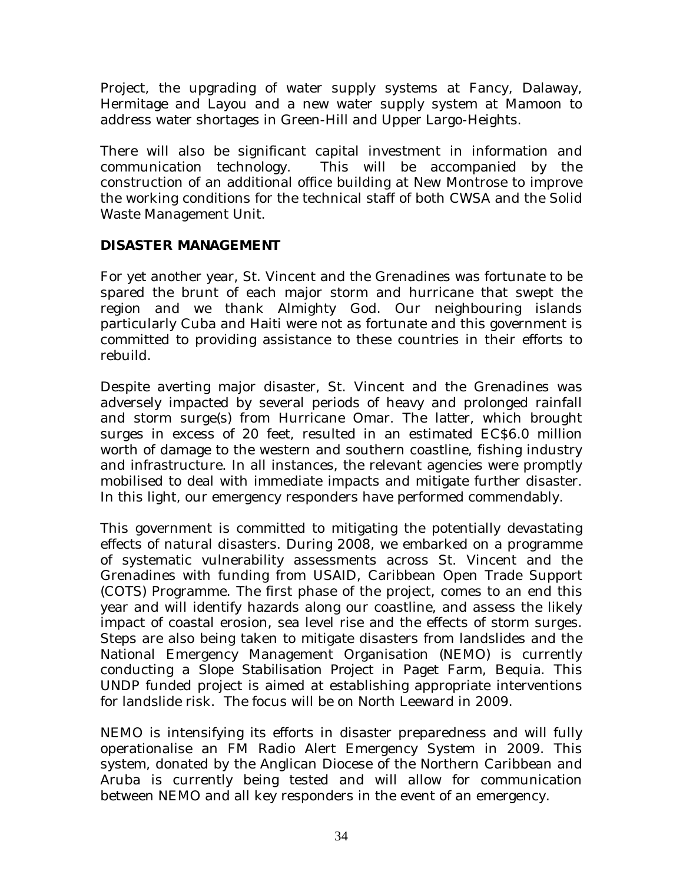Project, the upgrading of water supply systems at Fancy, Dalaway, Hermitage and Layou and a new water supply system at Mamoon to address water shortages in Green-Hill and Upper Largo-Heights.

There will also be significant capital investment in information and communication technology. This will be accompanied by the construction of an additional office building at New Montrose to improve the working conditions for the technical staff of both CWSA and the Solid Waste Management Unit.

## DISASTER MANAGEMENT

For yet another year, St. Vincent and the Grenadines was fortunate to be spared the brunt of each major storm and hurricane that swept the region and we thank Almighty God. Our neighbouring islands particularly Cuba and Haiti were not as fortunate and this government is committed to providing assistance to these countries in their efforts to rebuild.

Despite averting major disaster, St. Vincent and the Grenadines was adversely impacted by several periods of heavy and prolonged rainfall and storm surge(s) from Hurricane Omar. The latter, which brought surges in excess of 20 feet, resulted in an estimated EC$6.0 million worth of damage to the western and southern coastline, fishing industry and infrastructure. In all instances, the relevant agencies were promptly mobilised to deal with immediate impacts and mitigate further disaster. In this light, our emergency responders have performed commendably.

This government is committed to mitigating the potentially devastating effects of natural disasters. During 2008, we embarked on a programme of systematic vulnerability assessments across St. Vincent and the Grenadines with funding from USAID, Caribbean Open Trade Support (COTS) Programme. The first phase of the project, comes to an end this year and will identify hazards along our coastline, and assess the likely impact of coastal erosion, sea level rise and the effects of storm surges. Steps are also being taken to mitigate disasters from landslides and the National Emergency Management Organisation (NEMO) is currently conducting a Slope Stabilisation Project in Paget Farm, Bequia. This UNDP funded project is aimed at establishing appropriate interventions for landslide risk. The focus will be on North Leeward in 2009.

NEMO is intensifying its efforts in disaster preparedness and will fully operationalise an FM Radio Alert Emergency System in 2009. This system, donated by the Anglican Diocese of the Northern Caribbean and Aruba is currently being tested and will allow for communication between NEMO and all key responders in the event of an emergency.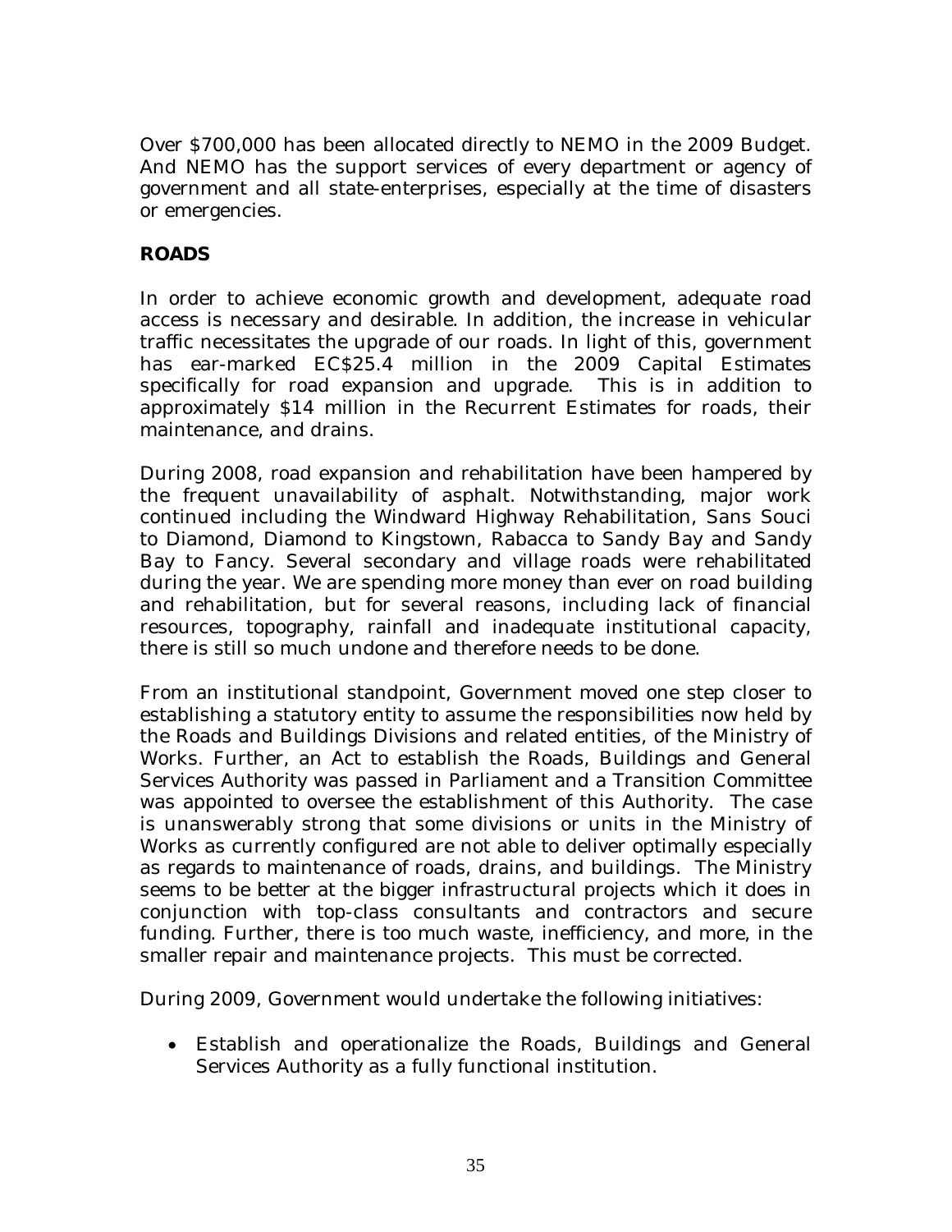Over $700,000 has been allocated directly to NEMO in the 2009 Budget. And NEMO has the support services of every department or agency of government and all state-enterprises, especially at the time of disasters or emergencies.

## ROADS

In order to achieve economic growth and development, adequate road access is necessary and desirable. In addition, the increase in vehicular traffic necessitates the upgrade of our roads. In light of this, government has ear-marked EC$25.4 million in the 2009 Capital Estimates specifically for road expansion and upgrade. This is in addition to approximately $14 million in the Recurrent Estimates for roads, their maintenance, and drains.

During 2008, road expansion and rehabilitation have been hampered by the frequent unavailability of asphalt. Notwithstanding, major work continued including the Windward Highway Rehabilitation, Sans Souci to Diamond, Diamond to Kingstown, Rabacca to Sandy Bay and Sandy Bay to Fancy. Several secondary and village roads were rehabilitated during the year. We are spending more money than ever on road building and rehabilitation, but for several reasons, including lack of financial resources, topography, rainfall and inadequate institutional capacity, there is still so much undone and therefore needs to be done.

From an institutional standpoint, Government moved one step closer to establishing a statutory entity to assume the responsibilities now held by the Roads and Buildings Divisions and related entities, of the Ministry of Works. Further, an Act to establish the Roads, Buildings and General Services Authority was passed in Parliament and a Transition Committee was appointed to oversee the establishment of this Authority. The case is unanswerably strong that some divisions or units in the Ministry of Works as currently configured are not able to deliver optimally especially as regards to maintenance of roads, drains, and buildings. The Ministry seems to be better at the bigger infrastructural projects which it does in conjunction with top-class consultants and contractors and secure funding. Further, there is too much waste, inefficiency, and more, in the smaller repair and maintenance projects. This must be corrected.

During 2009, Government would undertake the following initiatives:

- Establish and operationalize the Roads, Buildings and General Services Authority as a fully functional institution.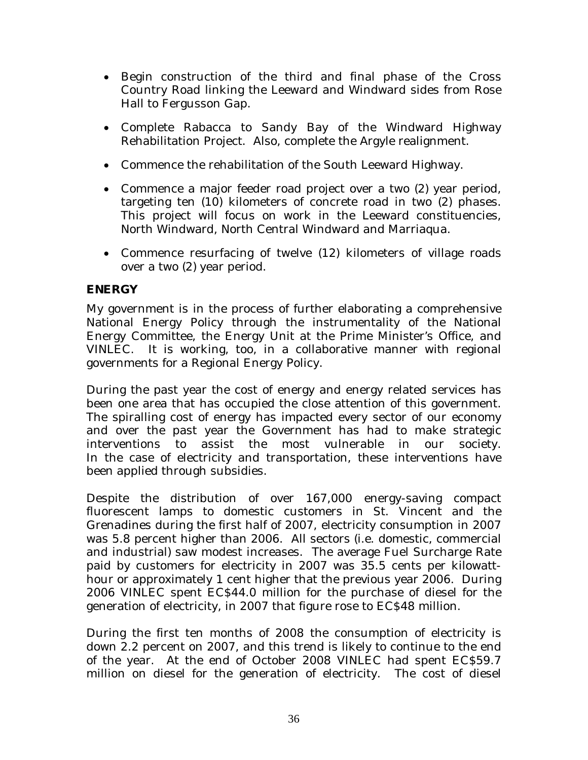- Begin construction of the third and final phase of the Cross Country Road linking the Leeward and Windward sides from Rose Hall to Fergusson Gap.
- Complete Rabacca to Sandy Bay of the Windward Highway Rehabilitation Project. Also, complete the Argyle realignment.
- Commence the rehabilitation of the South Leeward Highway.
- Commence a major feeder road project over a two (2) year period, targeting ten (10) kilometers of concrete road in two (2) phases. This project will focus on work in the Leeward constituencies, North Windward, North Central Windward and Marriaqua.
- Commence resurfacing of twelve (12) kilometers of village roads over a two (2) year period.

## ENERGY

My government is in the process of further elaborating a comprehensive National Energy Policy through the instrumentality of the National Energy Committee, the Energy Unit at the Prime Minister's Office, and VINLEC. It is working, too, in a collaborative manner with regional governments for a Regional Energy Policy.

During the past year the cost of energy and energy related services has been one area that has occupied the close attention of this government. The spiralling cost of energy has impacted every sector of our economy and over the past year the Government has had to make strategic interventions to assist the most vulnerable in our society. In the case of electricity and transportation, these interventions have been applied through subsidies.

Despite the distribution of over 167,000 energy-saving compact fluorescent lamps to domestic customers in St. Vincent and the Grenadines during the first half of 2007, electricity consumption in 2007 was 5.8 percent higher than 2006. All sectors (i.e. domestic, commercial and industrial) saw modest increases. The average Fuel Surcharge Rate paid by customers for electricity in 2007 was 35.5 cents per kilowatt-hour or approximately 1 cent higher that the previous year 2006. During 2006 VINLEC spent EC$44.0 million for the purchase of diesel for the generation of electricity, in 2007 that figure rose to EC$48 million.

During the first ten months of 2008 the consumption of electricity is down 2.2 percent on 2007, and this trend is likely to continue to the end of the year. At the end of October 2008 VINLEC had spent EC$59.7 million on diesel for the generation of electricity. The cost of diesel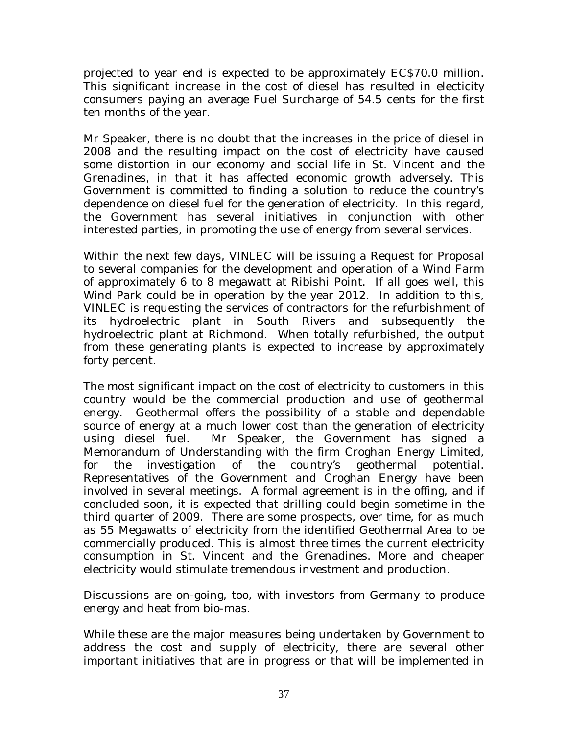projected to year end is expected to be approximately EC$70.0 million. This significant increase in the cost of diesel has resulted in electicity consumers paying an average Fuel Surcharge of 54.5 cents for the first ten months of the year.

Mr Speaker, there is no doubt that the increases in the price of diesel in 2008 and the resulting impact on the cost of electricity have caused some distortion in our economy and social life in St. Vincent and the Grenadines, in that it has affected economic growth adversely. This Government is committed to finding a solution to reduce the country's dependence on diesel fuel for the generation of electricity. In this regard, the Government has several initiatives in conjunction with other interested parties, in promoting the use of energy from several services.

Within the next few days, VINLEC will be issuing a Request for Proposal to several companies for the development and operation of a Wind Farm of approximately 6 to 8 megawatt at Ribishi Point. If all goes well, this Wind Park could be in operation by the year 2012. In addition to this, VINLEC is requesting the services of contractors for the refurbishment of its hydroelectric plant in South Rivers and subsequently the hydroelectric plant at Richmond. When totally refurbished, the output from these generating plants is expected to increase by approximately forty percent.

The most significant impact on the cost of electricity to customers in this country would be the commercial production and use of geothermal energy. Geothermal offers the possibility of a stable and dependable source of energy at a much lower cost than the generation of electricity using diesel fuel. Mr Speaker, the Government has signed a Memorandum of Understanding with the firm Croghan Energy Limited, for the investigation of the country's geothermal potential. Representatives of the Government and Croghan Energy have been involved in several meetings. A formal agreement is in the offing, and if concluded soon, it is expected that drilling could begin sometime in the third quarter of 2009. There are some prospects, over time, for as much as 55 Megawatts of electricity from the identified Geothermal Area to be commercially produced. This is almost three times the current electricity consumption in St. Vincent and the Grenadines. More and cheaper electricity would stimulate tremendous investment and production.

Discussions are on-going, too, with investors from Germany to produce energy and heat from bio-mas.

While these are the major measures being undertaken by Government to address the cost and supply of electricity, there are several other important initiatives that are in progress or that will be implemented in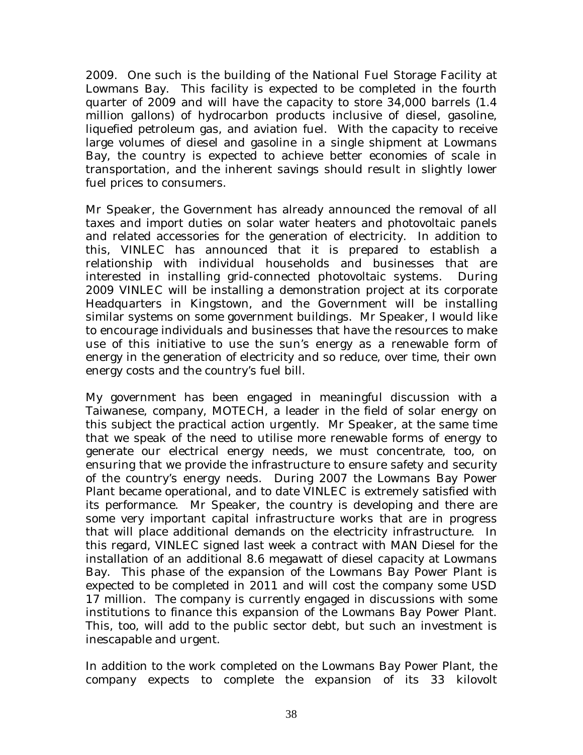2009. One such is the building of the National Fuel Storage Facility at Lowmans Bay. This facility is expected to be completed in the fourth quarter of 2009 and will have the capacity to store 34,000 barrels (1.4 million gallons) of hydrocarbon products inclusive of diesel, gasoline, liquefied petroleum gas, and aviation fuel. With the capacity to receive large volumes of diesel and gasoline in a single shipment at Lowmans Bay, the country is expected to achieve better economies of scale in transportation, and the inherent savings should result in slightly lower fuel prices to consumers.

Mr Speaker, the Government has already announced the removal of all taxes and import duties on solar water heaters and photovoltaic panels and related accessories for the generation of electricity. In addition to this, VINLEC has announced that it is prepared to establish a relationship with individual households and businesses that are interested in installing grid-connected photovoltaic systems. During 2009 VINLEC will be installing a demonstration project at its corporate Headquarters in Kingstown, and the Government will be installing similar systems on some government buildings. Mr Speaker, I would like to encourage individuals and businesses that have the resources to make use of this initiative to use the sun's energy as a renewable form of energy in the generation of electricity and so reduce, over time, their own energy costs and the country's fuel bill.

My government has been engaged in meaningful discussion with a Taiwanese, company, MOTECH, a leader in the field of solar energy on this subject the practical action urgently. Mr Speaker, at the same time that we speak of the need to utilise more renewable forms of energy to generate our electrical energy needs, we must concentrate, too, on ensuring that we provide the infrastructure to ensure safety and security of the country's energy needs. During 2007 the Lowmans Bay Power Plant became operational, and to date VINLEC is extremely satisfied with its performance. Mr Speaker, the country is developing and there are some very important capital infrastructure works that are in progress that will place additional demands on the electricity infrastructure. In this regard, VINLEC signed last week a contract with MAN Diesel for the installation of an additional 8.6 megawatt of diesel capacity at Lowmans Bay. This phase of the expansion of the Lowmans Bay Power Plant is expected to be completed in 2011 and will cost the company some USD 17 million. The company is currently engaged in discussions with some institutions to finance this expansion of the Lowmans Bay Power Plant. This, too, will add to the public sector debt, but such an investment is inescapable and urgent.

In addition to the work completed on the Lowmans Bay Power Plant, the company expects to complete the expansion of its 33 kilovolt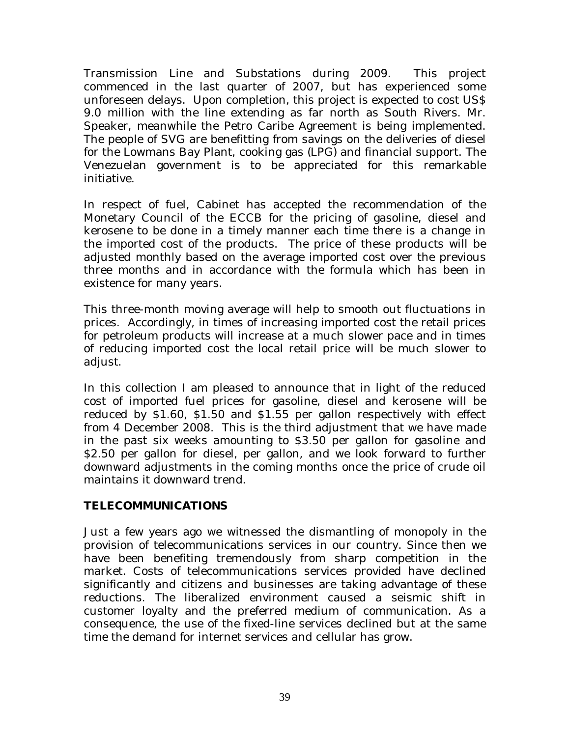Transmission Line and Substations during 2009. This project commenced in the last quarter of 2007, but has experienced some unforeseen delays. Upon completion, this project is expected to cost US$ 9.0 million with the line extending as far north as South Rivers. Mr. Speaker, meanwhile the Petro Caribe Agreement is being implemented. The people of SVG are benefitting from savings on the deliveries of diesel for the Lowmans Bay Plant, cooking gas (LPG) and financial support. The Venezuelan government is to be appreciated for this remarkable initiative.

In respect of fuel, Cabinet has accepted the recommendation of the Monetary Council of the ECCB for the pricing of gasoline, diesel and kerosene to be done in a timely manner each time there is a change in the imported cost of the products. The price of these products will be adjusted monthly based on the average imported cost over the previous three months and in accordance with the formula which has been in existence for many years.

This three-month moving average will help to smooth out fluctuations in prices. Accordingly, in times of increasing imported cost the retail prices for petroleum products will increase at a much slower pace and in times of reducing imported cost the local retail price will be much slower to adjust.

In this collection I am pleased to announce that in light of the reduced cost of imported fuel prices for gasoline, diesel and kerosene will be reduced by $1.60, $1.50 and $1.55 per gallon respectively with effect from 4 December 2008. This is the third adjustment that we have made in the past six weeks amounting to $3.50 per gallon for gasoline and $2.50 per gallon for diesel, per gallon, and we look forward to further downward adjustments in the coming months once the price of crude oil maintains it downward trend.

## TELECOMMUNICATIONS

Just a few years ago we witnessed the dismantling of monopoly in the provision of telecommunications services in our country. Since then we have been benefiting tremendously from sharp competition in the market. Costs of telecommunications services provided have declined significantly and citizens and businesses are taking advantage of these reductions. The liberalized environment caused a seismic shift in customer loyalty and the preferred medium of communication. As a consequence, the use of the fixed-line services declined but at the same time the demand for internet services and cellular has grow.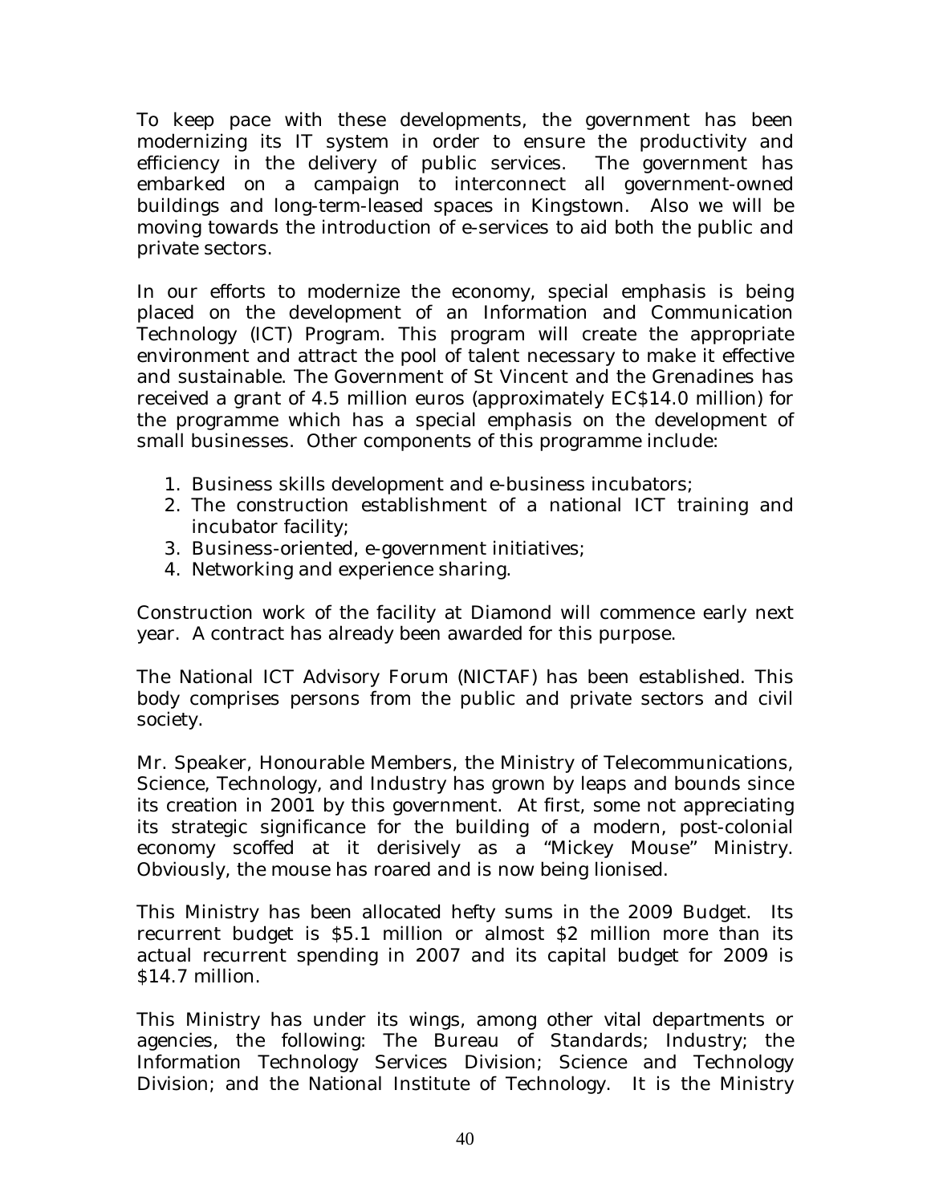To keep pace with these developments, the government has been modernizing its IT system in order to ensure the productivity and efficiency in the delivery of public services. The government has embarked on a campaign to interconnect all government-owned buildings and long-term-leased spaces in Kingstown. Also we will be moving towards the introduction of e-services to aid both the public and private sectors.

In our efforts to modernize the economy, special emphasis is being placed on the development of an Information and Communication Technology (ICT) Program. This program will create the appropriate environment and attract the pool of talent necessary to make it effective and sustainable. The Government of St Vincent and the Grenadines has received a grant of 4.5 million euros (approximately EC$14.0 million) for the programme which has a special emphasis on the development of small businesses. Other components of this programme include:

1. Business skills development and e-business incubators;
2. The construction establishment of a national ICT training and incubator facility;
3. Business-oriented, e-government initiatives;
4. Networking and experience sharing.

Construction work of the facility at Diamond will commence early next year. A contract has already been awarded for this purpose.

The National ICT Advisory Forum (NICTAF) has been established. This body comprises persons from the public and private sectors and civil society.

Mr. Speaker, Honourable Members, the Ministry of Telecommunications, Science, Technology, and Industry has grown by leaps and bounds since its creation in 2001 by this government. At first, some not appreciating its strategic significance for the building of a modern, post-colonial economy scoffed at it derisively as a "Mickey Mouse" Ministry. Obviously, the mouse has roared and is now being lionised.

This Ministry has been allocated hefty sums in the 2009 Budget. Its recurrent budget is $5.1 million or almost $2 million more than its actual recurrent spending in 2007 and its capital budget for 2009 is $14.7 million.

This Ministry has under its wings, among other vital departments or agencies, the following: The Bureau of Standards; Industry; the Information Technology Services Division; Science and Technology Division; and the National Institute of Technology. It is the Ministry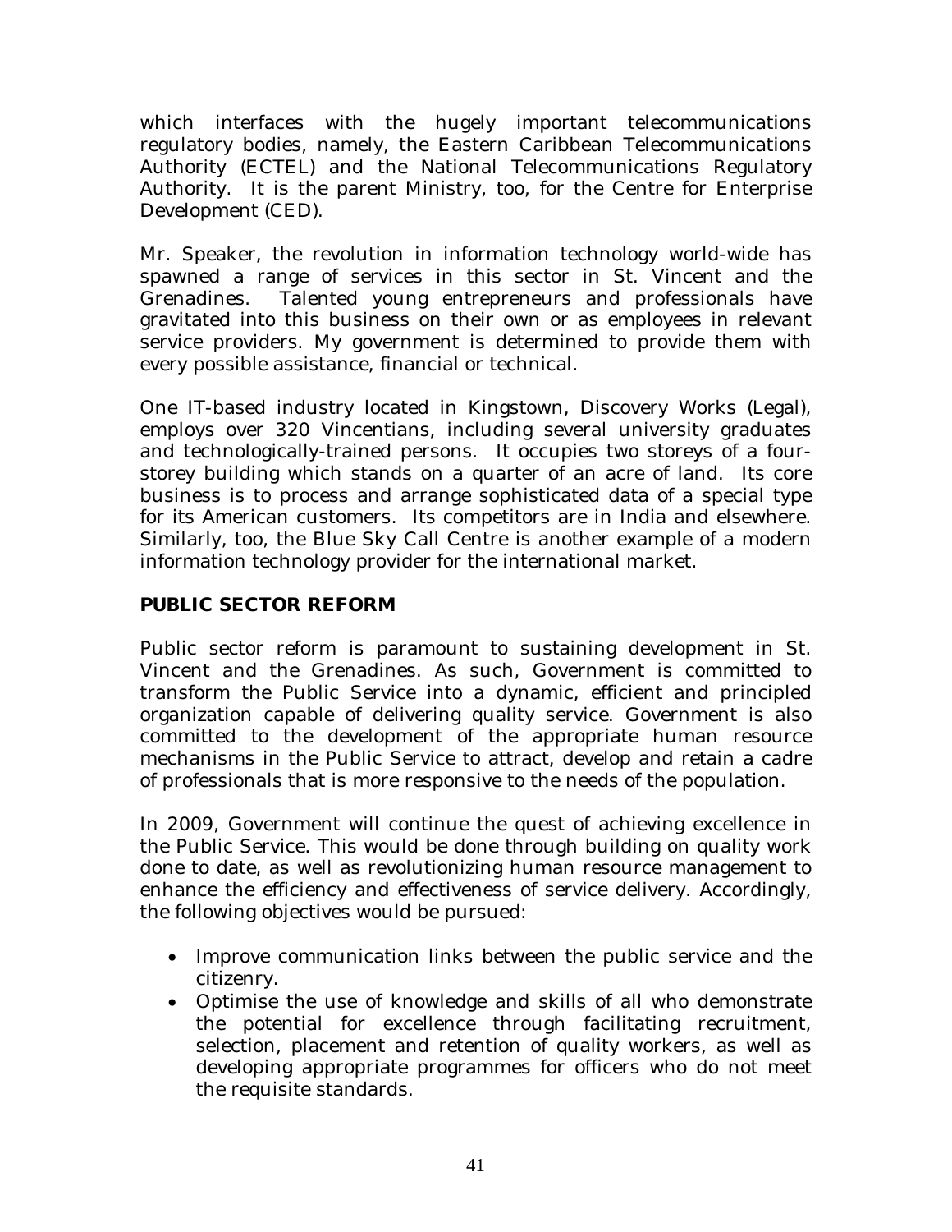which interfaces with the hugely important telecommunications regulatory bodies, namely, the Eastern Caribbean Telecommunications Authority (ECTEL) and the National Telecommunications Regulatory Authority. It is the parent Ministry, too, for the Centre for Enterprise Development (CED).

Mr. Speaker, the revolution in information technology world-wide has spawned a range of services in this sector in St. Vincent and the Grenadines. Talented young entrepreneurs and professionals have gravitated into this business on their own or as employees in relevant service providers. My government is determined to provide them with every possible assistance, financial or technical.

One IT-based industry located in Kingstown, Discovery Works (Legal), employs over 320 Vincentians, including several university graduates and technologically-trained persons. It occupies two storeys of a four-storey building which stands on a quarter of an acre of land. Its core business is to process and arrange sophisticated data of a special type for its American customers. Its competitors are in India and elsewhere. Similarly, too, the Blue Sky Call Centre is another example of a modern information technology provider for the international market.

## PUBLIC SECTOR REFORM

Public sector reform is paramount to sustaining development in St. Vincent and the Grenadines. As such, Government is committed to transform the Public Service into a dynamic, efficient and principled organization capable of delivering quality service. Government is also committed to the development of the appropriate human resource mechanisms in the Public Service to attract, develop and retain a cadre of professionals that is more responsive to the needs of the population.

In 2009, Government will continue the quest of achieving excellence in the Public Service. This would be done through building on quality work done to date, as well as revolutionizing human resource management to enhance the efficiency and effectiveness of service delivery. Accordingly, the following objectives would be pursued:

- Improve communication links between the public service and the citizenry.
- Optimise the use of knowledge and skills of all who demonstrate the potential for excellence through facilitating recruitment, selection, placement and retention of quality workers, as well as developing appropriate programmes for officers who do not meet the requisite standards.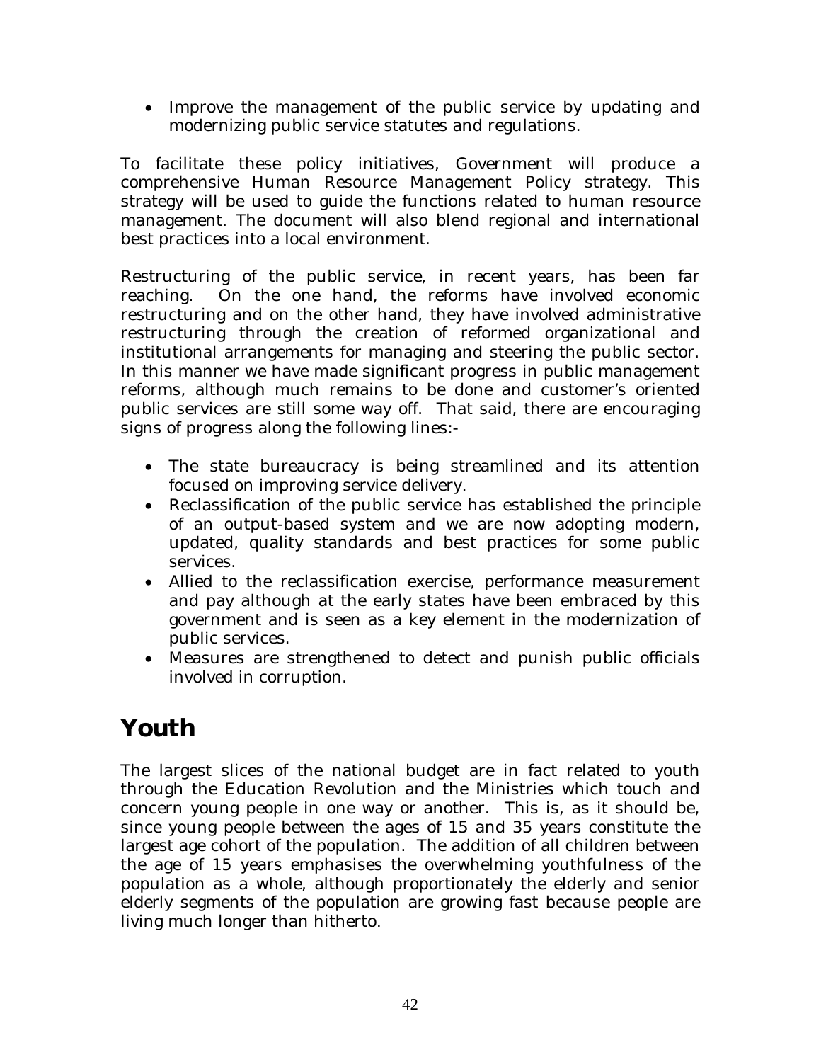- Improve the management of the public service by updating and modernizing public service statutes and regulations.

To facilitate these policy initiatives, Government will produce a comprehensive Human Resource Management Policy strategy. This strategy will be used to guide the functions related to human resource management. The document will also blend regional and international best practices into a local environment.

Restructuring of the public service, in recent years, has been far reaching. On the one hand, the reforms have involved economic restructuring and on the other hand, they have involved administrative restructuring through the creation of reformed organizational and institutional arrangements for managing and steering the public sector. In this manner we have made significant progress in public management reforms, although much remains to be done and customer's oriented public services are still some way off. That said, there are encouraging signs of progress along the following lines:-

- The state bureaucracy is being streamlined and its attention focused on improving service delivery.
- Reclassification of the public service has established the principle of an output-based system and we are now adopting modern, updated, quality standards and best practices for some public services.
- Allied to the reclassification exercise, performance measurement and pay although at the early states have been embraced by this government and is seen as a key element in the modernization of public services.
- Measures are strengthened to detect and punish public officials involved in corruption.

# Youth

The largest slices of the national budget are in fact related to youth through the Education Revolution and the Ministries which touch and concern young people in one way or another. This is, as it should be, since young people between the ages of 15 and 35 years constitute the largest age cohort of the population. The addition of all children between the age of 15 years emphasises the overwhelming youthfulness of the population as a whole, although proportionately the elderly and senior elderly segments of the population are growing fast because people are living much longer than hitherto.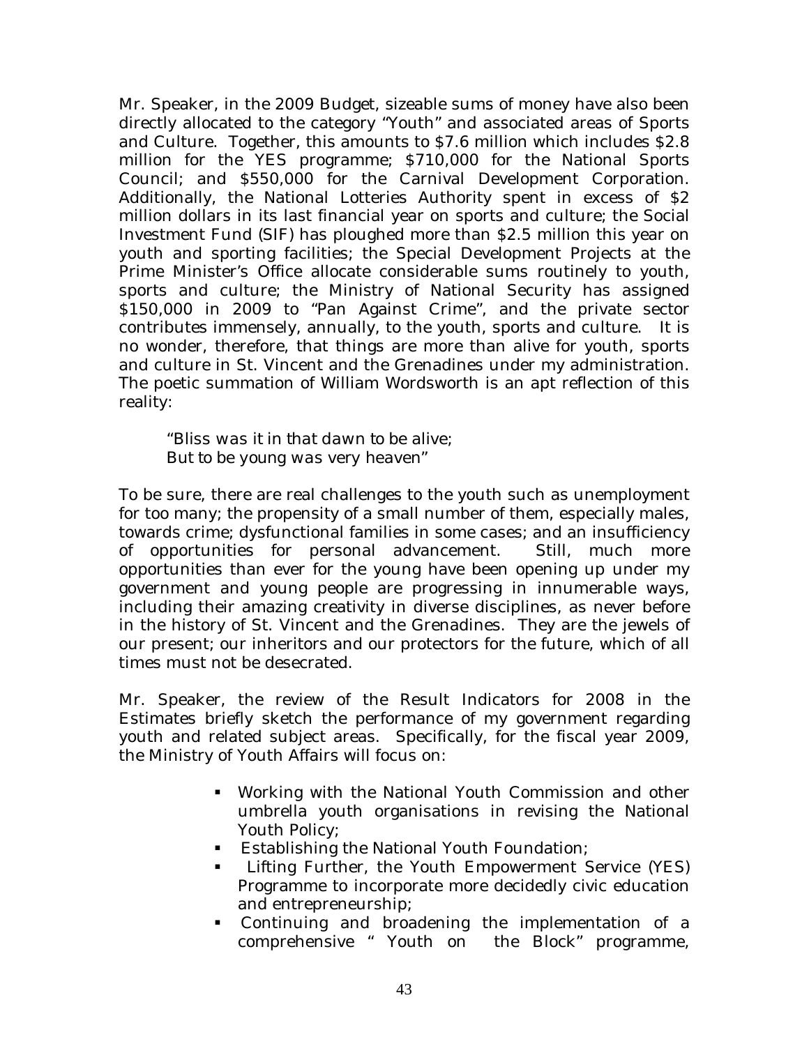Mr. Speaker, in the 2009 Budget, sizeable sums of money have also been directly allocated to the category "Youth" and associated areas of Sports and Culture. Together, this amounts to $7.6 million which includes $2.8 million for the YES programme; $710,000 for the National Sports Council; and $550,000 for the Carnival Development Corporation. Additionally, the National Lotteries Authority spent in excess of $2 million dollars in its last financial year on sports and culture; the Social Investment Fund (SIF) has ploughed more than $2.5 million this year on youth and sporting facilities; the Special Development Projects at the Prime Minister's Office allocate considerable sums routinely to youth, sports and culture; the Ministry of National Security has assigned $150,000 in 2009 to "Pan Against Crime", and the private sector contributes immensely, annually, to the youth, sports and culture. It is no wonder, therefore, that things are more than alive for youth, sports and culture in St. Vincent and the Grenadines under my administration. The poetic summation of William Wordsworth is an apt reflection of this reality:

> *"Bliss was it in that dawn to be alive;*
> *But to be young was very heaven"*

To be sure, there are real challenges to the youth such as unemployment for too many; the propensity of a small number of them, especially males, towards crime; dysfunctional families in some cases; and an insufficiency of opportunities for personal advancement. Still, much more opportunities than ever for the young have been opening up under my government and young people are progressing in innumerable ways, including their amazing creativity in diverse disciplines, as never before in the history of St. Vincent and the Grenadines. They are the jewels of our present; our inheritors and our protectors for the future, which of all times must not be desecrated.

Mr. Speaker, the review of the Result Indicators for 2008 in the Estimates briefly sketch the performance of my government regarding youth and related subject areas. Specifically, for the fiscal year 2009, the Ministry of Youth Affairs will focus on:

- Working with the National Youth Commission and other umbrella youth organisations in revising the National Youth Policy;
- Establishing the National Youth Foundation;
- Lifting Further, the Youth Empowerment Service (YES) Programme to incorporate more decidedly civic education and entrepreneurship;
- Continuing and broadening the implementation of a comprehensive " Youth on the Block" programme,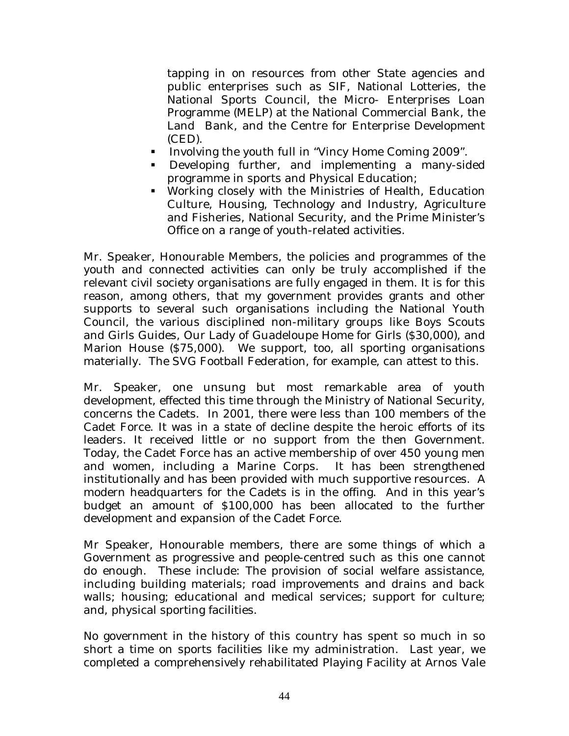tapping in on resources from other State agencies and public enterprises such as SIF, National Lotteries, the National Sports Council, the Micro- Enterprises Loan Programme (MELP) at the National Commercial Bank, the Land Bank, and the Centre for Enterprise Development (CED).

- Involving the youth full in "Vincy Home Coming 2009".
- Developing further, and implementing a many-sided programme in sports and Physical Education;
- Working closely with the Ministries of Health, Education Culture, Housing, Technology and Industry, Agriculture and Fisheries, National Security, and the Prime Minister's Office on a range of youth-related activities.

Mr. Speaker, Honourable Members, the policies and programmes of the youth and connected activities can only be truly accomplished if the relevant civil society organisations are fully engaged in them. It is for this reason, among others, that my government provides grants and other supports to several such organisations including the National Youth Council, the various disciplined non-military groups like Boys Scouts and Girls Guides, Our Lady of Guadeloupe Home for Girls ($30,000), and Marion House ($75,000). We support, too, all sporting organisations materially. The SVG Football Federation, for example, can attest to this.

Mr. Speaker, one unsung but most remarkable area of youth development, effected this time through the Ministry of National Security, concerns the Cadets. In 2001, there were less than 100 members of the Cadet Force. It was in a state of decline despite the heroic efforts of its leaders. It received little or no support from the then Government. Today, the Cadet Force has an active membership of over 450 young men and women, including a Marine Corps. It has been strengthened institutionally and has been provided with much supportive resources. A modern headquarters for the Cadets is in the offing. And in this year's budget an amount of $100,000 has been allocated to the further development and expansion of the Cadet Force.

Mr Speaker, Honourable members, there are some things of which a Government as progressive and people-centred such as this one cannot do enough. These include: The provision of social welfare assistance, including building materials; road improvements and drains and back walls; housing; educational and medical services; support for culture; and, physical sporting facilities.

No government in the history of this country has spent so much in so short a time on sports facilities like my administration. Last year, we completed a comprehensively rehabilitated Playing Facility at Arnos Vale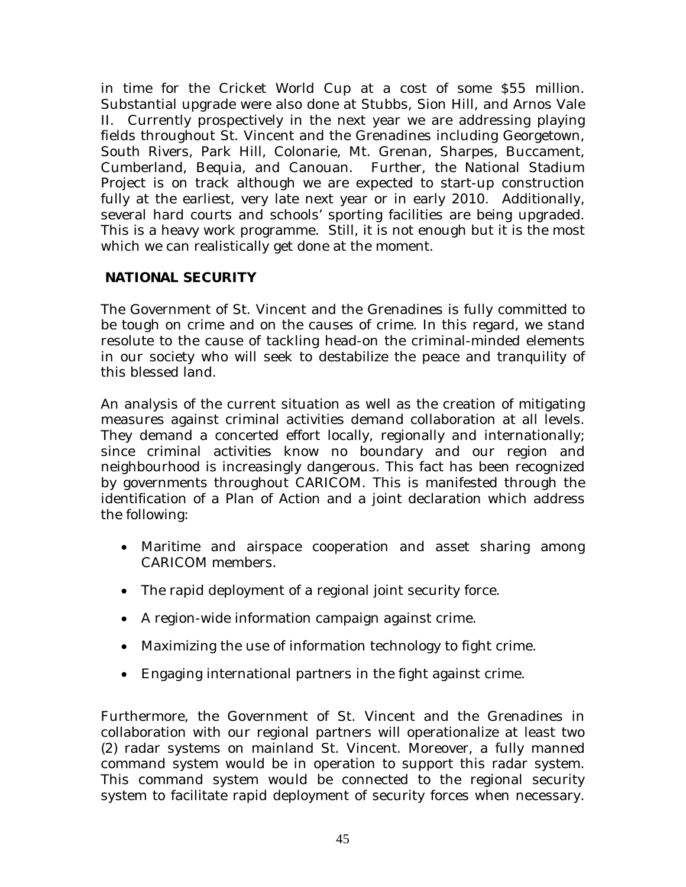in time for the Cricket World Cup at a cost of some $55 million. Substantial upgrade were also done at Stubbs, Sion Hill, and Arnos Vale II. Currently prospectively in the next year we are addressing playing fields throughout St. Vincent and the Grenadines including Georgetown, South Rivers, Park Hill, Colonarie, Mt. Grenan, Sharpes, Buccament, Cumberland, Bequia, and Canouan. Further, the National Stadium Project is on track although we are expected to start-up construction fully at the earliest, very late next year or in early 2010. Additionally, several hard courts and schools' sporting facilities are being upgraded. This is a heavy work programme. Still, it is not enough but it is the most which we can realistically get done at the moment.

## NATIONAL SECURITY

The Government of St. Vincent and the Grenadines is fully committed to be tough on crime and on the causes of crime. In this regard, we stand resolute to the cause of tackling head-on the criminal-minded elements in our society who will seek to destabilize the peace and tranquility of this blessed land.

An analysis of the current situation as well as the creation of mitigating measures against criminal activities demand collaboration at all levels. They demand a concerted effort locally, regionally and internationally; since criminal activities know no boundary and our region and neighbourhood is increasingly dangerous. This fact has been recognized by governments throughout CARICOM. This is manifested through the identification of a Plan of Action and a joint declaration which address the following:

- Maritime and airspace cooperation and asset sharing among CARICOM members.
- The rapid deployment of a regional joint security force.
- A region-wide information campaign against crime.
- Maximizing the use of information technology to fight crime.
- Engaging international partners in the fight against crime.

Furthermore, the Government of St. Vincent and the Grenadines in collaboration with our regional partners will operationalize at least two (2) radar systems on mainland St. Vincent. Moreover, a fully manned command system would be in operation to support this radar system. This command system would be connected to the regional security system to facilitate rapid deployment of security forces when necessary.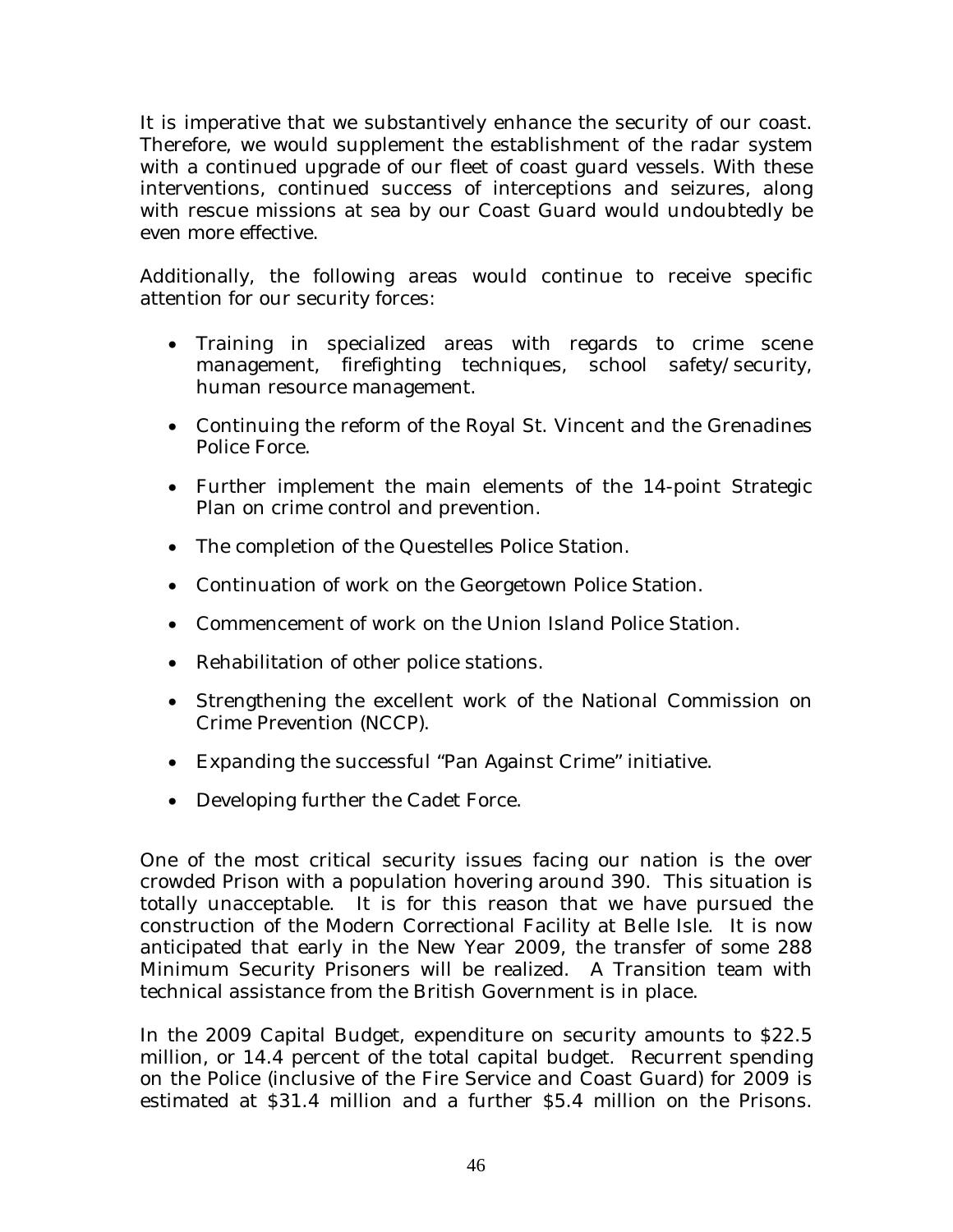It is imperative that we substantively enhance the security of our coast. Therefore, we would supplement the establishment of the radar system with a continued upgrade of our fleet of coast guard vessels. With these interventions, continued success of interceptions and seizures, along with rescue missions at sea by our Coast Guard would undoubtedly be even more effective.

Additionally, the following areas would continue to receive specific attention for our security forces:

- Training in specialized areas with regards to crime scene management, firefighting techniques, school safety/security, human resource management.
- Continuing the reform of the Royal St. Vincent and the Grenadines Police Force.
- Further implement the main elements of the 14-point Strategic Plan on crime control and prevention.
- The completion of the Questelles Police Station.
- Continuation of work on the Georgetown Police Station.
- Commencement of work on the Union Island Police Station.
- Rehabilitation of other police stations.
- Strengthening the excellent work of the National Commission on Crime Prevention (NCCP).
- Expanding the successful "Pan Against Crime" initiative.
- Developing further the Cadet Force.

One of the most critical security issues facing our nation is the over crowded Prison with a population hovering around 390. This situation is totally unacceptable. It is for this reason that we have pursued the construction of the Modern Correctional Facility at Belle Isle. It is now anticipated that early in the New Year 2009, the transfer of some 288 Minimum Security Prisoners will be realized. A Transition team with technical assistance from the British Government is in place.

In the 2009 Capital Budget, expenditure on security amounts to $22.5 million, or 14.4 percent of the total capital budget. Recurrent spending on the Police (inclusive of the Fire Service and Coast Guard) for 2009 is estimated at $31.4 million and a further $5.4 million on the Prisons.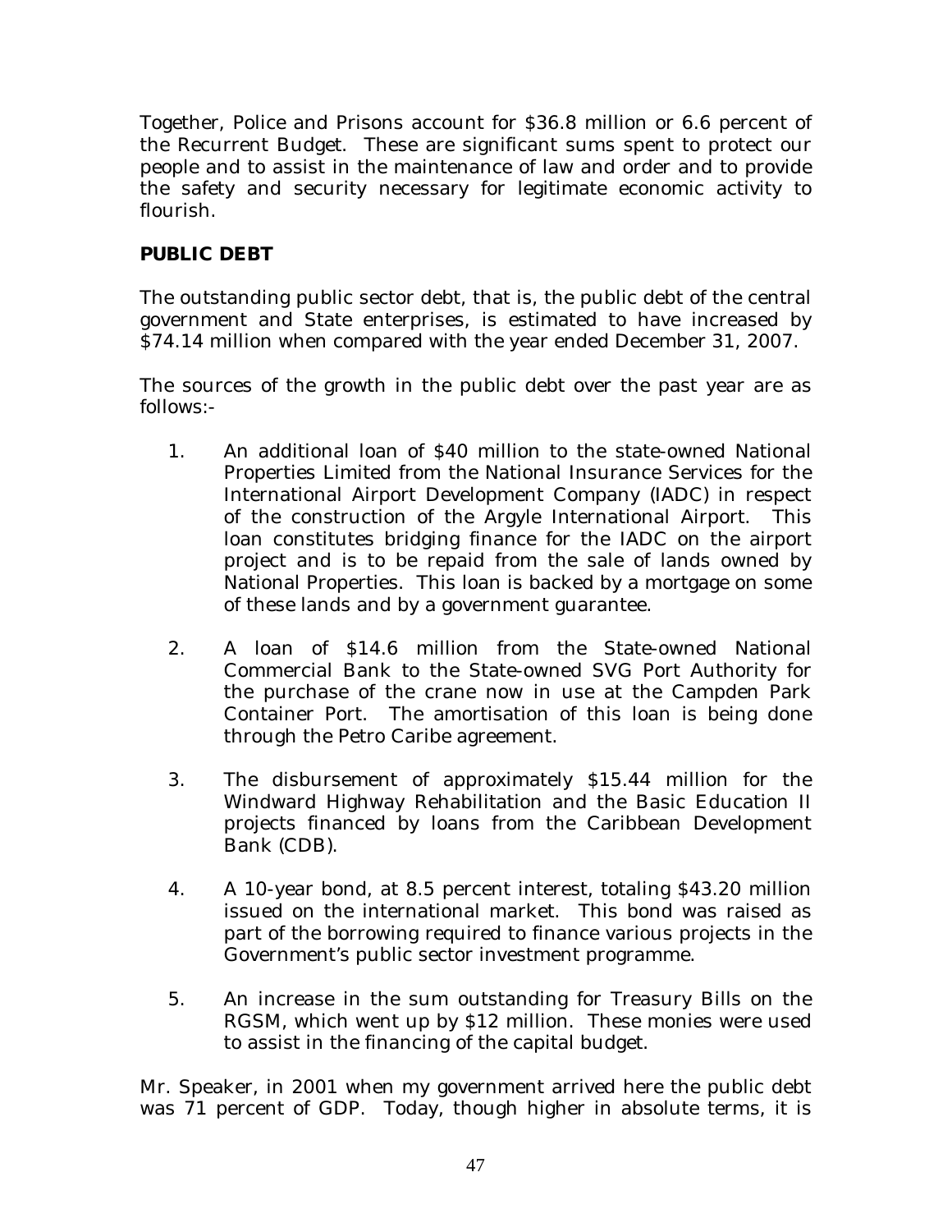Together, Police and Prisons account for $36.8 million or 6.6 percent of the Recurrent Budget. These are significant sums spent to protect our people and to assist in the maintenance of law and order and to provide the safety and security necessary for legitimate economic activity to flourish.

## PUBLIC DEBT

The outstanding public sector debt, that is, the public debt of the central government and State enterprises, is estimated to have increased by $74.14 million when compared with the year ended December 31, 2007.

The sources of the growth in the public debt over the past year are as follows:-

1. An additional loan of $40 million to the state-owned National Properties Limited from the National Insurance Services for the International Airport Development Company (IADC) in respect of the construction of the Argyle International Airport. This loan constitutes bridging finance for the IADC on the airport project and is to be repaid from the sale of lands owned by National Properties. This loan is backed by a mortgage on some of these lands and by a government guarantee.

2. A loan of $14.6 million from the State-owned National Commercial Bank to the State-owned SVG Port Authority for the purchase of the crane now in use at the Campden Park Container Port. The amortisation of this loan is being done through the Petro Caribe agreement.

3. The disbursement of approximately $15.44 million for the Windward Highway Rehabilitation and the Basic Education II projects financed by loans from the Caribbean Development Bank (CDB).

4. A 10-year bond, at 8.5 percent interest, totaling $43.20 million issued on the international market. This bond was raised as part of the borrowing required to finance various projects in the Government's public sector investment programme.

5. An increase in the sum outstanding for Treasury Bills on the RGSM, which went up by $12 million. These monies were used to assist in the financing of the capital budget.

Mr. Speaker, in 2001 when my government arrived here the public debt was 71 percent of GDP. Today, though higher in absolute terms, it is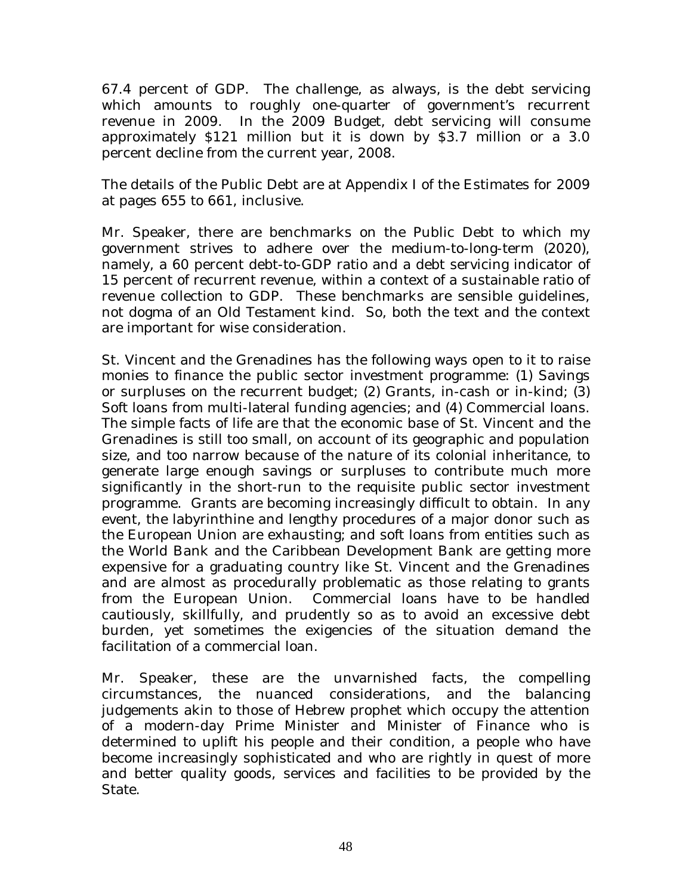67.4 percent of GDP. The challenge, as always, is the debt servicing which amounts to roughly one-quarter of government's recurrent revenue in 2009. In the 2009 Budget, debt servicing will consume approximately $121 million but it is down by $3.7 million or a 3.0 percent decline from the current year, 2008.

The details of the Public Debt are at Appendix I of the Estimates for 2009 at pages 655 to 661, inclusive.

Mr. Speaker, there are benchmarks on the Public Debt to which my government strives to adhere over the medium-to-long-term (2020), namely, a 60 percent debt-to-GDP ratio and a debt servicing indicator of 15 percent of recurrent revenue, within a context of a sustainable ratio of revenue collection to GDP. These benchmarks are sensible guidelines, not dogma of an Old Testament kind. So, both the text and the context are important for wise consideration.

St. Vincent and the Grenadines has the following ways open to it to raise monies to finance the public sector investment programme: (1) Savings or surpluses on the recurrent budget; (2) Grants, in-cash or in-kind; (3) Soft loans from multi-lateral funding agencies; and (4) Commercial loans. The simple facts of life are that the economic base of St. Vincent and the Grenadines is still too small, on account of its geographic and population size, and too narrow because of the nature of its colonial inheritance, to generate large enough savings or surpluses to contribute much more significantly in the short-run to the requisite public sector investment programme. Grants are becoming increasingly difficult to obtain. In any event, the labyrinthine and lengthy procedures of a major donor such as the European Union are exhausting; and soft loans from entities such as the World Bank and the Caribbean Development Bank are getting more expensive for a graduating country like St. Vincent and the Grenadines and are almost as procedurally problematic as those relating to grants from the European Union. Commercial loans have to be handled cautiously, skillfully, and prudently so as to avoid an excessive debt burden, yet sometimes the exigencies of the situation demand the facilitation of a commercial loan.

Mr. Speaker, these are the unvarnished facts, the compelling circumstances, the nuanced considerations, and the balancing judgements akin to those of Hebrew prophet which occupy the attention of a modern-day Prime Minister and Minister of Finance who is determined to uplift his people and their condition, a people who have become increasingly sophisticated and who are rightly in quest of more and better quality goods, services and facilities to be provided by the State.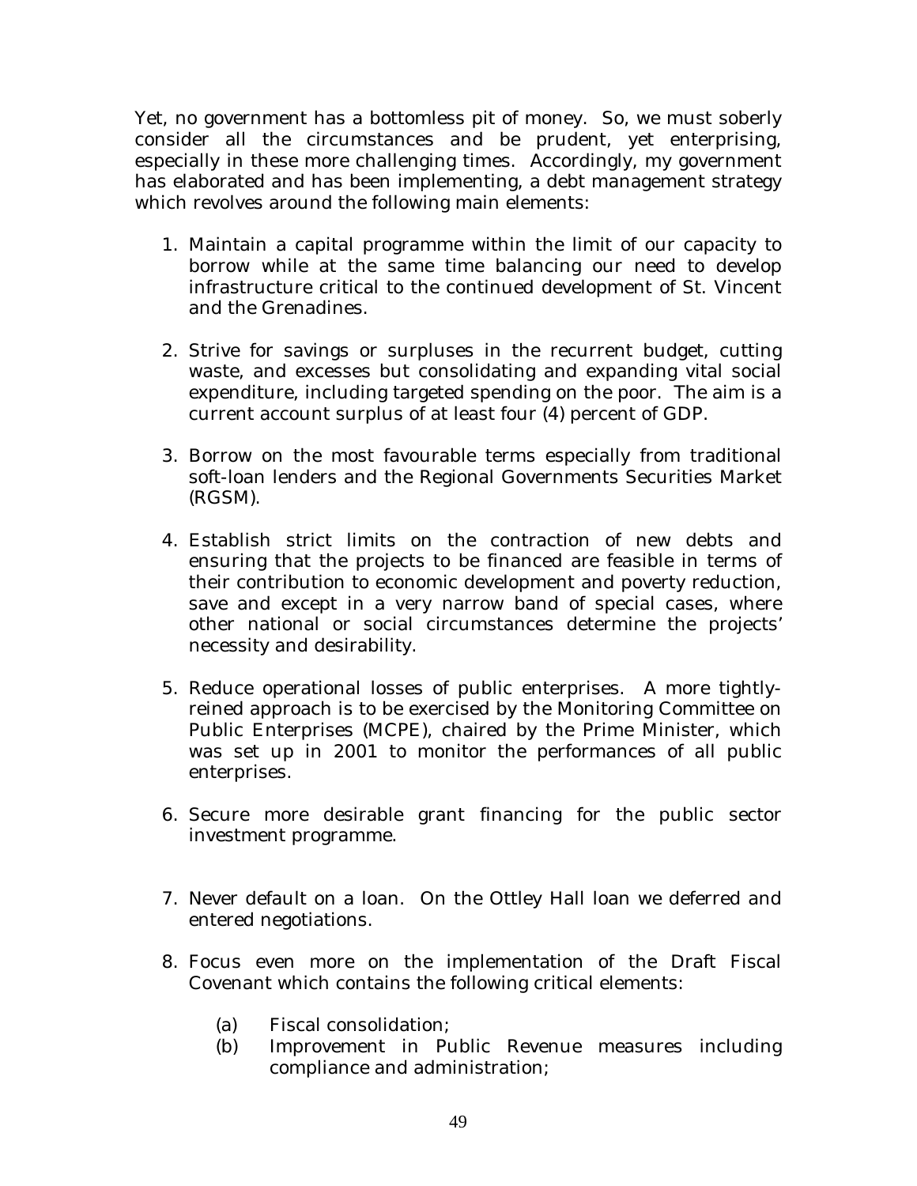Yet, no government has a bottomless pit of money. So, we must soberly consider all the circumstances and be prudent, yet enterprising, especially in these more challenging times. Accordingly, my government has elaborated and has been implementing, a debt management strategy which revolves around the following main elements:

1. Maintain a capital programme within the limit of our capacity to borrow while at the same time balancing our need to develop infrastructure critical to the continued development of St. Vincent and the Grenadines.

2. Strive for savings or surpluses in the recurrent budget, cutting waste, and excesses but consolidating and expanding vital social expenditure, including targeted spending on the poor. The aim is a current account surplus of at least four (4) percent of GDP.

3. Borrow on the most favourable terms especially from traditional soft-loan lenders and the Regional Governments Securities Market (RGSM).

4. Establish strict limits on the contraction of new debts and ensuring that the projects to be financed are feasible in terms of their contribution to economic development and poverty reduction, save and except in a very narrow band of special cases, where other national or social circumstances determine the projects' necessity and desirability.

5. Reduce operational losses of public enterprises. A more tightly-reined approach is to be exercised by the Monitoring Committee on Public Enterprises (MCPE), chaired by the Prime Minister, which was set up in 2001 to monitor the performances of all public enterprises.

6. Secure more desirable grant financing for the public sector investment programme.

7. Never default on a loan. On the Ottley Hall loan we deferred and entered negotiations.

8. Focus even more on the implementation of the Draft Fiscal Covenant which contains the following critical elements:

   (a) Fiscal consolidation;
   (b) Improvement in Public Revenue measures including compliance and administration;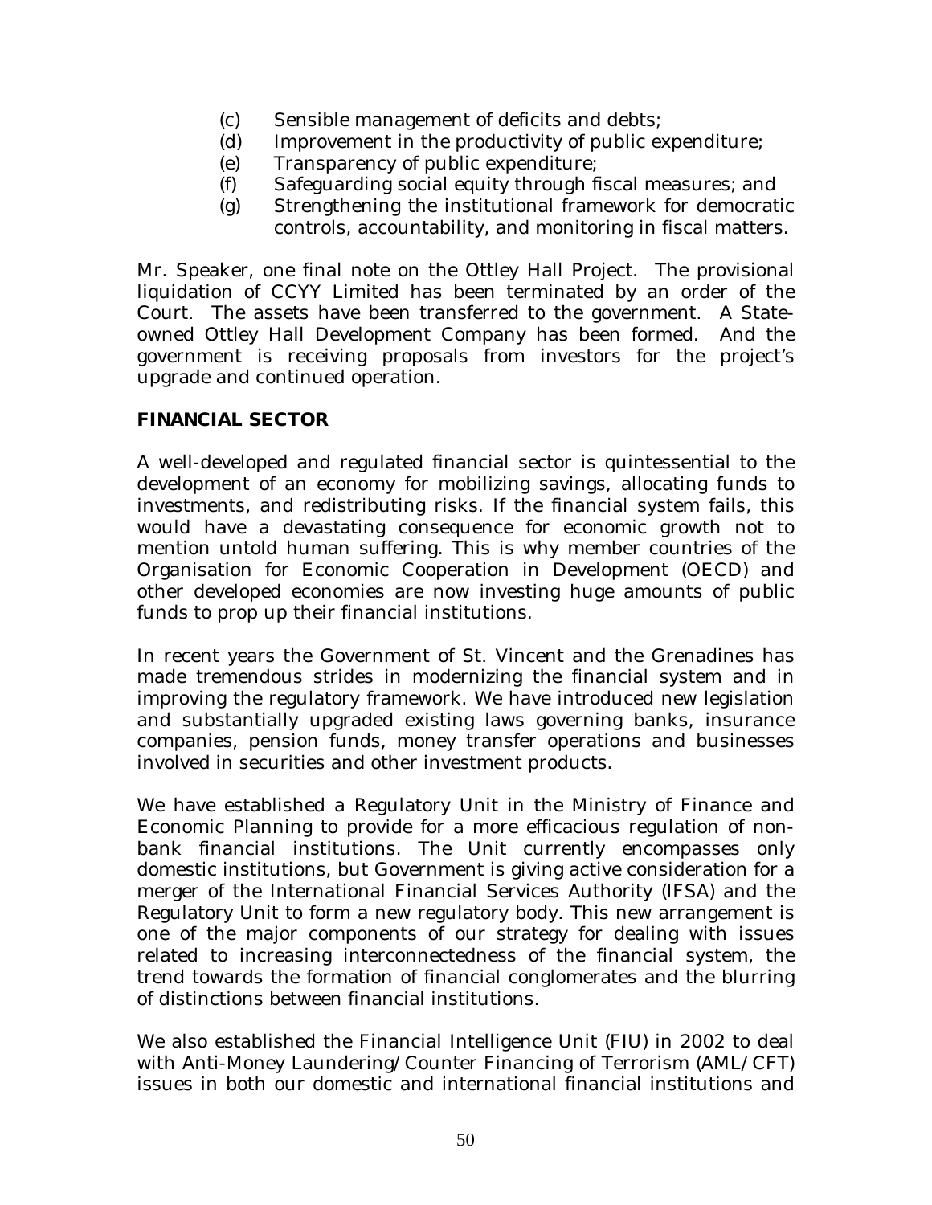(c) Sensible management of deficits and debts;
(d) Improvement in the productivity of public expenditure;
(e) Transparency of public expenditure;
(f) Safeguarding social equity through fiscal measures; and
(g) Strengthening the institutional framework for democratic controls, accountability, and monitoring in fiscal matters.

Mr. Speaker, one final note on the Ottley Hall Project. The provisional liquidation of CCYY Limited has been terminated by an order of the Court. The assets have been transferred to the government. A State-owned Ottley Hall Development Company has been formed. And the government is receiving proposals from investors for the project's upgrade and continued operation.

## FINANCIAL SECTOR

A well-developed and regulated financial sector is quintessential to the development of an economy for mobilizing savings, allocating funds to investments, and redistributing risks. If the financial system fails, this would have a devastating consequence for economic growth not to mention untold human suffering. This is why member countries of the Organisation for Economic Cooperation in Development (OECD) and other developed economies are now investing huge amounts of public funds to prop up their financial institutions.

In recent years the Government of St. Vincent and the Grenadines has made tremendous strides in modernizing the financial system and in improving the regulatory framework. We have introduced new legislation and substantially upgraded existing laws governing banks, insurance companies, pension funds, money transfer operations and businesses involved in securities and other investment products.

We have established a Regulatory Unit in the Ministry of Finance and Economic Planning to provide for a more efficacious regulation of non-bank financial institutions. The Unit currently encompasses only domestic institutions, but Government is giving active consideration for a merger of the International Financial Services Authority (IFSA) and the Regulatory Unit to form a new regulatory body. This new arrangement is one of the major components of our strategy for dealing with issues related to increasing interconnectedness of the financial system, the trend towards the formation of financial conglomerates and the blurring of distinctions between financial institutions.

We also established the Financial Intelligence Unit (FIU) in 2002 to deal with Anti-Money Laundering/Counter Financing of Terrorism (AML/CFT) issues in both our domestic and international financial institutions and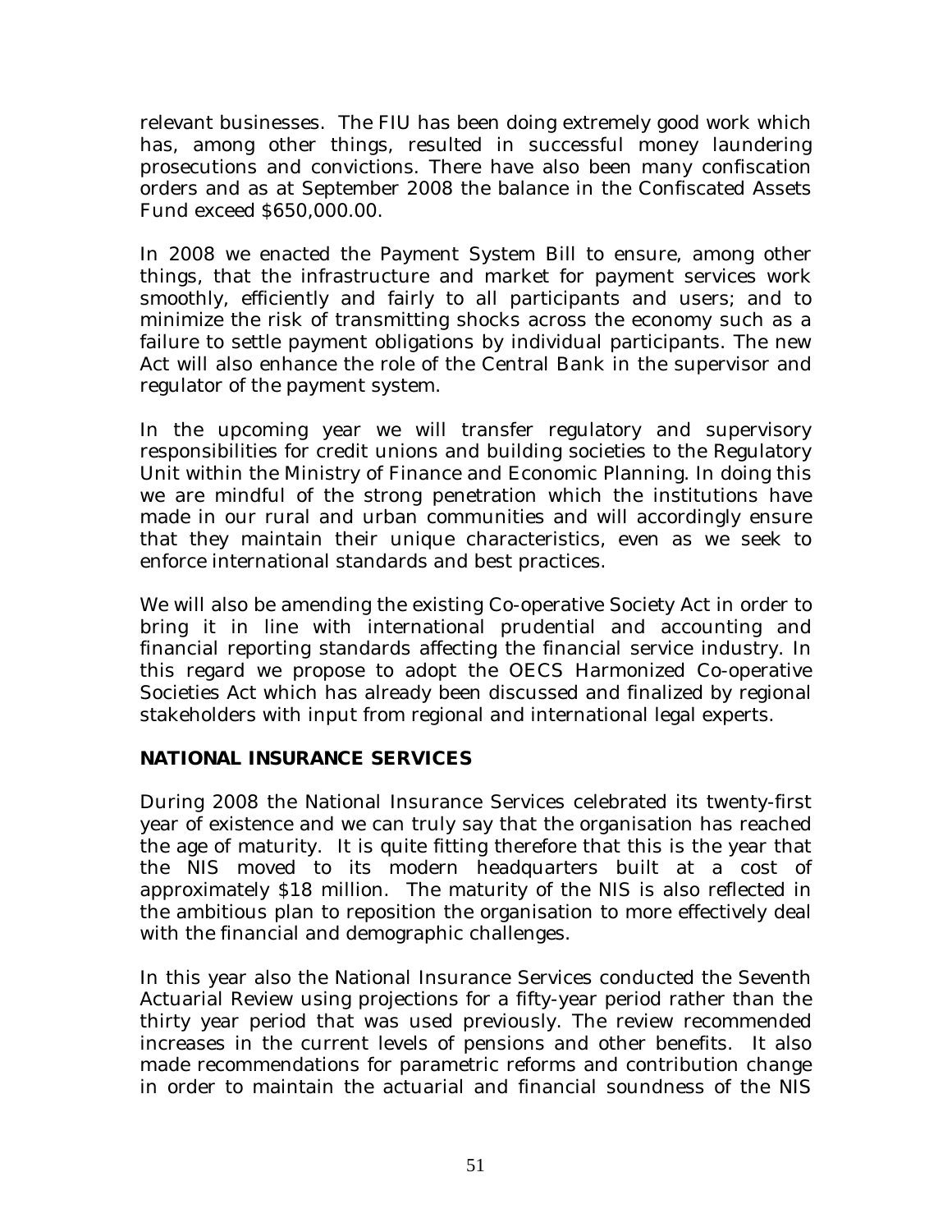relevant businesses. The FIU has been doing extremely good work which has, among other things, resulted in successful money laundering prosecutions and convictions. There have also been many confiscation orders and as at September 2008 the balance in the Confiscated Assets Fund exceed $650,000.00.

In 2008 we enacted the Payment System Bill to ensure, among other things, that the infrastructure and market for payment services work smoothly, efficiently and fairly to all participants and users; and to minimize the risk of transmitting shocks across the economy such as a failure to settle payment obligations by individual participants. The new Act will also enhance the role of the Central Bank in the supervisor and regulator of the payment system.

In the upcoming year we will transfer regulatory and supervisory responsibilities for credit unions and building societies to the Regulatory Unit within the Ministry of Finance and Economic Planning. In doing this we are mindful of the strong penetration which the institutions have made in our rural and urban communities and will accordingly ensure that they maintain their unique characteristics, even as we seek to enforce international standards and best practices.

We will also be amending the existing Co-operative Society Act in order to bring it in line with international prudential and accounting and financial reporting standards affecting the financial service industry. In this regard we propose to adopt the OECS Harmonized Co-operative Societies Act which has already been discussed and finalized by regional stakeholders with input from regional and international legal experts.

## NATIONAL INSURANCE SERVICES

During 2008 the National Insurance Services celebrated its twenty-first year of existence and we can truly say that the organisation has reached the age of maturity. It is quite fitting therefore that this is the year that the NIS moved to its modern headquarters built at a cost of approximately $18 million. The maturity of the NIS is also reflected in the ambitious plan to reposition the organisation to more effectively deal with the financial and demographic challenges.

In this year also the National Insurance Services conducted the Seventh Actuarial Review using projections for a fifty-year period rather than the thirty year period that was used previously. The review recommended increases in the current levels of pensions and other benefits. It also made recommendations for parametric reforms and contribution change in order to maintain the actuarial and financial soundness of the NIS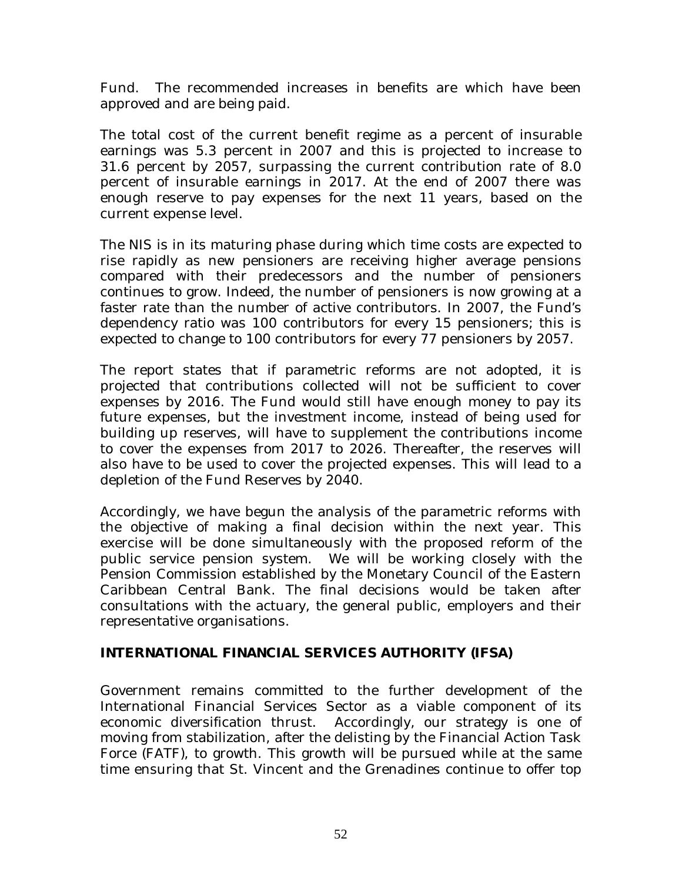Fund. The recommended increases in benefits are which have been approved and are being paid.

The total cost of the current benefit regime as a percent of insurable earnings was 5.3 percent in 2007 and this is projected to increase to 31.6 percent by 2057, surpassing the current contribution rate of 8.0 percent of insurable earnings in 2017. At the end of 2007 there was enough reserve to pay expenses for the next 11 years, based on the current expense level.

The NIS is in its maturing phase during which time costs are expected to rise rapidly as new pensioners are receiving higher average pensions compared with their predecessors and the number of pensioners continues to grow. Indeed, the number of pensioners is now growing at a faster rate than the number of active contributors. In 2007, the Fund's dependency ratio was 100 contributors for every 15 pensioners; this is expected to change to 100 contributors for every 77 pensioners by 2057.

The report states that if parametric reforms are not adopted, it is projected that contributions collected will not be sufficient to cover expenses by 2016. The Fund would still have enough money to pay its future expenses, but the investment income, instead of being used for building up reserves, will have to supplement the contributions income to cover the expenses from 2017 to 2026. Thereafter, the reserves will also have to be used to cover the projected expenses. This will lead to a depletion of the Fund Reserves by 2040.

Accordingly, we have begun the analysis of the parametric reforms with the objective of making a final decision within the next year. This exercise will be done simultaneously with the proposed reform of the public service pension system. We will be working closely with the Pension Commission established by the Monetary Council of the Eastern Caribbean Central Bank. The final decisions would be taken after consultations with the actuary, the general public, employers and their representative organisations.

## INTERNATIONAL FINANCIAL SERVICES AUTHORITY (IFSA)

Government remains committed to the further development of the International Financial Services Sector as a viable component of its economic diversification thrust. Accordingly, our strategy is one of moving from stabilization, after the delisting by the Financial Action Task Force (FATF), to growth. This growth will be pursued while at the same time ensuring that St. Vincent and the Grenadines continue to offer top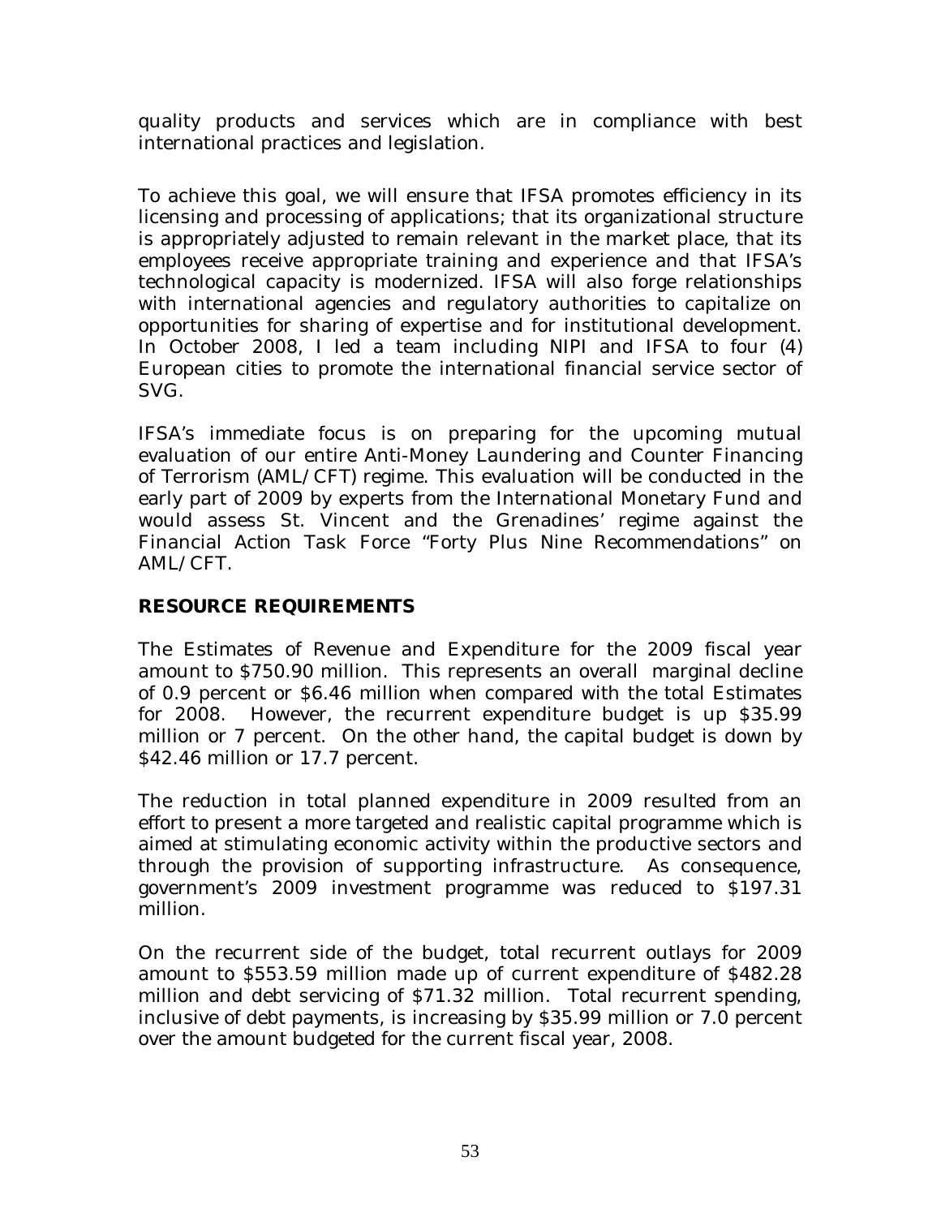quality products and services which are in compliance with best international practices and legislation.

To achieve this goal, we will ensure that IFSA promotes efficiency in its licensing and processing of applications; that its organizational structure is appropriately adjusted to remain relevant in the market place, that its employees receive appropriate training and experience and that IFSA's technological capacity is modernized. IFSA will also forge relationships with international agencies and regulatory authorities to capitalize on opportunities for sharing of expertise and for institutional development. In October 2008, I led a team including NIPI and IFSA to four (4) European cities to promote the international financial service sector of SVG.

IFSA's immediate focus is on preparing for the upcoming mutual evaluation of our entire Anti-Money Laundering and Counter Financing of Terrorism (AML/CFT) regime. This evaluation will be conducted in the early part of 2009 by experts from the International Monetary Fund and would assess St. Vincent and the Grenadines' regime against the Financial Action Task Force "Forty Plus Nine Recommendations" on AML/CFT.

## RESOURCE REQUIREMENTS

The Estimates of Revenue and Expenditure for the 2009 fiscal year amount to $750.90 million. This represents an overall marginal decline of 0.9 percent or $6.46 million when compared with the total Estimates for 2008. However, the recurrent expenditure budget is up $35.99 million or 7 percent. On the other hand, the capital budget is down by $42.46 million or 17.7 percent.

The reduction in total planned expenditure in 2009 resulted from an effort to present a more targeted and realistic capital programme which is aimed at stimulating economic activity within the productive sectors and through the provision of supporting infrastructure. As consequence, government's 2009 investment programme was reduced to $197.31 million.

On the recurrent side of the budget, total recurrent outlays for 2009 amount to $553.59 million made up of current expenditure of $482.28 million and debt servicing of $71.32 million. Total recurrent spending, inclusive of debt payments, is increasing by $35.99 million or 7.0 percent over the amount budgeted for the current fiscal year, 2008.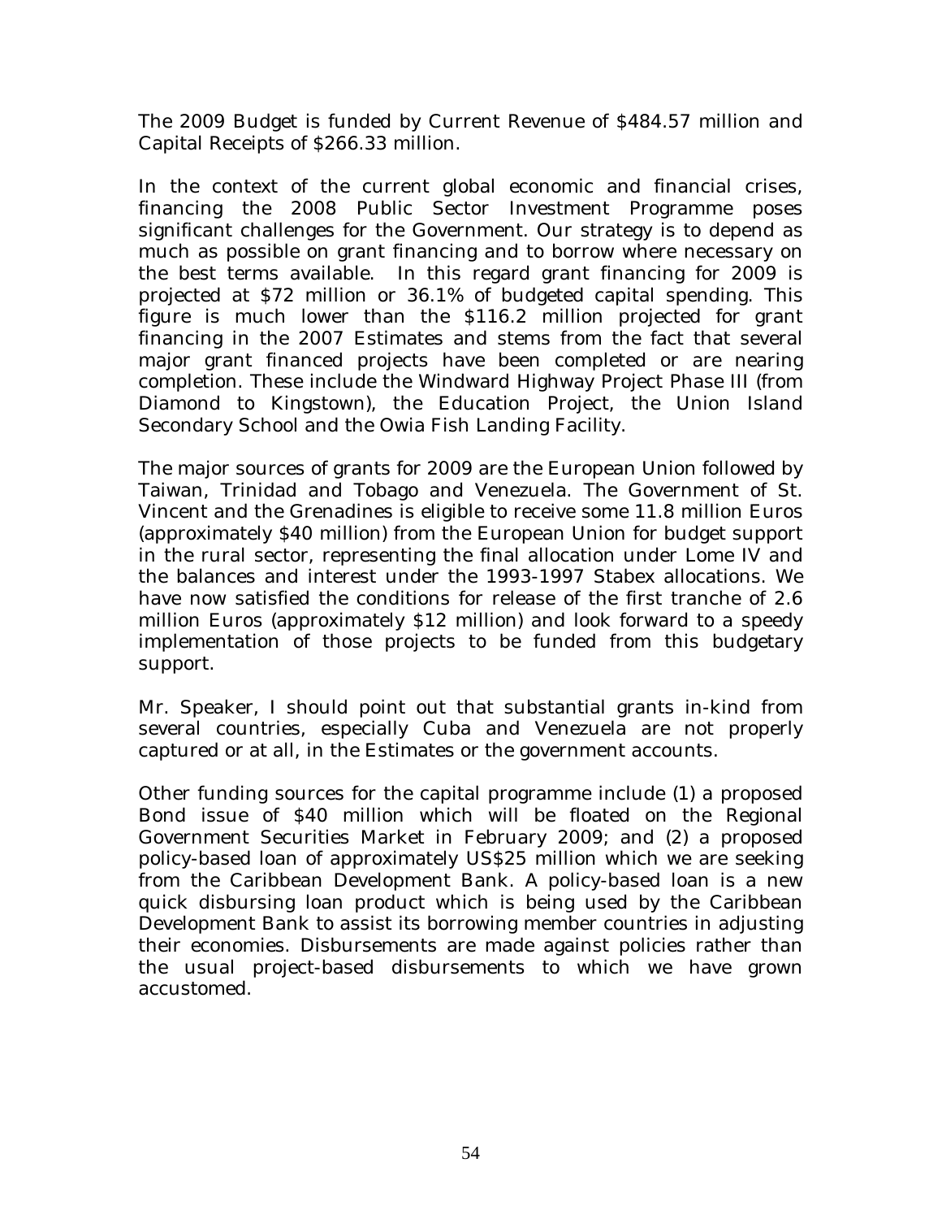The 2009 Budget is funded by Current Revenue of $484.57 million and Capital Receipts of $266.33 million.

In the context of the current global economic and financial crises, financing the 2008 Public Sector Investment Programme poses significant challenges for the Government. Our strategy is to depend as much as possible on grant financing and to borrow where necessary on the best terms available. In this regard grant financing for 2009 is projected at $72 million or 36.1% of budgeted capital spending. This figure is much lower than the $116.2 million projected for grant financing in the 2007 Estimates and stems from the fact that several major grant financed projects have been completed or are nearing completion. These include the Windward Highway Project Phase III (from Diamond to Kingstown), the Education Project, the Union Island Secondary School and the Owia Fish Landing Facility.

The major sources of grants for 2009 are the European Union followed by Taiwan, Trinidad and Tobago and Venezuela. The Government of St. Vincent and the Grenadines is eligible to receive some 11.8 million Euros (approximately $40 million) from the European Union for budget support in the rural sector, representing the final allocation under Lome IV and the balances and interest under the 1993-1997 Stabex allocations. We have now satisfied the conditions for release of the first tranche of 2.6 million Euros (approximately $12 million) and look forward to a speedy implementation of those projects to be funded from this budgetary support.

Mr. Speaker, I should point out that substantial grants in-kind from several countries, especially Cuba and Venezuela are not properly captured or at all, in the Estimates or the government accounts.

Other funding sources for the capital programme include (1) a proposed Bond issue of $40 million which will be floated on the Regional Government Securities Market in February 2009; and (2) a proposed policy-based loan of approximately US$25 million which we are seeking from the Caribbean Development Bank. A policy-based loan is a new quick disbursing loan product which is being used by the Caribbean Development Bank to assist its borrowing member countries in adjusting their economies. Disbursements are made against policies rather than the usual project-based disbursements to which we have grown accustomed.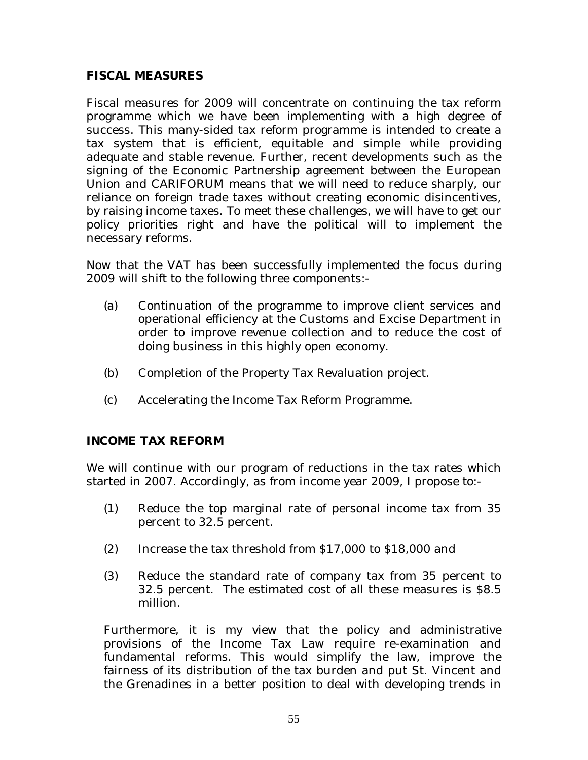## FISCAL MEASURES

Fiscal measures for 2009 will concentrate on continuing the tax reform programme which we have been implementing with a high degree of success. This many-sided tax reform programme is intended to create a tax system that is efficient, equitable and simple while providing adequate and stable revenue. Further, recent developments such as the signing of the Economic Partnership agreement between the European Union and CARIFORUM means that we will need to reduce sharply, our reliance on foreign trade taxes without creating economic disincentives, by raising income taxes. To meet these challenges, we will have to get our policy priorities right and have the political will to implement the necessary reforms.

Now that the VAT has been successfully implemented the focus during 2009 will shift to the following three components:-

(a) Continuation of the programme to improve client services and operational efficiency at the Customs and Excise Department in order to improve revenue collection and to reduce the cost of doing business in this highly open economy.

(b) Completion of the Property Tax Revaluation project.

(c) Accelerating the Income Tax Reform Programme.

## INCOME TAX REFORM

We will continue with our program of reductions in the tax rates which started in 2007. Accordingly, as from income year 2009, I propose to:-

(1) Reduce the top marginal rate of personal income tax from 35 percent to 32.5 percent.

(2) Increase the tax threshold from $17,000 to $18,000 and

(3) Reduce the standard rate of company tax from 35 percent to 32.5 percent. The estimated cost of all these measures is $8.5 million.

Furthermore, it is my view that the policy and administrative provisions of the Income Tax Law require re-examination and fundamental reforms. This would simplify the law, improve the fairness of its distribution of the tax burden and put St. Vincent and the Grenadines in a better position to deal with developing trends in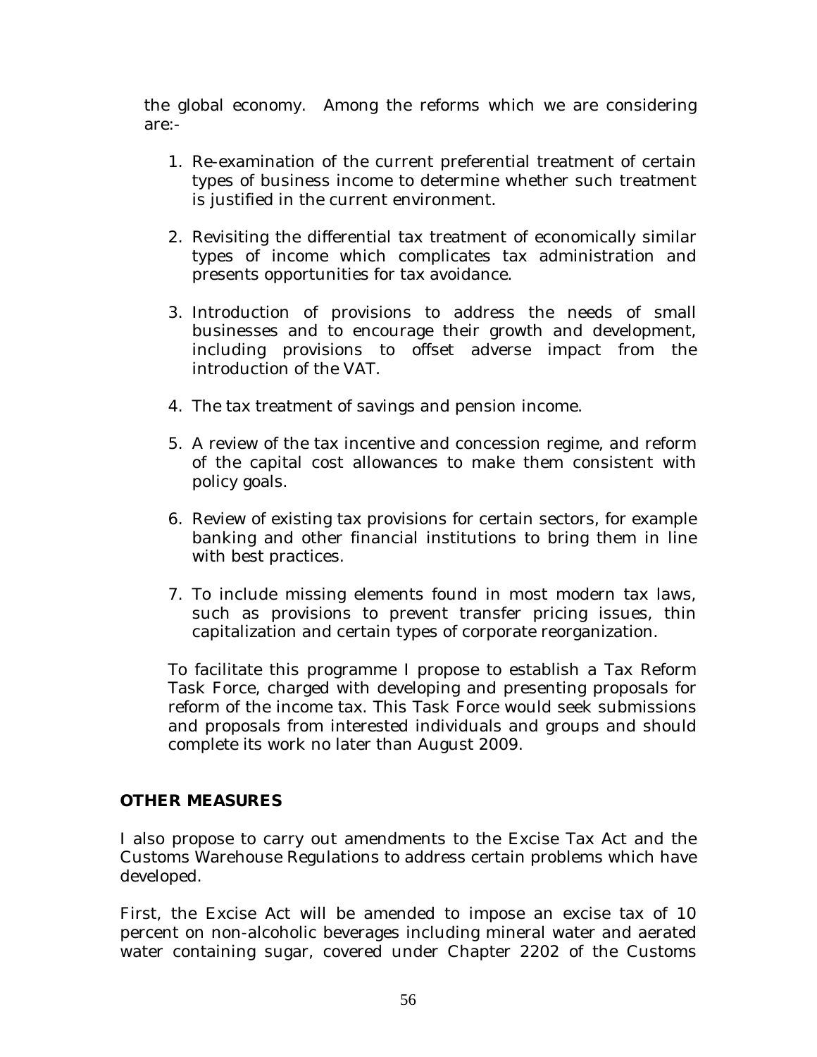the global economy. Among the reforms which we are considering are:-

1. Re-examination of the current preferential treatment of certain types of business income to determine whether such treatment is justified in the current environment.

2. Revisiting the differential tax treatment of economically similar types of income which complicates tax administration and presents opportunities for tax avoidance.

3. Introduction of provisions to address the needs of small businesses and to encourage their growth and development, including provisions to offset adverse impact from the introduction of the VAT.

4. The tax treatment of savings and pension income.

5. A review of the tax incentive and concession regime, and reform of the capital cost allowances to make them consistent with policy goals.

6. Review of existing tax provisions for certain sectors, for example banking and other financial institutions to bring them in line with best practices.

7. To include missing elements found in most modern tax laws, such as provisions to prevent transfer pricing issues, thin capitalization and certain types of corporate reorganization.

To facilitate this programme I propose to establish a Tax Reform Task Force, charged with developing and presenting proposals for reform of the income tax. This Task Force would seek submissions and proposals from interested individuals and groups and should complete its work no later than August 2009.

**OTHER MEASURES**

I also propose to carry out amendments to the Excise Tax Act and the Customs Warehouse Regulations to address certain problems which have developed.

First, the Excise Act will be amended to impose an excise tax of 10 percent on non-alcoholic beverages including mineral water and aerated water containing sugar, covered under Chapter 2202 of the Customs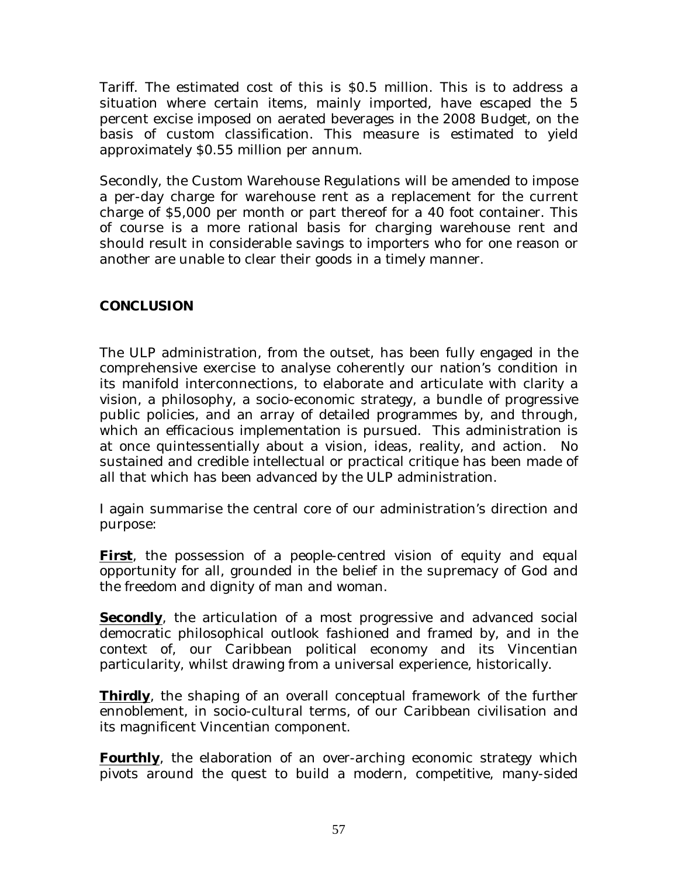Tariff. The estimated cost of this is $0.5 million. This is to address a situation where certain items, mainly imported, have escaped the 5 percent excise imposed on aerated beverages in the 2008 Budget, on the basis of custom classification. This measure is estimated to yield approximately $0.55 million per annum.

Secondly, the Custom Warehouse Regulations will be amended to impose a per-day charge for warehouse rent as a replacement for the current charge of $5,000 per month or part thereof for a 40 foot container. This of course is a more rational basis for charging warehouse rent and should result in considerable savings to importers who for one reason or another are unable to clear their goods in a timely manner.

## CONCLUSION

The ULP administration, from the outset, has been fully engaged in the comprehensive exercise to analyse coherently our nation's condition in its manifold interconnections, to elaborate and articulate with clarity a vision, a philosophy, a socio-economic strategy, a bundle of progressive public policies, and an array of detailed programmes by, and through, which an efficacious implementation is pursued. This administration is at once quintessentially about a vision, ideas, reality, and action. No sustained and credible intellectual or practical critique has been made of all that which has been advanced by the ULP administration.

I again summarise the central core of our administration's direction and purpose:

**First**, the possession of a people-centred vision of equity and equal opportunity for all, grounded in the belief in the supremacy of God and the freedom and dignity of man and woman.

**Secondly**, the articulation of a most progressive and advanced social democratic philosophical outlook fashioned and framed by, and in the context of, our Caribbean political economy and its Vincentian particularity, whilst drawing from a universal experience, historically.

**Thirdly**, the shaping of an overall conceptual framework of the further ennoblement, in socio-cultural terms, of our Caribbean civilisation and its magnificent Vincentian component.

**Fourthly**, the elaboration of an over-arching economic strategy which pivots around the quest to build a modern, competitive, many-sided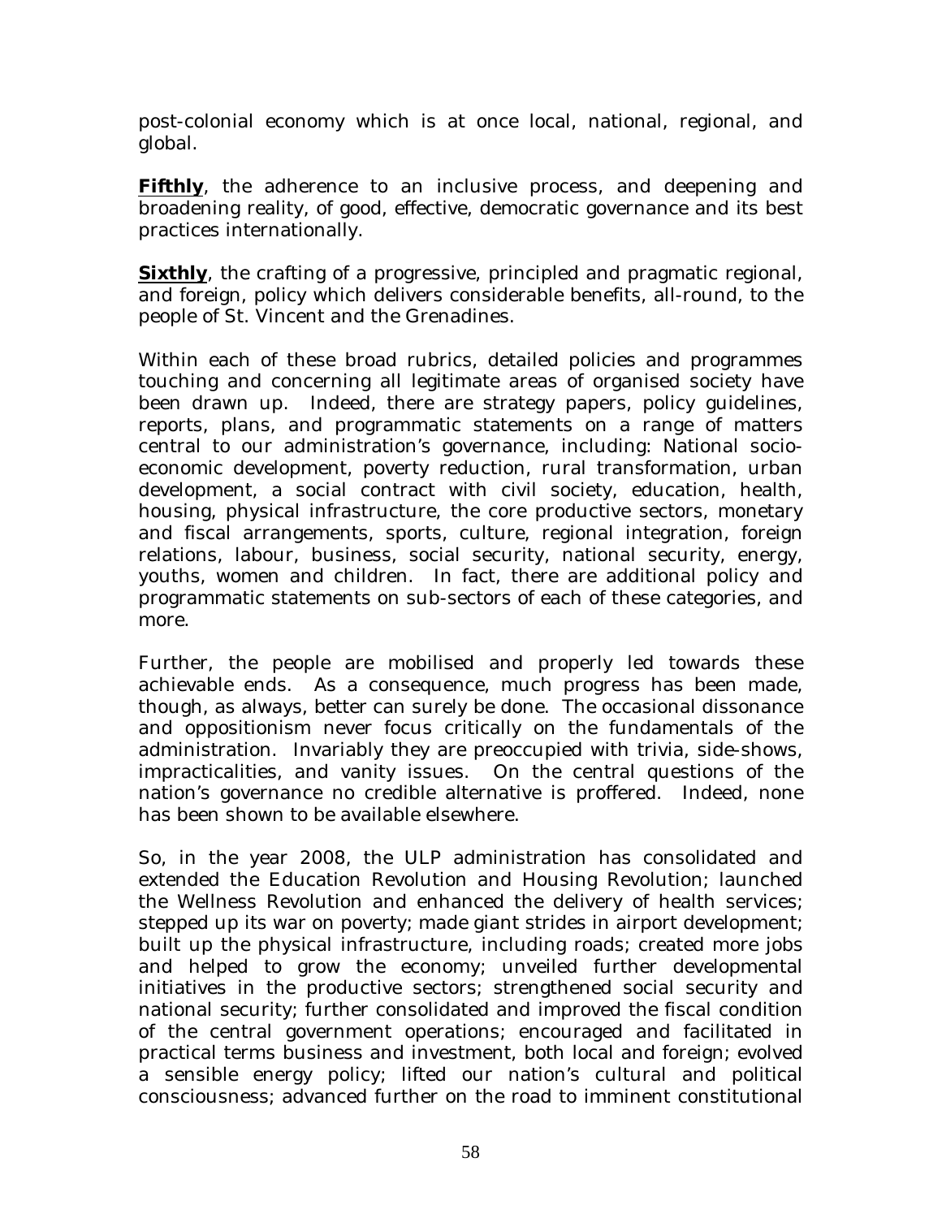post-colonial economy which is at once local, national, regional, and global.

**<u>Fifthly</u>**, the adherence to an inclusive process, and deepening and broadening reality, of good, effective, democratic governance and its best practices internationally.

**<u>Sixthly</u>**, the crafting of a progressive, principled and pragmatic regional, and foreign, policy which delivers considerable benefits, all-round, to the people of St. Vincent and the Grenadines.

Within each of these broad rubrics, detailed policies and programmes touching and concerning all legitimate areas of organised society have been drawn up. Indeed, there are strategy papers, policy guidelines, reports, plans, and programmatic statements on a range of matters central to our administration's governance, including: National socio-economic development, poverty reduction, rural transformation, urban development, a social contract with civil society, education, health, housing, physical infrastructure, the core productive sectors, monetary and fiscal arrangements, sports, culture, regional integration, foreign relations, labour, business, social security, national security, energy, youths, women and children. In fact, there are additional policy and programmatic statements on sub-sectors of each of these categories, and more.

Further, the people are mobilised and properly led towards these achievable ends. As a consequence, much progress has been made, though, as always, better can surely be done. The occasional dissonance and oppositionism never focus critically on the fundamentals of the administration. Invariably they are preoccupied with trivia, side-shows, impracticalities, and vanity issues. On the central questions of the nation's governance no credible alternative is proffered. Indeed, none has been shown to be available elsewhere.

So, in the year 2008, the ULP administration has consolidated and extended the Education Revolution and Housing Revolution; launched the Wellness Revolution and enhanced the delivery of health services; stepped up its war on poverty; made giant strides in airport development; built up the physical infrastructure, including roads; created more jobs and helped to grow the economy; unveiled further developmental initiatives in the productive sectors; strengthened social security and national security; further consolidated and improved the fiscal condition of the central government operations; encouraged and facilitated in practical terms business and investment, both local and foreign; evolved a sensible energy policy; lifted our nation's cultural and political consciousness; advanced further on the road to imminent constitutional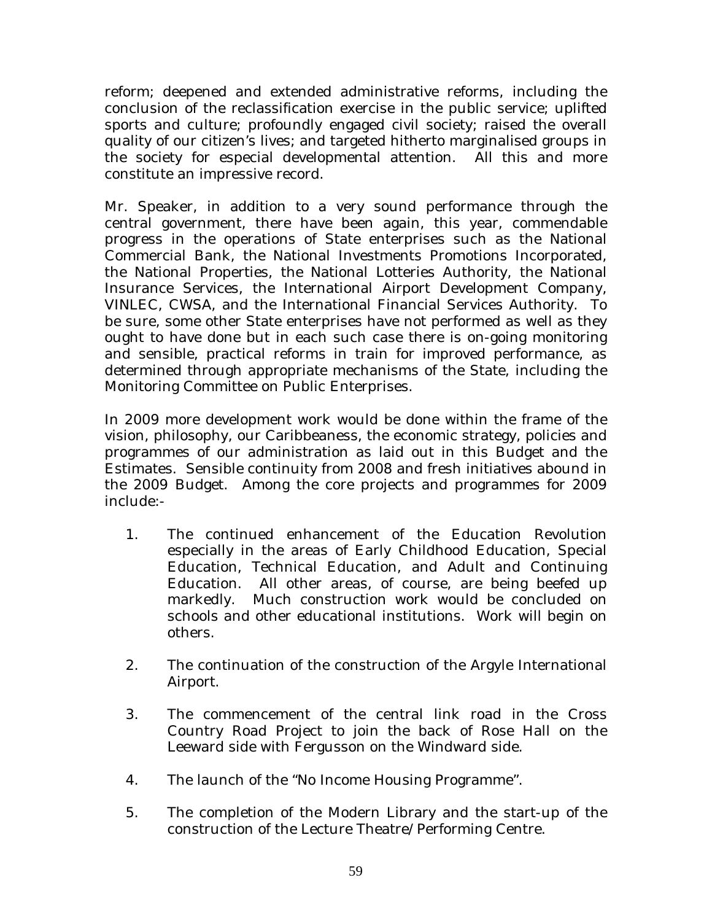reform; deepened and extended administrative reforms, including the conclusion of the reclassification exercise in the public service; uplifted sports and culture; profoundly engaged civil society; raised the overall quality of our citizen's lives; and targeted hitherto marginalised groups in the society for especial developmental attention. All this and more constitute an impressive record.

Mr. Speaker, in addition to a very sound performance through the central government, there have been again, this year, commendable progress in the operations of State enterprises such as the National Commercial Bank, the National Investments Promotions Incorporated, the National Properties, the National Lotteries Authority, the National Insurance Services, the International Airport Development Company, VINLEC, CWSA, and the International Financial Services Authority. To be sure, some other State enterprises have not performed as well as they ought to have done but in each such case there is on-going monitoring and sensible, practical reforms in train for improved performance, as determined through appropriate mechanisms of the State, including the Monitoring Committee on Public Enterprises.

In 2009 more development work would be done within the frame of the vision, philosophy, our Caribbeaness, the economic strategy, policies and programmes of our administration as laid out in this Budget and the Estimates. Sensible continuity from 2008 and fresh initiatives abound in the 2009 Budget. Among the core projects and programmes for 2009 include:-

1. The continued enhancement of the Education Revolution especially in the areas of Early Childhood Education, Special Education, Technical Education, and Adult and Continuing Education. All other areas, of course, are being beefed up markedly. Much construction work would be concluded on schools and other educational institutions. Work will begin on others.

2. The continuation of the construction of the Argyle International Airport.

3. The commencement of the central link road in the Cross Country Road Project to join the back of Rose Hall on the Leeward side with Fergusson on the Windward side.

4. The launch of the "No Income Housing Programme".

5. The completion of the Modern Library and the start-up of the construction of the Lecture Theatre/Performing Centre.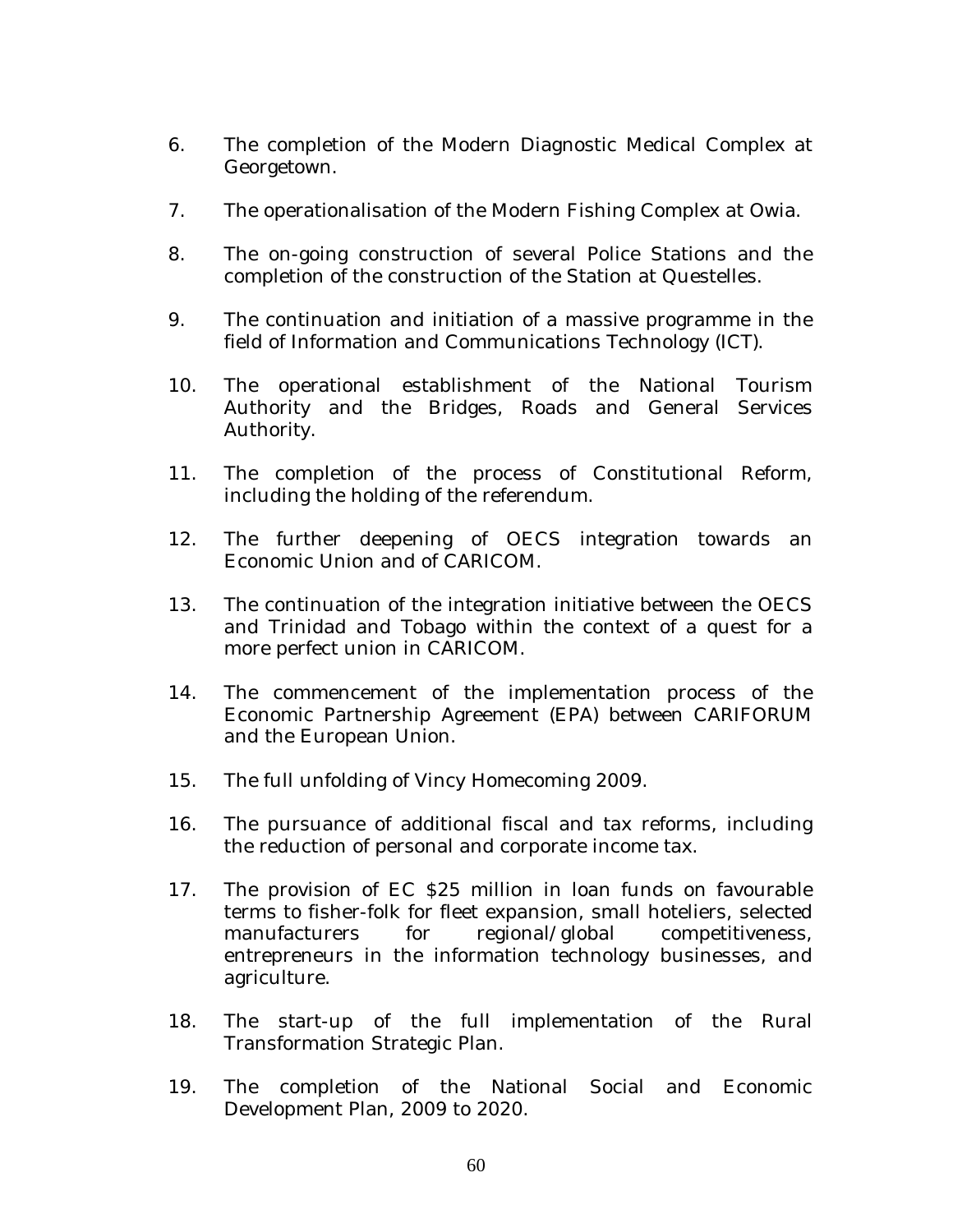6. The completion of the Modern Diagnostic Medical Complex at Georgetown.

7. The operationalisation of the Modern Fishing Complex at Owia.

8. The on-going construction of several Police Stations and the completion of the construction of the Station at Questelles.

9. The continuation and initiation of a massive programme in the field of Information and Communications Technology (ICT).

10. The operational establishment of the National Tourism Authority and the Bridges, Roads and General Services Authority.

11. The completion of the process of Constitutional Reform, including the holding of the referendum.

12. The further deepening of OECS integration towards an Economic Union and of CARICOM.

13. The continuation of the integration initiative between the OECS and Trinidad and Tobago within the context of a quest for a more perfect union in CARICOM.

14. The commencement of the implementation process of the Economic Partnership Agreement (EPA) between CARIFORUM and the European Union.

15. The full unfolding of Vincy Homecoming 2009.

16. The pursuance of additional fiscal and tax reforms, including the reduction of personal and corporate income tax.

17. The provision of EC $25 million in loan funds on favourable terms to fisher-folk for fleet expansion, small hoteliers, selected manufacturers for regional/global competitiveness, entrepreneurs in the information technology businesses, and agriculture.

18. The start-up of the full implementation of the Rural Transformation Strategic Plan.

19. The completion of the National Social and Economic Development Plan, 2009 to 2020.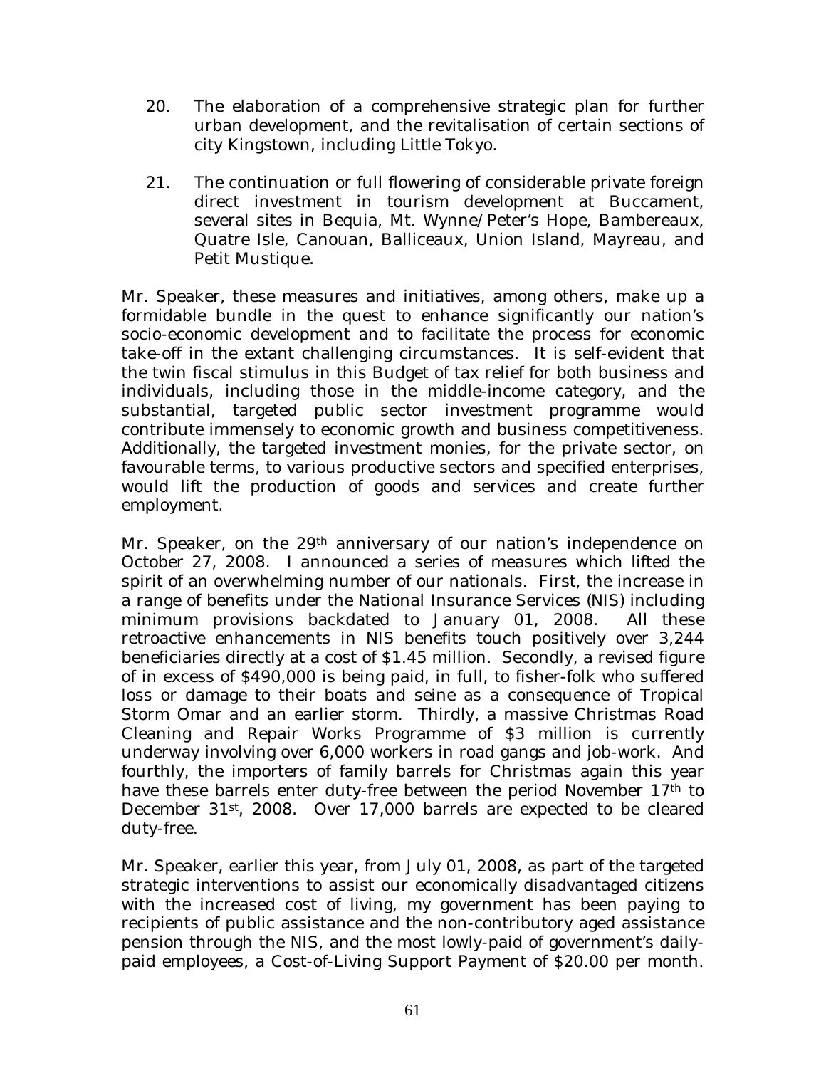20. The elaboration of a comprehensive strategic plan for further urban development, and the revitalisation of certain sections of city Kingstown, including Little Tokyo.

21. The continuation or full flowering of considerable private foreign direct investment in tourism development at Buccament, several sites in Bequia, Mt. Wynne/Peter's Hope, Bambereaux, Quatre Isle, Canouan, Balliceaux, Union Island, Mayreau, and Petit Mustique.

Mr. Speaker, these measures and initiatives, among others, make up a formidable bundle in the quest to enhance significantly our nation's socio-economic development and to facilitate the process for economic take-off in the extant challenging circumstances. It is self-evident that the twin fiscal stimulus in this Budget of tax relief for both business and individuals, including those in the middle-income category, and the substantial, targeted public sector investment programme would contribute immensely to economic growth and business competitiveness. Additionally, the targeted investment monies, for the private sector, on favourable terms, to various productive sectors and specified enterprises, would lift the production of goods and services and create further employment.

Mr. Speaker, on the 29th anniversary of our nation's independence on October 27, 2008. I announced a series of measures which lifted the spirit of an overwhelming number of our nationals. First, the increase in a range of benefits under the National Insurance Services (NIS) including minimum provisions backdated to January 01, 2008. All these retroactive enhancements in NIS benefits touch positively over 3,244 beneficiaries directly at a cost of $1.45 million. Secondly, a revised figure of in excess of $490,000 is being paid, in full, to fisher-folk who suffered loss or damage to their boats and seine as a consequence of Tropical Storm Omar and an earlier storm. Thirdly, a massive Christmas Road Cleaning and Repair Works Programme of $3 million is currently underway involving over 6,000 workers in road gangs and job-work. And fourthly, the importers of family barrels for Christmas again this year have these barrels enter duty-free between the period November 17th to December 31st, 2008. Over 17,000 barrels are expected to be cleared duty-free.

Mr. Speaker, earlier this year, from July 01, 2008, as part of the targeted strategic interventions to assist our economically disadvantaged citizens with the increased cost of living, my government has been paying to recipients of public assistance and the non-contributory aged assistance pension through the NIS, and the most lowly-paid of government's daily-paid employees, a Cost-of-Living Support Payment of $20.00 per month.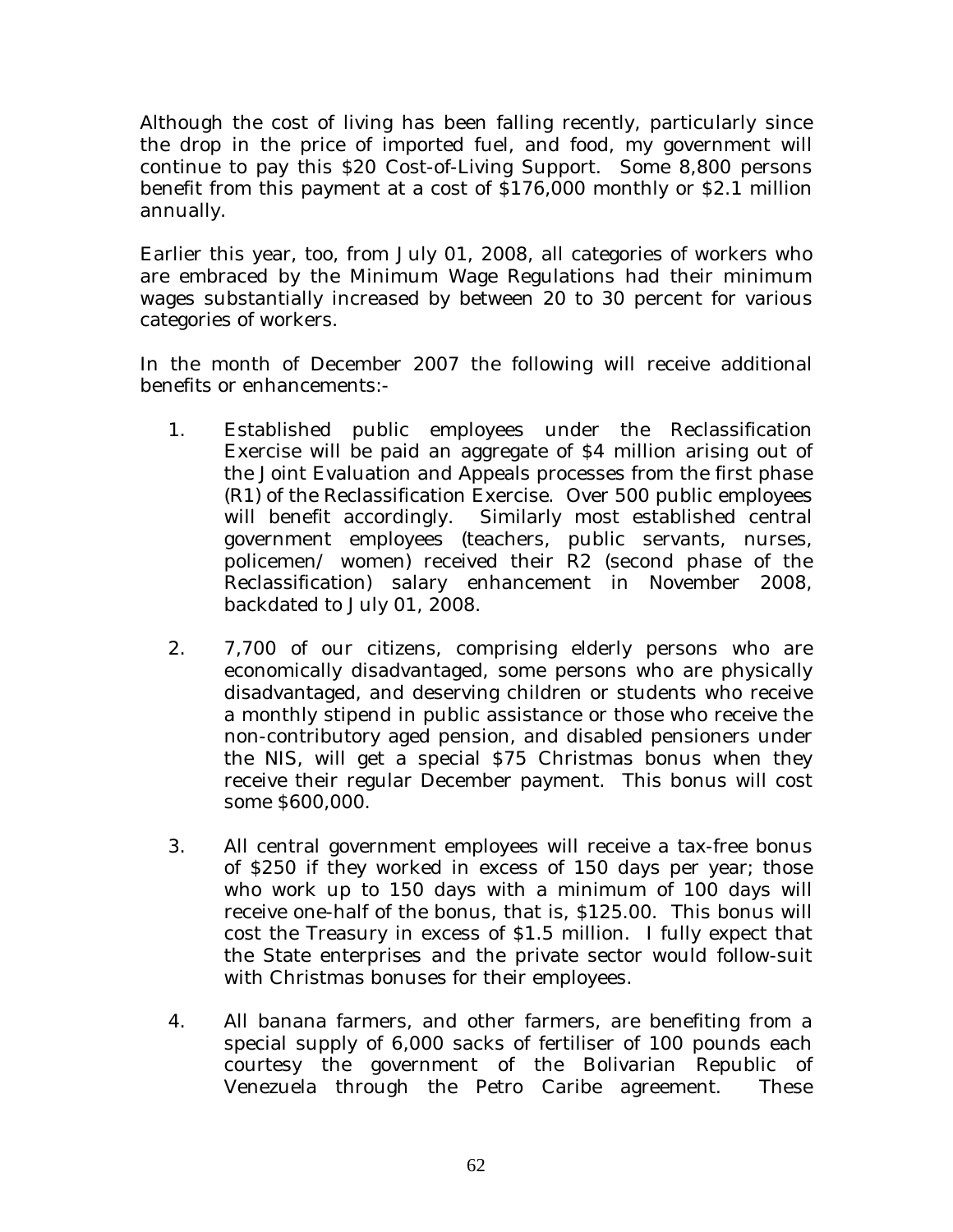Although the cost of living has been falling recently, particularly since the drop in the price of imported fuel, and food, my government will continue to pay this $20 Cost-of-Living Support. Some 8,800 persons benefit from this payment at a cost of $176,000 monthly or $2.1 million annually.

Earlier this year, too, from July 01, 2008, all categories of workers who are embraced by the Minimum Wage Regulations had their minimum wages substantially increased by between 20 to 30 percent for various categories of workers.

In the month of December 2007 the following will receive additional benefits or enhancements:-

1. Established public employees under the Reclassification Exercise will be paid an aggregate of $4 million arising out of the Joint Evaluation and Appeals processes from the first phase (R1) of the Reclassification Exercise. Over 500 public employees will benefit accordingly. Similarly most established central government employees (teachers, public servants, nurses, policemen/ women) received their R2 (second phase of the Reclassification) salary enhancement in November 2008, backdated to July 01, 2008.

2. 7,700 of our citizens, comprising elderly persons who are economically disadvantaged, some persons who are physically disadvantaged, and deserving children or students who receive a monthly stipend in public assistance or those who receive the non-contributory aged pension, and disabled pensioners under the NIS, will get a special $75 Christmas bonus when they receive their regular December payment. This bonus will cost some $600,000.

3. All central government employees will receive a tax-free bonus of $250 if they worked in excess of 150 days per year; those who work up to 150 days with a minimum of 100 days will receive one-half of the bonus, that is, $125.00. This bonus will cost the Treasury in excess of $1.5 million. I fully expect that the State enterprises and the private sector would follow-suit with Christmas bonuses for their employees.

4. All banana farmers, and other farmers, are benefiting from a special supply of 6,000 sacks of fertiliser of 100 pounds each courtesy the government of the Bolivarian Republic of Venezuela through the Petro Caribe agreement. These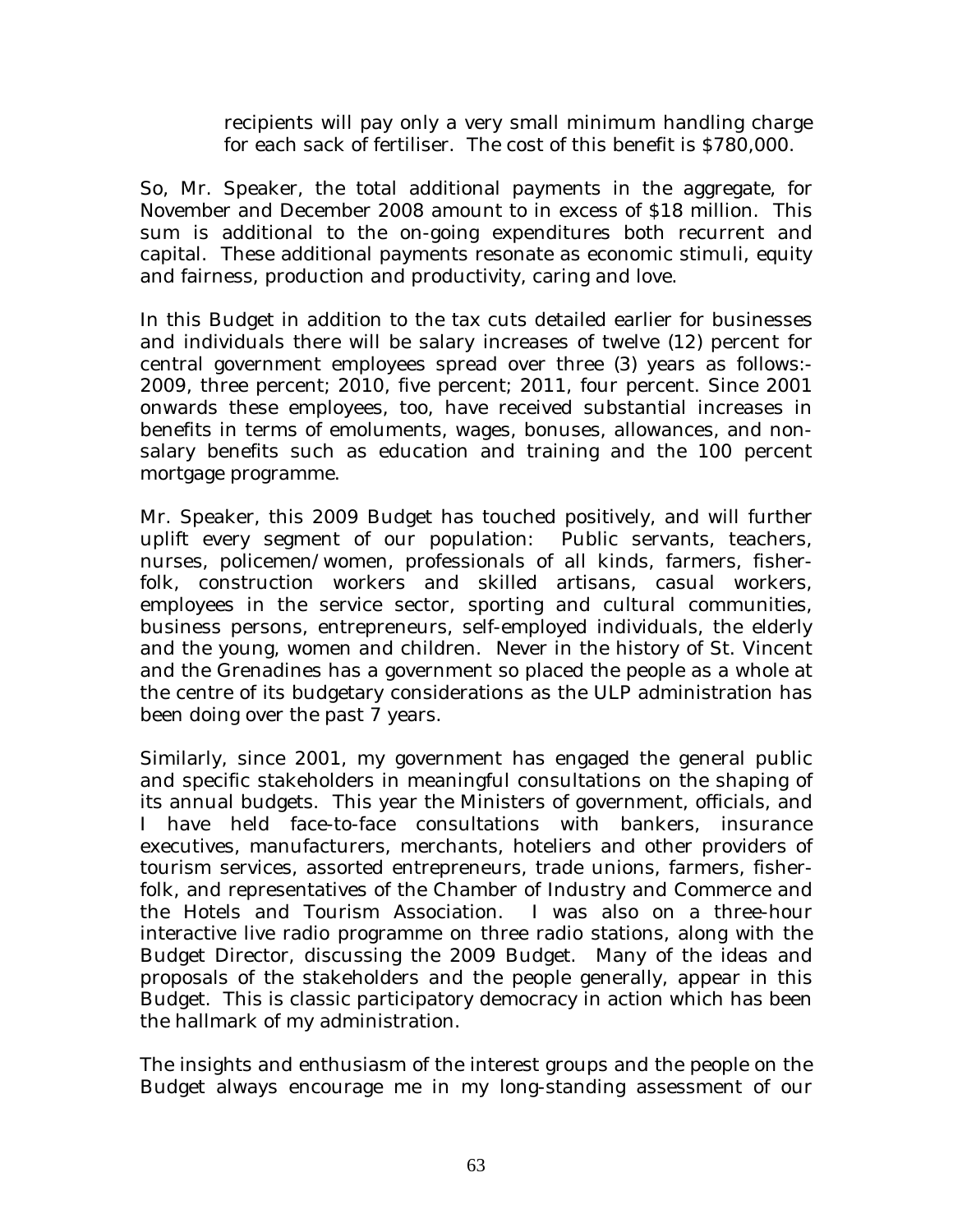recipients will pay only a very small minimum handling charge for each sack of fertiliser. The cost of this benefit is $780,000.

So, Mr. Speaker, the total additional payments in the aggregate, for November and December 2008 amount to in excess of $18 million. This sum is additional to the on-going expenditures both recurrent and capital. These additional payments resonate as economic stimuli, equity and fairness, production and productivity, caring and love.

In this Budget in addition to the tax cuts detailed earlier for businesses and individuals there will be salary increases of twelve (12) percent for central government employees spread over three (3) years as follows:- 2009, three percent; 2010, five percent; 2011, four percent. Since 2001 onwards these employees, too, have received substantial increases in benefits in terms of emoluments, wages, bonuses, allowances, and non-salary benefits such as education and training and the 100 percent mortgage programme.

Mr. Speaker, this 2009 Budget has touched positively, and will further uplift every segment of our population: Public servants, teachers, nurses, policemen/women, professionals of all kinds, farmers, fisher-folk, construction workers and skilled artisans, casual workers, employees in the service sector, sporting and cultural communities, business persons, entrepreneurs, self-employed individuals, the elderly and the young, women and children. Never in the history of St. Vincent and the Grenadines has a government so placed the people as a whole at the centre of its budgetary considerations as the ULP administration has been doing over the past 7 years.

Similarly, since 2001, my government has engaged the general public and specific stakeholders in meaningful consultations on the shaping of its annual budgets. This year the Ministers of government, officials, and I have held face-to-face consultations with bankers, insurance executives, manufacturers, merchants, hoteliers and other providers of tourism services, assorted entrepreneurs, trade unions, farmers, fisher-folk, and representatives of the Chamber of Industry and Commerce and the Hotels and Tourism Association. I was also on a three-hour interactive live radio programme on three radio stations, along with the Budget Director, discussing the 2009 Budget. Many of the ideas and proposals of the stakeholders and the people generally, appear in this Budget. This is classic participatory democracy in action which has been the hallmark of my administration.

The insights and enthusiasm of the interest groups and the people on the Budget always encourage me in my long-standing assessment of our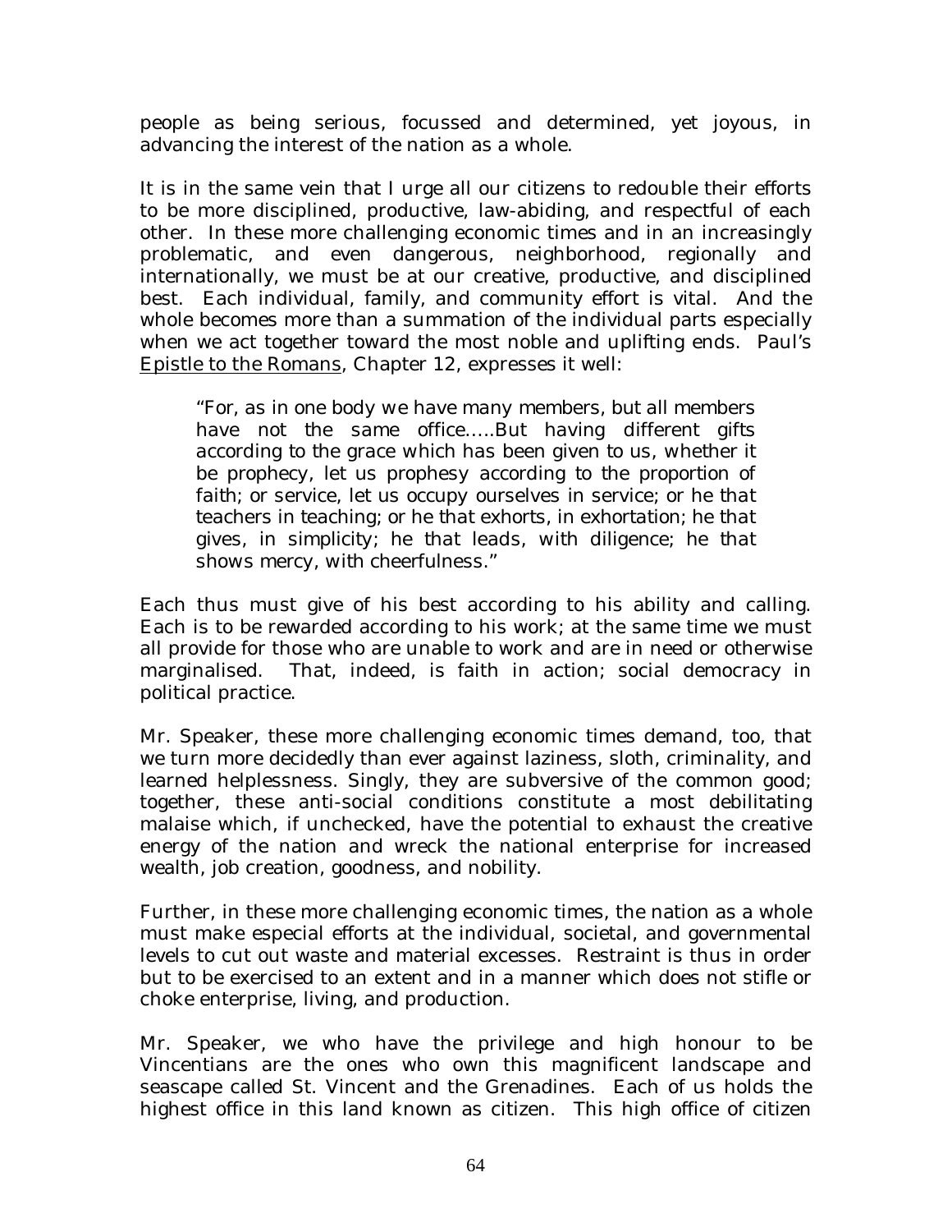people as being serious, focussed and determined, yet joyous, in advancing the interest of the nation as a whole.

It is in the same vein that I urge all our citizens to redouble their efforts to be more disciplined, productive, law-abiding, and respectful of each other. In these more challenging economic times and in an increasingly problematic, and even dangerous, neighborhood, regionally and internationally, we must be at our creative, productive, and disciplined best. Each individual, family, and community effort is vital. And the whole becomes more than a summation of the individual parts especially when we act together toward the most noble and uplifting ends. Paul's Epistle to the Romans, Chapter 12, expresses it well:

> "For, as in one body we have many members, but all members have not the same office…..But having different gifts according to the grace which has been given to us, whether it be prophecy, let us prophesy according to the proportion of faith; or service, let us occupy ourselves in service; or he that teachers in teaching; or he that exhorts, in exhortation; he that gives, in simplicity; he that leads, with diligence; he that shows mercy, with cheerfulness."

Each thus must give of his best according to his ability and calling. Each is to be rewarded according to his work; at the same time we must all provide for those who are unable to work and are in need or otherwise marginalised. That, indeed, is faith in action; social democracy in political practice.

Mr. Speaker, these more challenging economic times demand, too, that we turn more decidedly than ever against laziness, sloth, criminality, and learned helplessness. Singly, they are subversive of the common good; together, these anti-social conditions constitute a most debilitating malaise which, if unchecked, have the potential to exhaust the creative energy of the nation and wreck the national enterprise for increased wealth, job creation, goodness, and nobility.

Further, in these more challenging economic times, the nation as a whole must make especial efforts at the individual, societal, and governmental levels to cut out waste and material excesses. Restraint is thus in order but to be exercised to an extent and in a manner which does not stifle or choke enterprise, living, and production.

Mr. Speaker, we who have the privilege and high honour to be Vincentians are the ones who own this magnificent landscape and seascape called St. Vincent and the Grenadines. Each of us holds the highest office in this land known as citizen. This high office of citizen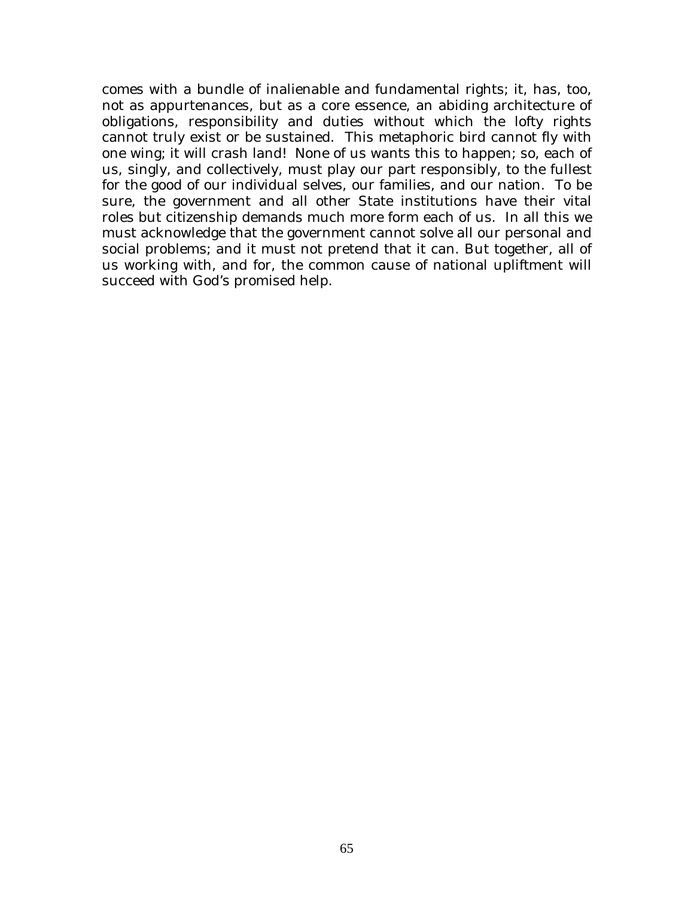comes with a bundle of inalienable and fundamental rights; it, has, too, not as appurtenances, but as a core essence, an abiding architecture of obligations, responsibility and duties without which the lofty rights cannot truly exist or be sustained. This metaphoric bird cannot fly with one wing; it will crash land! None of us wants this to happen; so, each of us, singly, and collectively, must play our part responsibly, to the fullest for the good of our individual selves, our families, and our nation. To be sure, the government and all other State institutions have their vital roles but citizenship demands much more form each of us. In all this we must acknowledge that the government cannot solve all our personal and social problems; and it must not pretend that it can. But together, all of us working with, and for, the common cause of national upliftment will succeed with God's promised help.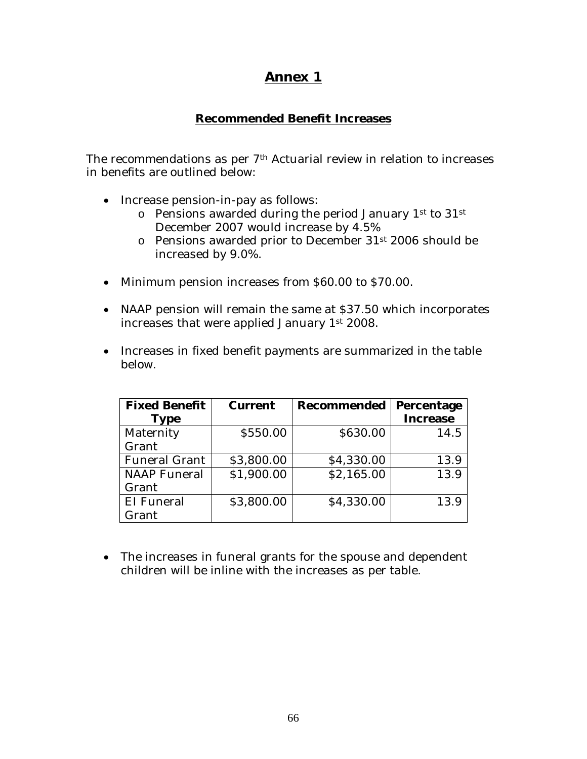# Annex 1

## Recommended Benefit Increases

The recommendations as per 7th Actuarial review in relation to increases in benefits are outlined below:

- Increase pension-in-pay as follows:
  - Pensions awarded during the period January 1st to 31st December 2007 would increase by 4.5%
  - Pensions awarded prior to December 31st 2006 should be increased by 9.0%.
- Minimum pension increases from $60.00 to $70.00.
- NAAP pension will remain the same at $37.50 which incorporates increases that were applied January 1st 2008.
- Increases in fixed benefit payments are summarized in the table below.

| Fixed Benefit Type | Current | Recommended | Percentage Increase |
|---|---|---|---|
| Maternity Grant | $550.00 | $630.00 | 14.5 |
| Funeral Grant | $3,800.00 | $4,330.00 | 13.9 |
| NAAP Funeral Grant | $1,900.00 | $2,165.00 | 13.9 |
| EI Funeral Grant | $3,800.00 | $4,330.00 | 13.9 |

- The increases in funeral grants for the spouse and dependent children will be inline with the increases as per table.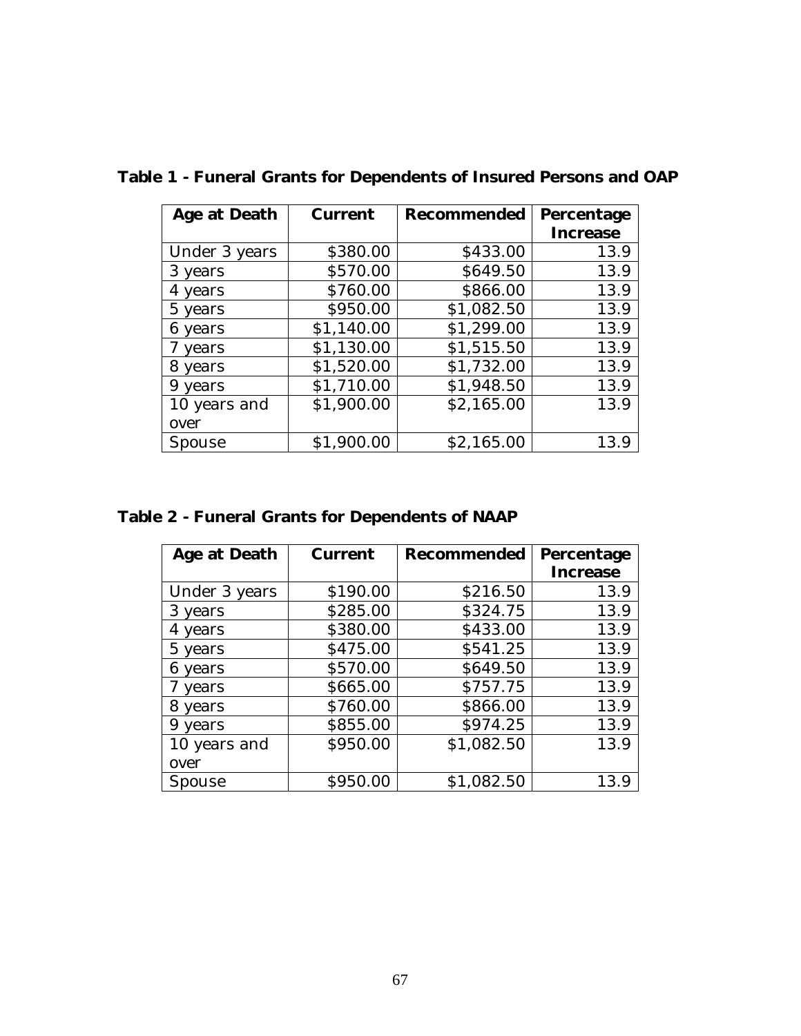**Table 1 - Funeral Grants for Dependents of Insured Persons and OAP**

| Age at Death | Current | Recommended | Percentage Increase |
|---|---|---|---|
| Under 3 years | \$380.00 | \$433.00 | 13.9 |
| 3 years | \$570.00 | \$649.50 | 13.9 |
| 4 years | \$760.00 | \$866.00 | 13.9 |
| 5 years | \$950.00 | \$1,082.50 | 13.9 |
| 6 years | \$1,140.00 | \$1,299.00 | 13.9 |
| 7 years | \$1,130.00 | \$1,515.50 | 13.9 |
| 8 years | \$1,520.00 | \$1,732.00 | 13.9 |
| 9 years | \$1,710.00 | \$1,948.50 | 13.9 |
| 10 years and over | \$1,900.00 | \$2,165.00 | 13.9 |
| Spouse | \$1,900.00 | \$2,165.00 | 13.9 |

**Table 2 - Funeral Grants for Dependents of NAAP**

| Age at Death | Current | Recommended | Percentage Increase |
|---|---|---|---|
| Under 3 years | \$190.00 | \$216.50 | 13.9 |
| 3 years | \$285.00 | \$324.75 | 13.9 |
| 4 years | \$380.00 | \$433.00 | 13.9 |
| 5 years | \$475.00 | \$541.25 | 13.9 |
| 6 years | \$570.00 | \$649.50 | 13.9 |
| 7 years | \$665.00 | \$757.75 | 13.9 |
| 8 years | \$760.00 | \$866.00 | 13.9 |
| 9 years | \$855.00 | \$974.25 | 13.9 |
| 10 years and over | \$950.00 | \$1,082.50 | 13.9 |
| Spouse | \$950.00 | \$1,082.50 | 13.9 |